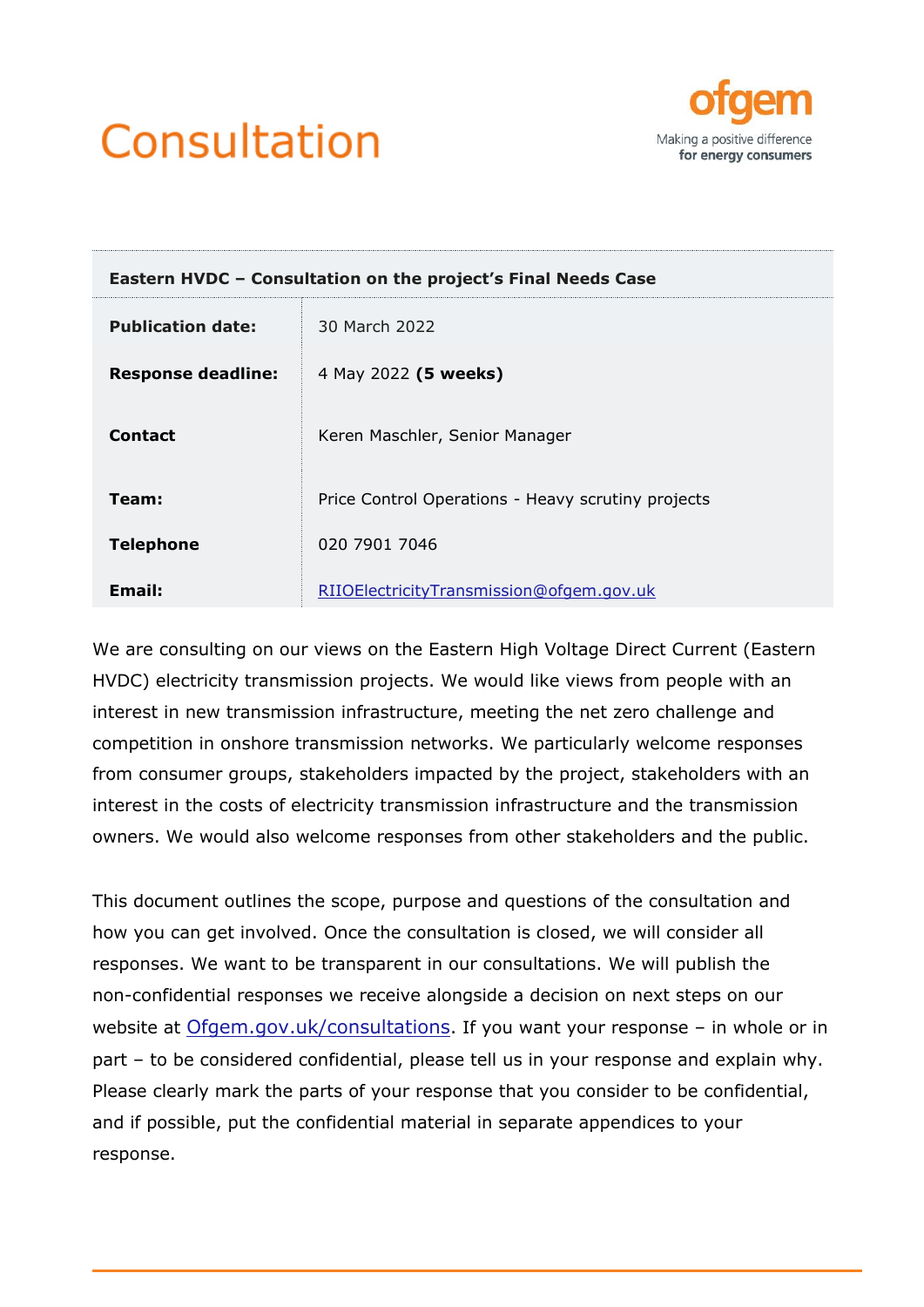# Consultation

ofgem

Making a positive difference
for energy consumers

| **Eastern HVDC – Consultation on the project's Final Needs Case** | |
|---|---|
| **Publication date:** | 30 March 2022 |
| **Response deadline:** | 4 May 2022 **(5 weeks)** |
| **Contact** | Keren Maschler, Senior Manager |
| **Team:** | Price Control Operations - Heavy scrutiny projects |
| **Telephone** | 020 7901 7046 |
| **Email:** | RIIOElectricityTransmission@ofgem.gov.uk |

We are consulting on our views on the Eastern High Voltage Direct Current (Eastern HVDC) electricity transmission projects. We would like views from people with an interest in new transmission infrastructure, meeting the net zero challenge and competition in onshore transmission networks. We particularly welcome responses from consumer groups, stakeholders impacted by the project, stakeholders with an interest in the costs of electricity transmission infrastructure and the transmission owners. We would also welcome responses from other stakeholders and the public.

This document outlines the scope, purpose and questions of the consultation and how you can get involved. Once the consultation is closed, we will consider all responses. We want to be transparent in our consultations. We will publish the non-confidential responses we receive alongside a decision on next steps on our website at Ofgem.gov.uk/consultations. If you want your response – in whole or in part – to be considered confidential, please tell us in your response and explain why. Please clearly mark the parts of your response that you consider to be confidential, and if possible, put the confidential material in separate appendices to your response.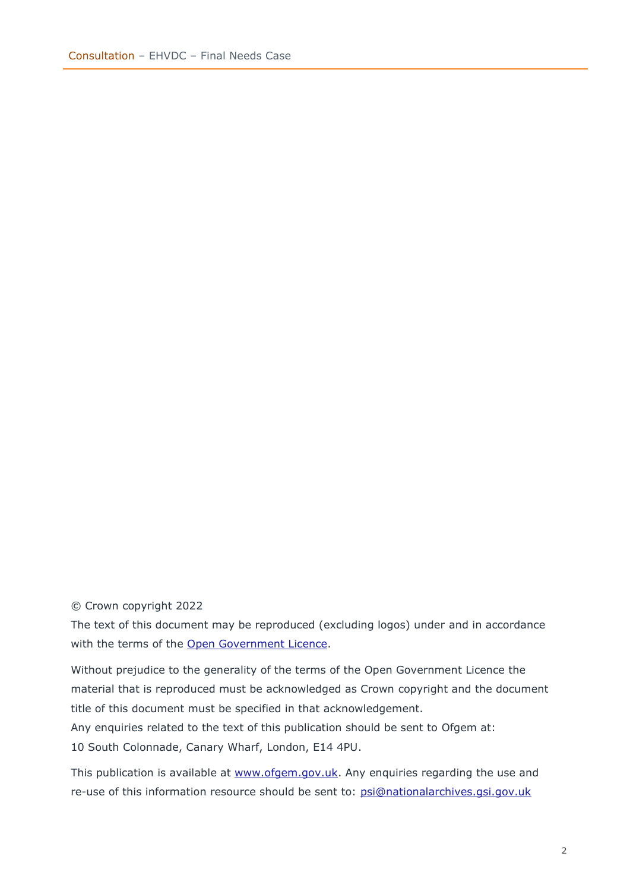© Crown copyright 2022

The text of this document may be reproduced (excluding logos) under and in accordance with the terms of the [Open Government Licence](http://www.nationalarchives.gov.uk/doc/open-government-licence/version/3/).

Without prejudice to the generality of the terms of the Open Government Licence the material that is reproduced must be acknowledged as Crown copyright and the document title of this document must be specified in that acknowledgement.

Any enquiries related to the text of this publication should be sent to Ofgem at: 10 South Colonnade, Canary Wharf, London, E14 4PU.

This publication is available at [www.ofgem.gov.uk](http://www.ofgem.gov.uk). Any enquiries regarding the use and re-use of this information resource should be sent to: [psi@nationalarchives.gsi.gov.uk](mailto:psi@nationalarchives.gsi.gov.uk)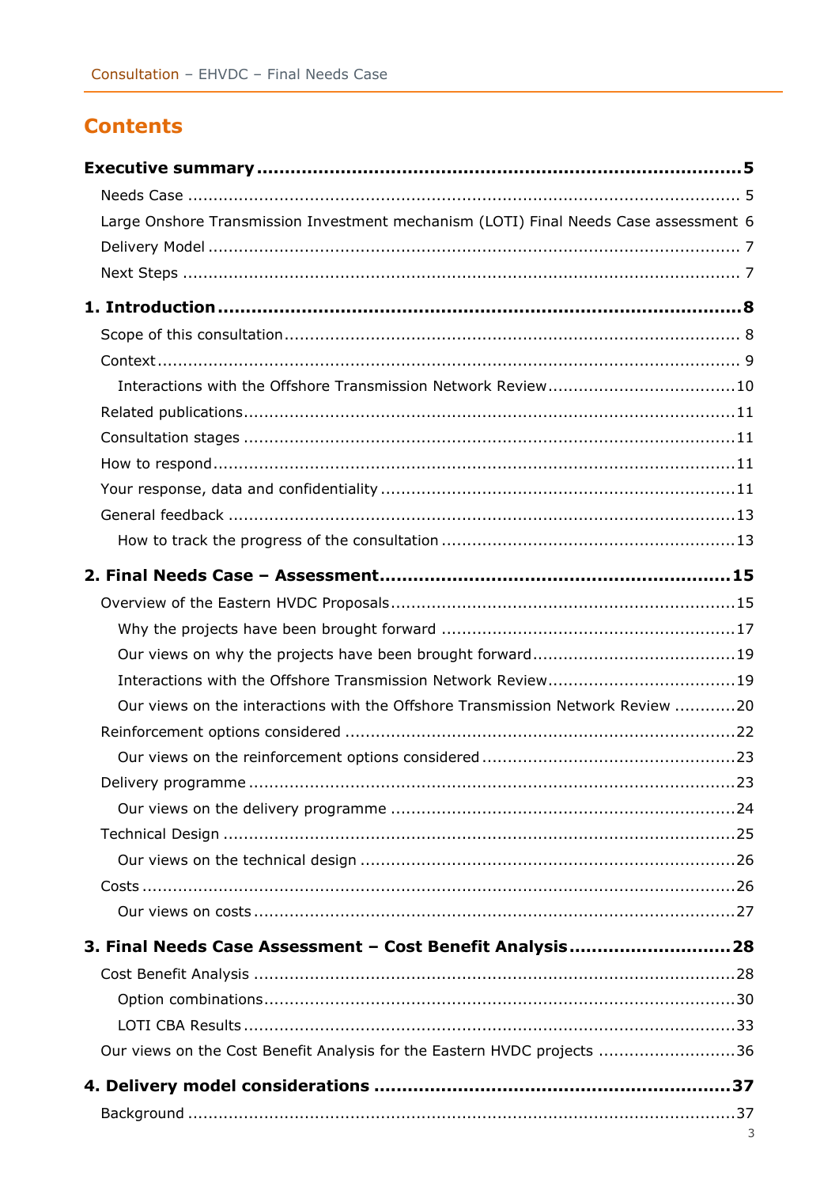# Contents

**Executive summary** ... **5**

- Needs Case ... 5
- Large Onshore Transmission Investment mechanism (LOTI) Final Needs Case assessment 6
- Delivery Model ... 7
- Next Steps ... 7

**1. Introduction** ... **8**

- Scope of this consultation ... 8
- Context ... 9
  - Interactions with the Offshore Transmission Network Review ... 10
- Related publications ... 11
- Consultation stages ... 11
- How to respond ... 11
- Your response, data and confidentiality ... 11
- General feedback ... 13
  - How to track the progress of the consultation ... 13

**2. Final Needs Case – Assessment** ... **15**

- Overview of the Eastern HVDC Proposals ... 15
  - Why the projects have been brought forward ... 17
  - Our views on why the projects have been brought forward ... 19
  - Interactions with the Offshore Transmission Network Review ... 19
  - Our views on the interactions with the Offshore Transmission Network Review ... 20
- Reinforcement options considered ... 22
  - Our views on the reinforcement options considered ... 23
- Delivery programme ... 23
  - Our views on the delivery programme ... 24
- Technical Design ... 25
  - Our views on the technical design ... 26
- Costs ... 26
  - Our views on costs ... 27

**3. Final Needs Case Assessment – Cost Benefit Analysis** ... **28**

- Cost Benefit Analysis ... 28
  - Option combinations ... 30
  - LOTI CBA Results ... 33
- Our views on the Cost Benefit Analysis for the Eastern HVDC projects ... 36

**4. Delivery model considerations** ... **37**

- Background ... 37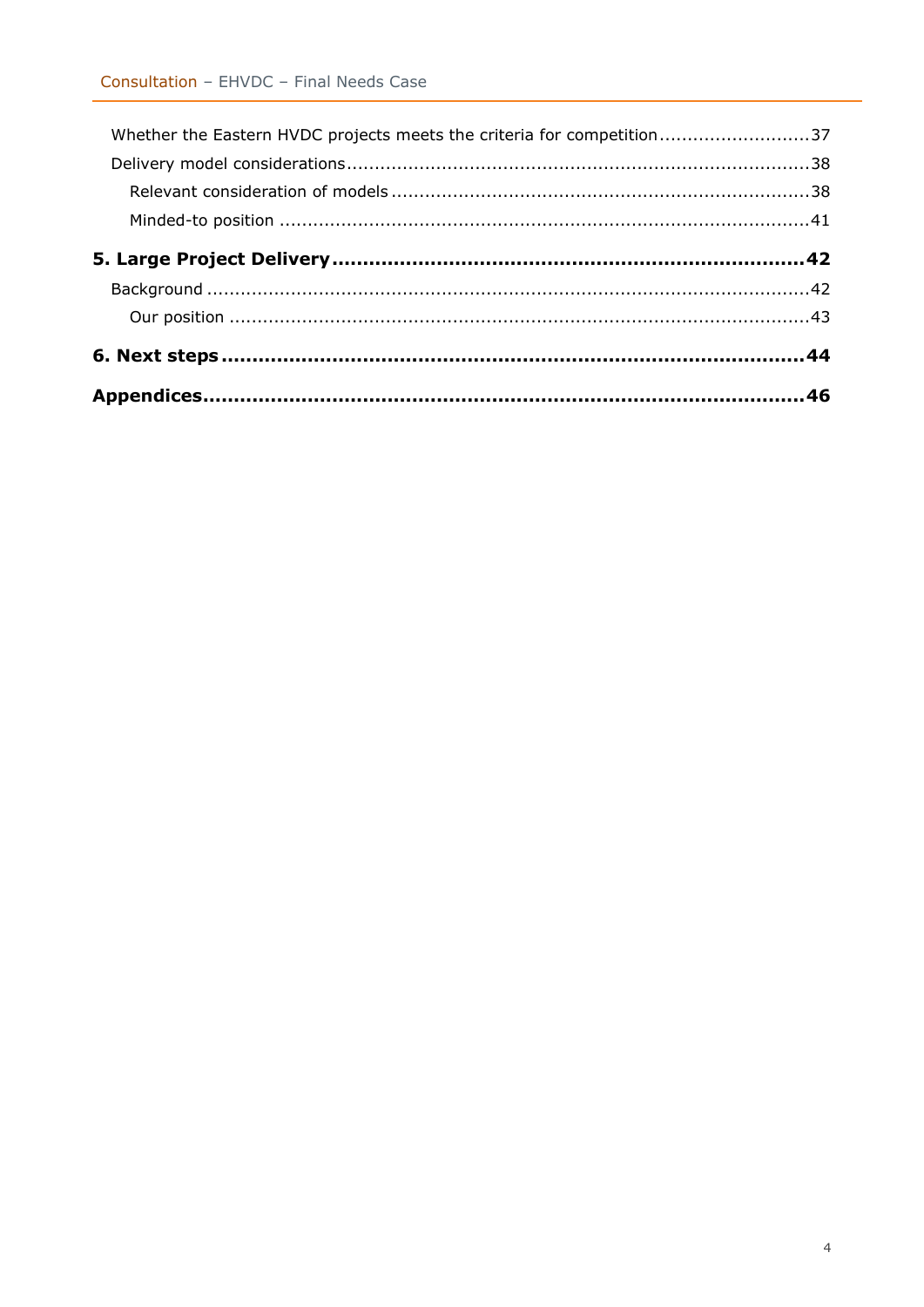Whether the Eastern HVDC projects meets the criteria for competition ..........................37

Delivery model considerations ..................................................................................38

Relevant consideration of models ..........................................................................38

Minded-to position ..............................................................................................41

**5. Large Project Delivery ............................................................................42**

Background ..........................................................................................................42

Our position .......................................................................................................43

**6. Next steps .................................................................................................44**

**Appendices .....................................................................................................46**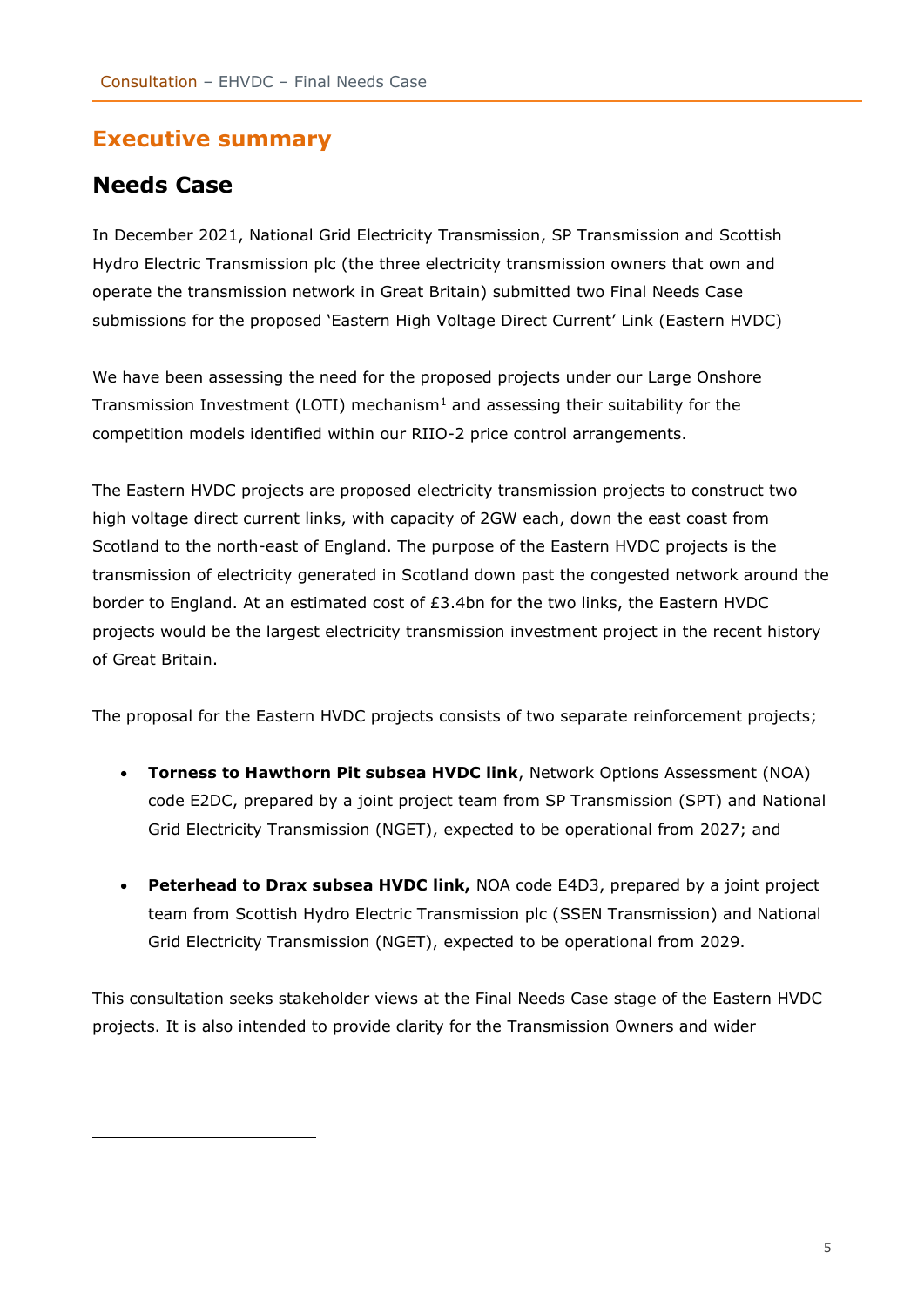# Executive summary

## Needs Case

In December 2021, National Grid Electricity Transmission, SP Transmission and Scottish Hydro Electric Transmission plc (the three electricity transmission owners that own and operate the transmission network in Great Britain) submitted two Final Needs Case submissions for the proposed 'Eastern High Voltage Direct Current' Link (Eastern HVDC)

We have been assessing the need for the proposed projects under our Large Onshore Transmission Investment (LOTI) mechanism[1] and assessing their suitability for the competition models identified within our RIIO-2 price control arrangements.

The Eastern HVDC projects are proposed electricity transmission projects to construct two high voltage direct current links, with capacity of 2GW each, down the east coast from Scotland to the north-east of England. The purpose of the Eastern HVDC projects is the transmission of electricity generated in Scotland down past the congested network around the border to England. At an estimated cost of £3.4bn for the two links, the Eastern HVDC projects would be the largest electricity transmission investment project in the recent history of Great Britain.

The proposal for the Eastern HVDC projects consists of two separate reinforcement projects;

- **Torness to Hawthorn Pit subsea HVDC link**, Network Options Assessment (NOA) code E2DC, prepared by a joint project team from SP Transmission (SPT) and National Grid Electricity Transmission (NGET), expected to be operational from 2027; and

- **Peterhead to Drax subsea HVDC link,** NOA code E4D3, prepared by a joint project team from Scottish Hydro Electric Transmission plc (SSEN Transmission) and National Grid Electricity Transmission (NGET), expected to be operational from 2029.

This consultation seeks stakeholder views at the Final Needs Case stage of the Eastern HVDC projects. It is also intended to provide clarity for the Transmission Owners and wider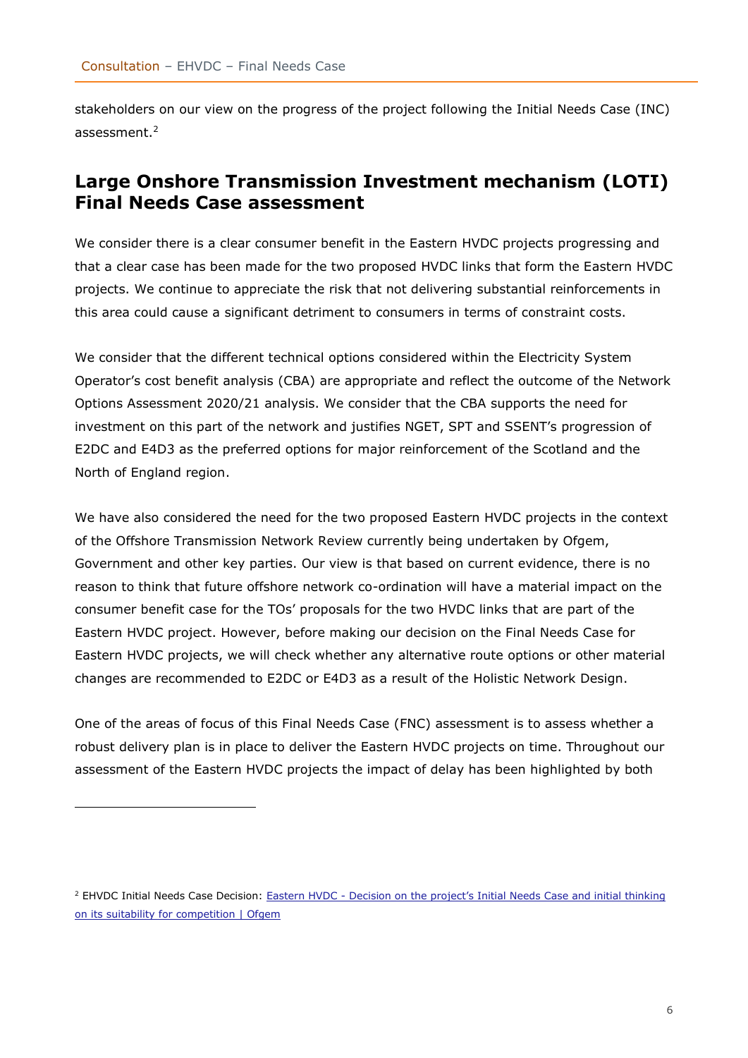stakeholders on our view on the progress of the project following the Initial Needs Case (INC) assessment.[2]

## Large Onshore Transmission Investment mechanism (LOTI) Final Needs Case assessment

We consider there is a clear consumer benefit in the Eastern HVDC projects progressing and that a clear case has been made for the two proposed HVDC links that form the Eastern HVDC projects. We continue to appreciate the risk that not delivering substantial reinforcements in this area could cause a significant detriment to consumers in terms of constraint costs.

We consider that the different technical options considered within the Electricity System Operator's cost benefit analysis (CBA) are appropriate and reflect the outcome of the Network Options Assessment 2020/21 analysis. We consider that the CBA supports the need for investment on this part of the network and justifies NGET, SPT and SSENT's progression of E2DC and E4D3 as the preferred options for major reinforcement of the Scotland and the North of England region.

We have also considered the need for the two proposed Eastern HVDC projects in the context of the Offshore Transmission Network Review currently being undertaken by Ofgem, Government and other key parties. Our view is that based on current evidence, there is no reason to think that future offshore network co-ordination will have a material impact on the consumer benefit case for the TOs' proposals for the two HVDC links that are part of the Eastern HVDC project. However, before making our decision on the Final Needs Case for Eastern HVDC projects, we will check whether any alternative route options or other material changes are recommended to E2DC or E4D3 as a result of the Holistic Network Design.

One of the areas of focus of this Final Needs Case (FNC) assessment is to assess whether a robust delivery plan is in place to deliver the Eastern HVDC projects on time. Throughout our assessment of the Eastern HVDC projects the impact of delay has been highlighted by both

---

[2] EHVDC Initial Needs Case Decision: [Eastern HVDC - Decision on the project's Initial Needs Case and initial thinking on its suitability for competition | Ofgem]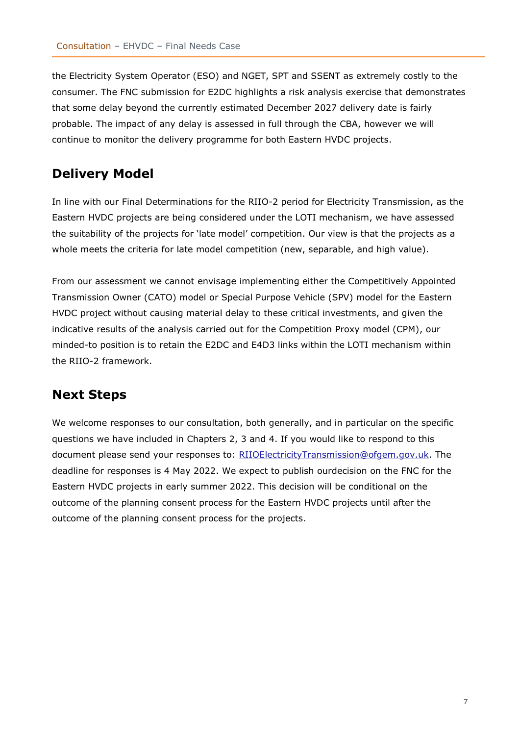the Electricity System Operator (ESO) and NGET, SPT and SSENT as extremely costly to the consumer. The FNC submission for E2DC highlights a risk analysis exercise that demonstrates that some delay beyond the currently estimated December 2027 delivery date is fairly probable. The impact of any delay is assessed in full through the CBA, however we will continue to monitor the delivery programme for both Eastern HVDC projects.

## Delivery Model

In line with our Final Determinations for the RIIO-2 period for Electricity Transmission, as the Eastern HVDC projects are being considered under the LOTI mechanism, we have assessed the suitability of the projects for 'late model' competition. Our view is that the projects as a whole meets the criteria for late model competition (new, separable, and high value).

From our assessment we cannot envisage implementing either the Competitively Appointed Transmission Owner (CATO) model or Special Purpose Vehicle (SPV) model for the Eastern HVDC project without causing material delay to these critical investments, and given the indicative results of the analysis carried out for the Competition Proxy model (CPM), our minded-to position is to retain the E2DC and E4D3 links within the LOTI mechanism within the RIIO-2 framework.

## Next Steps

We welcome responses to our consultation, both generally, and in particular on the specific questions we have included in Chapters 2, 3 and 4. If you would like to respond to this document please send your responses to: RIIOElectricityTransmission@ofgem.gov.uk. The deadline for responses is 4 May 2022. We expect to publish ourdecision on the FNC for the Eastern HVDC projects in early summer 2022. This decision will be conditional on the outcome of the planning consent process for the Eastern HVDC projects until after the outcome of the planning consent process for the projects.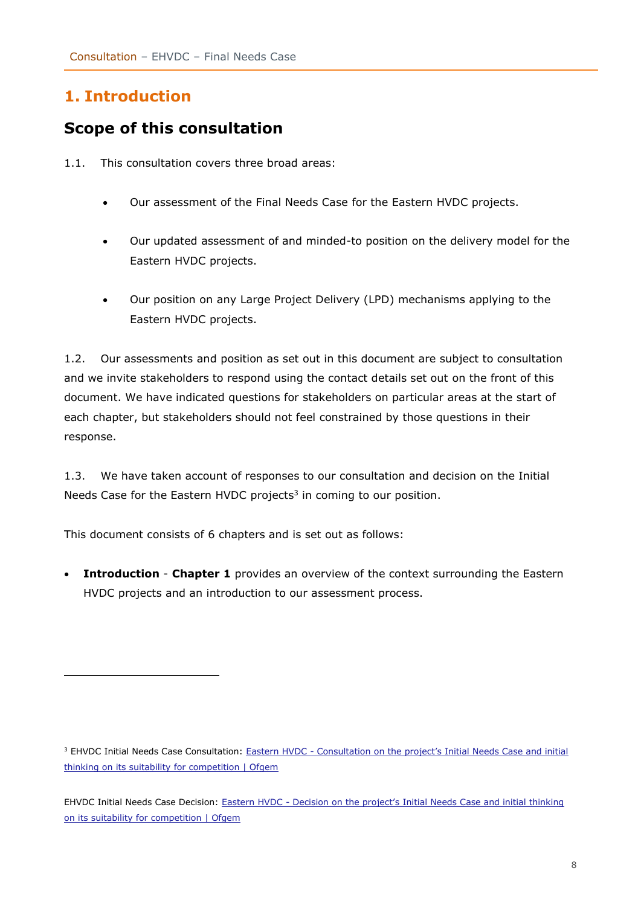# 1. Introduction

## Scope of this consultation

1.1. This consultation covers three broad areas:

- Our assessment of the Final Needs Case for the Eastern HVDC projects.
- Our updated assessment of and minded-to position on the delivery model for the Eastern HVDC projects.
- Our position on any Large Project Delivery (LPD) mechanisms applying to the Eastern HVDC projects.

1.2. Our assessments and position as set out in this document are subject to consultation and we invite stakeholders to respond using the contact details set out on the front of this document. We have indicated questions for stakeholders on particular areas at the start of each chapter, but stakeholders should not feel constrained by those questions in their response.

1.3. We have taken account of responses to our consultation and decision on the Initial Needs Case for the Eastern HVDC projects[3] in coming to our position.

This document consists of 6 chapters and is set out as follows:

- **Introduction** - **Chapter 1** provides an overview of the context surrounding the Eastern HVDC projects and an introduction to our assessment process.

---

[3] EHVDC Initial Needs Case Consultation: Eastern HVDC - Consultation on the project's Initial Needs Case and initial thinking on its suitability for competition | Ofgem

EHVDC Initial Needs Case Decision: Eastern HVDC - Decision on the project's Initial Needs Case and initial thinking on its suitability for competition | Ofgem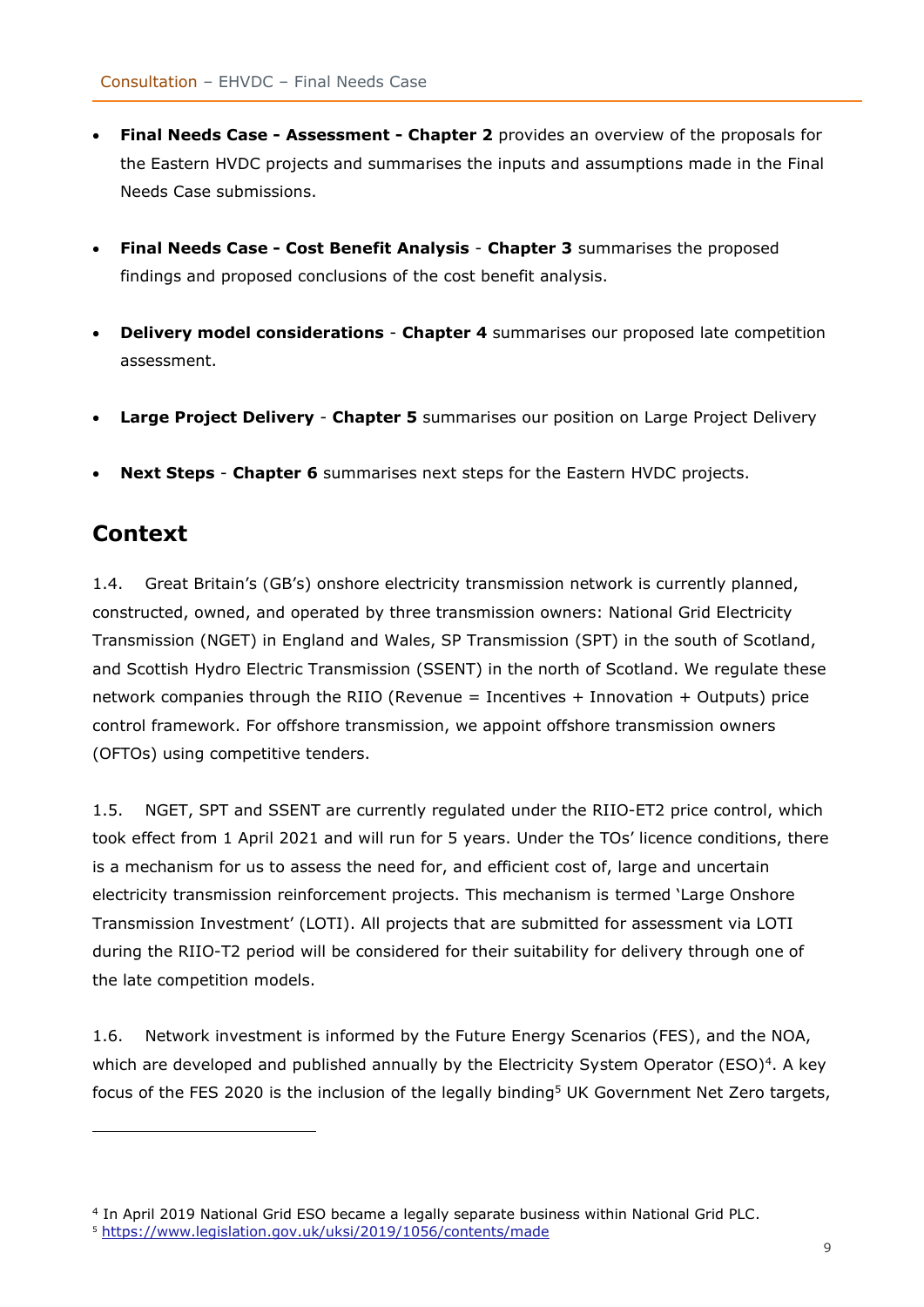- **Final Needs Case - Assessment - Chapter 2** provides an overview of the proposals for the Eastern HVDC projects and summarises the inputs and assumptions made in the Final Needs Case submissions.

- **Final Needs Case - Cost Benefit Analysis** - **Chapter 3** summarises the proposed findings and proposed conclusions of the cost benefit analysis.

- **Delivery model considerations** - **Chapter 4** summarises our proposed late competition assessment.

- **Large Project Delivery** - **Chapter 5** summarises our position on Large Project Delivery

- **Next Steps** - **Chapter 6** summarises next steps for the Eastern HVDC projects.

## Context

1.4. Great Britain's (GB's) onshore electricity transmission network is currently planned, constructed, owned, and operated by three transmission owners: National Grid Electricity Transmission (NGET) in England and Wales, SP Transmission (SPT) in the south of Scotland, and Scottish Hydro Electric Transmission (SSENT) in the north of Scotland. We regulate these network companies through the RIIO (Revenue = Incentives + Innovation + Outputs) price control framework. For offshore transmission, we appoint offshore transmission owners (OFTOs) using competitive tenders.

1.5. NGET, SPT and SSENT are currently regulated under the RIIO-ET2 price control, which took effect from 1 April 2021 and will run for 5 years. Under the TOs' licence conditions, there is a mechanism for us to assess the need for, and efficient cost of, large and uncertain electricity transmission reinforcement projects. This mechanism is termed 'Large Onshore Transmission Investment' (LOTI). All projects that are submitted for assessment via LOTI during the RIIO-T2 period will be considered for their suitability for delivery through one of the late competition models.

1.6. Network investment is informed by the Future Energy Scenarios (FES), and the NOA, which are developed and published annually by the Electricity System Operator (ESO)[4]. A key focus of the FES 2020 is the inclusion of the legally binding[5] UK Government Net Zero targets,

[4] In April 2019 National Grid ESO became a legally separate business within National Grid PLC.
[5] https://www.legislation.gov.uk/uksi/2019/1056/contents/made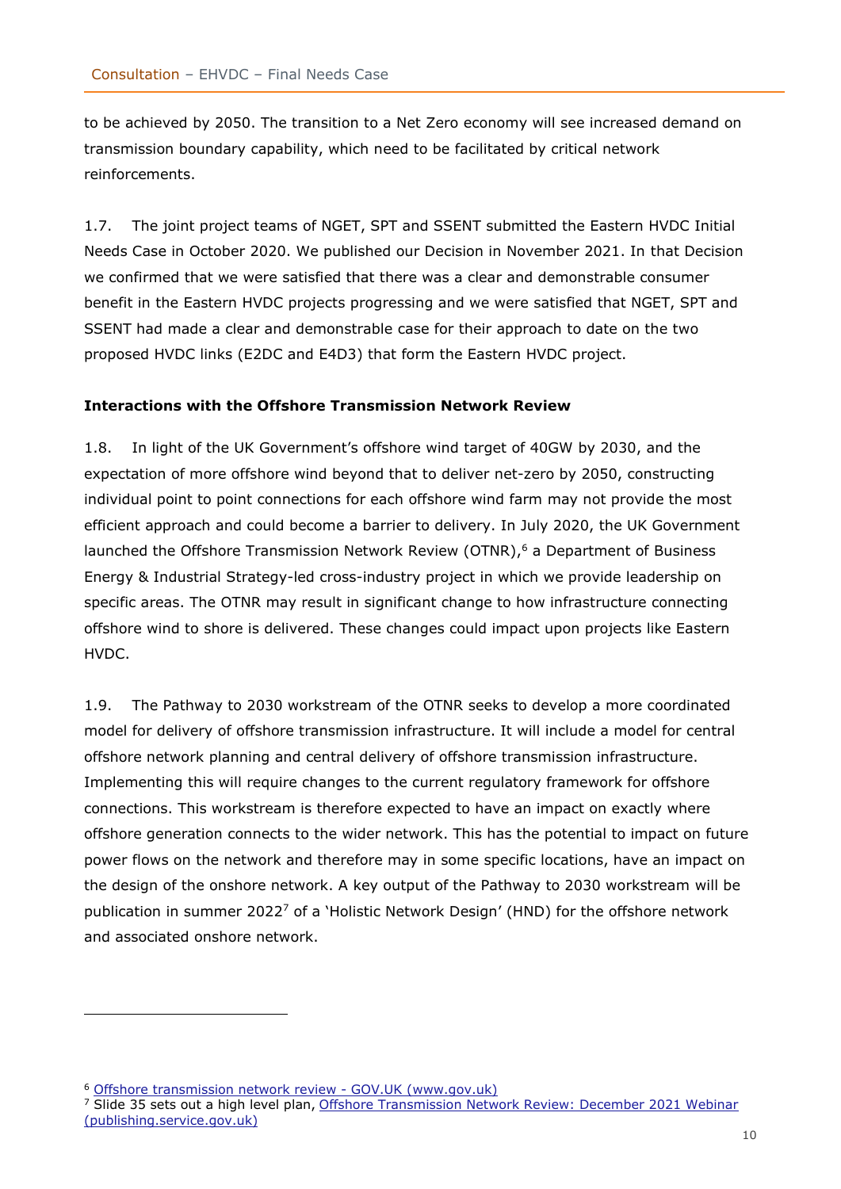to be achieved by 2050. The transition to a Net Zero economy will see increased demand on transmission boundary capability, which need to be facilitated by critical network reinforcements.

1.7. The joint project teams of NGET, SPT and SSENT submitted the Eastern HVDC Initial Needs Case in October 2020. We published our Decision in November 2021. In that Decision we confirmed that we were satisfied that there was a clear and demonstrable consumer benefit in the Eastern HVDC projects progressing and we were satisfied that NGET, SPT and SSENT had made a clear and demonstrable case for their approach to date on the two proposed HVDC links (E2DC and E4D3) that form the Eastern HVDC project.

**Interactions with the Offshore Transmission Network Review**

1.8. In light of the UK Government's offshore wind target of 40GW by 2030, and the expectation of more offshore wind beyond that to deliver net-zero by 2050, constructing individual point to point connections for each offshore wind farm may not provide the most efficient approach and could become a barrier to delivery. In July 2020, the UK Government launched the Offshore Transmission Network Review (OTNR),[6] a Department of Business Energy & Industrial Strategy-led cross-industry project in which we provide leadership on specific areas. The OTNR may result in significant change to how infrastructure connecting offshore wind to shore is delivered. These changes could impact upon projects like Eastern HVDC.

1.9. The Pathway to 2030 workstream of the OTNR seeks to develop a more coordinated model for delivery of offshore transmission infrastructure. It will include a model for central offshore network planning and central delivery of offshore transmission infrastructure. Implementing this will require changes to the current regulatory framework for offshore connections. This workstream is therefore expected to have an impact on exactly where offshore generation connects to the wider network. This has the potential to impact on future power flows on the network and therefore may in some specific locations, have an impact on the design of the onshore network. A key output of the Pathway to 2030 workstream will be publication in summer 2022[7] of a 'Holistic Network Design' (HND) for the offshore network and associated onshore network.

---

[6] Offshore transmission network review - GOV.UK (www.gov.uk)

[7] Slide 35 sets out a high level plan, Offshore Transmission Network Review: December 2021 Webinar (publishing.service.gov.uk)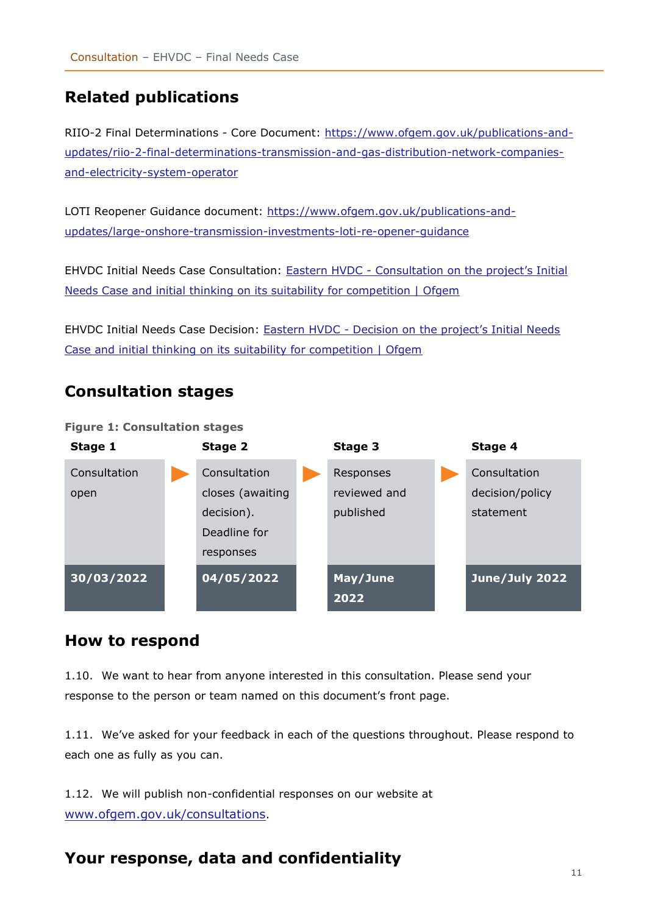## Related publications

RIIO-2 Final Determinations - Core Document: [https://www.ofgem.gov.uk/publications-and-updates/riio-2-final-determinations-transmission-and-gas-distribution-network-companies-and-electricity-system-operator](https://www.ofgem.gov.uk/publications-and-updates/riio-2-final-determinations-transmission-and-gas-distribution-network-companies-and-electricity-system-operator)

LOTI Reopener Guidance document: [https://www.ofgem.gov.uk/publications-and-updates/large-onshore-transmission-investments-loti-re-opener-guidance](https://www.ofgem.gov.uk/publications-and-updates/large-onshore-transmission-investments-loti-re-opener-guidance)

EHVDC Initial Needs Case Consultation: Eastern HVDC - Consultation on the project's Initial Needs Case and initial thinking on its suitability for competition | Ofgem

EHVDC Initial Needs Case Decision: Eastern HVDC - Decision on the project's Initial Needs Case and initial thinking on its suitability for competition | Ofgem

## Consultation stages

**Figure 1: Consultation stages**

| Stage 1 | Stage 2 | Stage 3 | Stage 4 |
|---|---|---|---|
| Consultation open | Consultation closes (awaiting decision). Deadline for responses | Responses reviewed and published | Consultation decision/policy statement |
| **30/03/2022** | **04/05/2022** | **May/June 2022** | **June/July 2022** |

## How to respond

1.10. We want to hear from anyone interested in this consultation. Please send your response to the person or team named on this document's front page.

1.11. We've asked for your feedback in each of the questions throughout. Please respond to each one as fully as you can.

1.12. We will publish non-confidential responses on our website at [www.ofgem.gov.uk/consultations](www.ofgem.gov.uk/consultations).

## Your response, data and confidentiality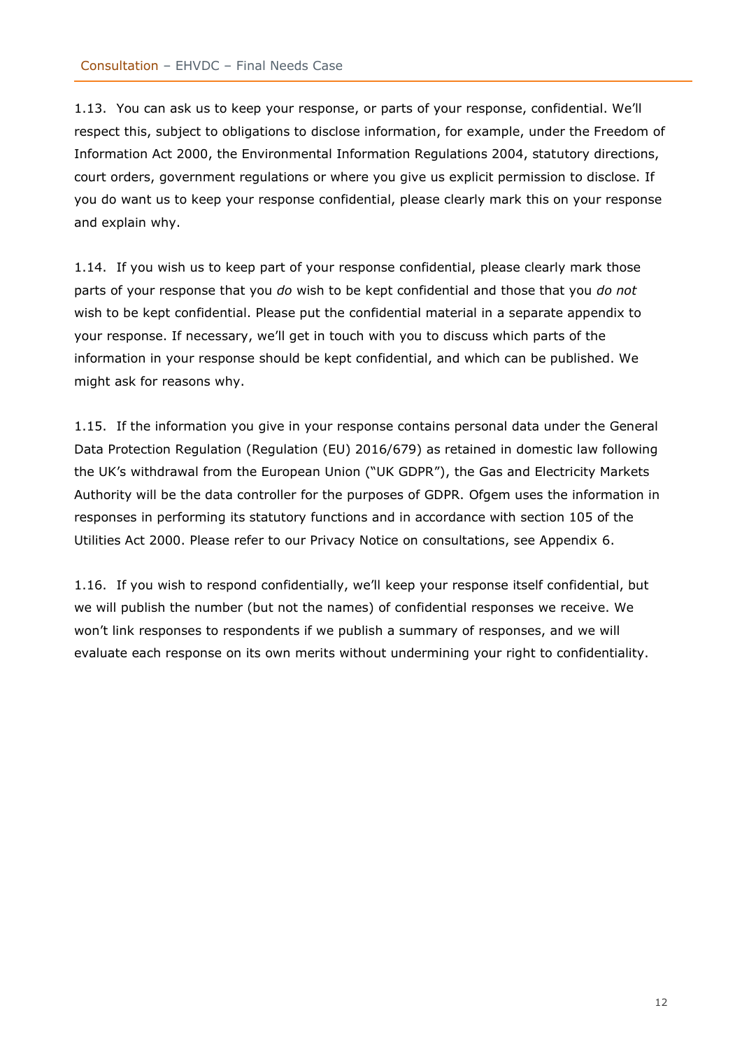1.13. You can ask us to keep your response, or parts of your response, confidential. We'll respect this, subject to obligations to disclose information, for example, under the Freedom of Information Act 2000, the Environmental Information Regulations 2004, statutory directions, court orders, government regulations or where you give us explicit permission to disclose. If you do want us to keep your response confidential, please clearly mark this on your response and explain why.

1.14. If you wish us to keep part of your response confidential, please clearly mark those parts of your response that you *do* wish to be kept confidential and those that you *do not* wish to be kept confidential. Please put the confidential material in a separate appendix to your response. If necessary, we'll get in touch with you to discuss which parts of the information in your response should be kept confidential, and which can be published. We might ask for reasons why.

1.15. If the information you give in your response contains personal data under the General Data Protection Regulation (Regulation (EU) 2016/679) as retained in domestic law following the UK's withdrawal from the European Union ("UK GDPR"), the Gas and Electricity Markets Authority will be the data controller for the purposes of GDPR. Ofgem uses the information in responses in performing its statutory functions and in accordance with section 105 of the Utilities Act 2000. Please refer to our Privacy Notice on consultations, see Appendix 6.

1.16. If you wish to respond confidentially, we'll keep your response itself confidential, but we will publish the number (but not the names) of confidential responses we receive. We won't link responses to respondents if we publish a summary of responses, and we will evaluate each response on its own merits without undermining your right to confidentiality.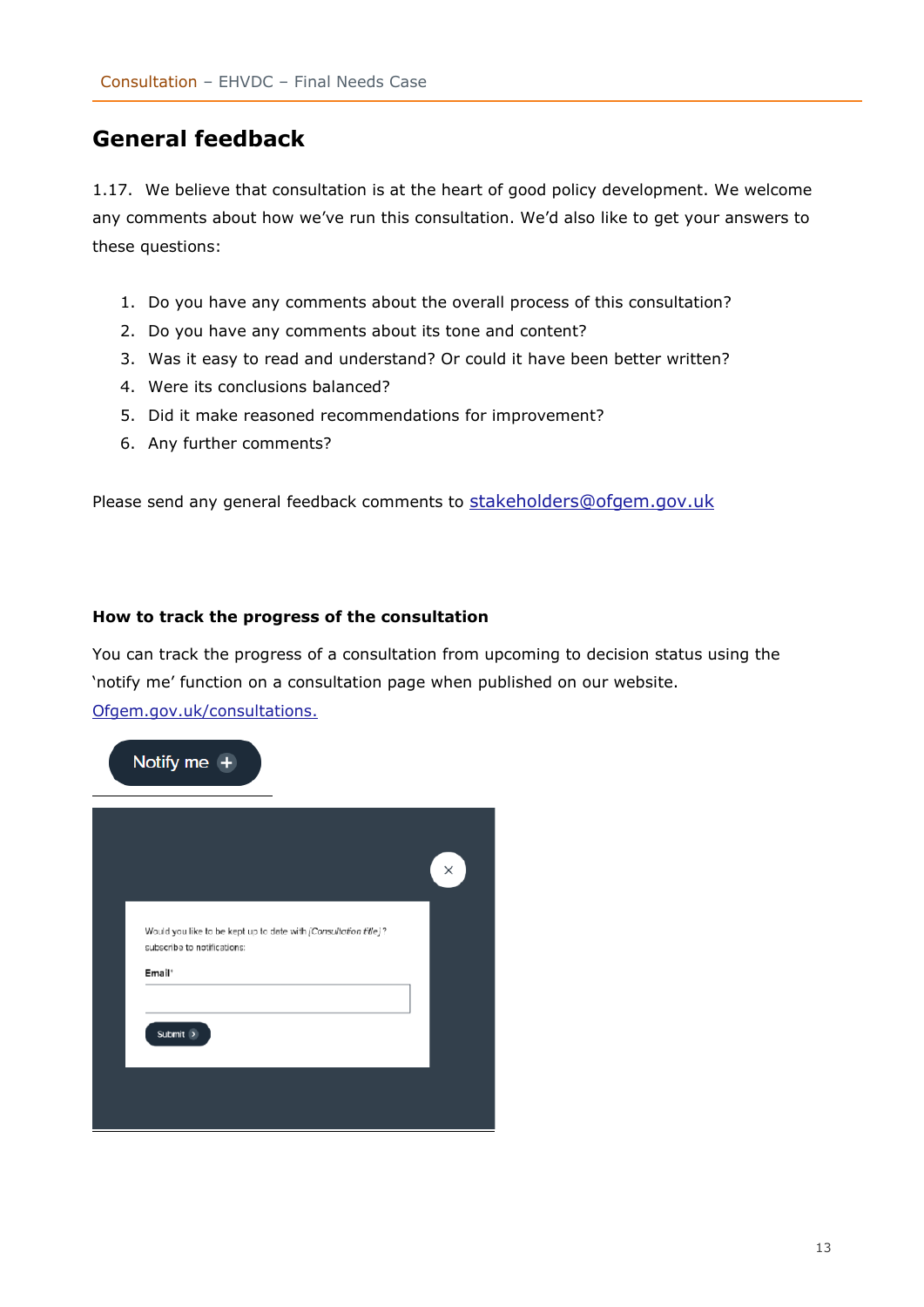## General feedback

1.17. We believe that consultation is at the heart of good policy development. We welcome any comments about how we've run this consultation. We'd also like to get your answers to these questions:

1. Do you have any comments about the overall process of this consultation?
2. Do you have any comments about its tone and content?
3. Was it easy to read and understand? Or could it have been better written?
4. Were its conclusions balanced?
5. Did it make reasoned recommendations for improvement?
6. Any further comments?

Please send any general feedback comments to stakeholders@ofgem.gov.uk

#### How to track the progress of the consultation

You can track the progress of a consultation from upcoming to decision status using the 'notify me' function on a consultation page when published on our website.
Ofgem.gov.uk/consultations.

Notify me +

Would you like to be kept up to date with *[Consultation title]*? subscribe to notifications:

Email*

Submit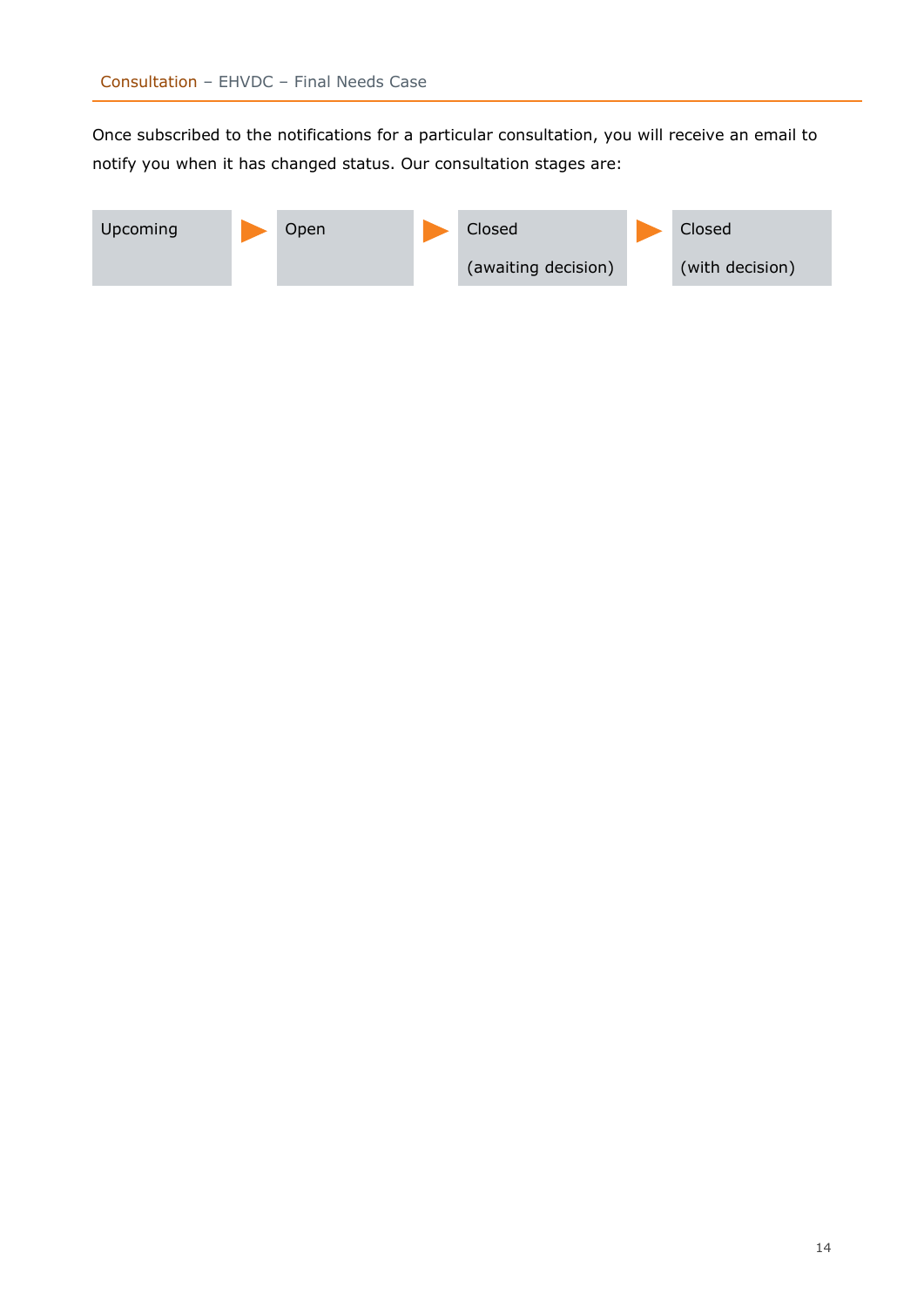Once subscribed to the notifications for a particular consultation, you will receive an email to notify you when it has changed status. Our consultation stages are:

Upcoming ► Open ► Closed (awaiting decision) ► Closed (with decision)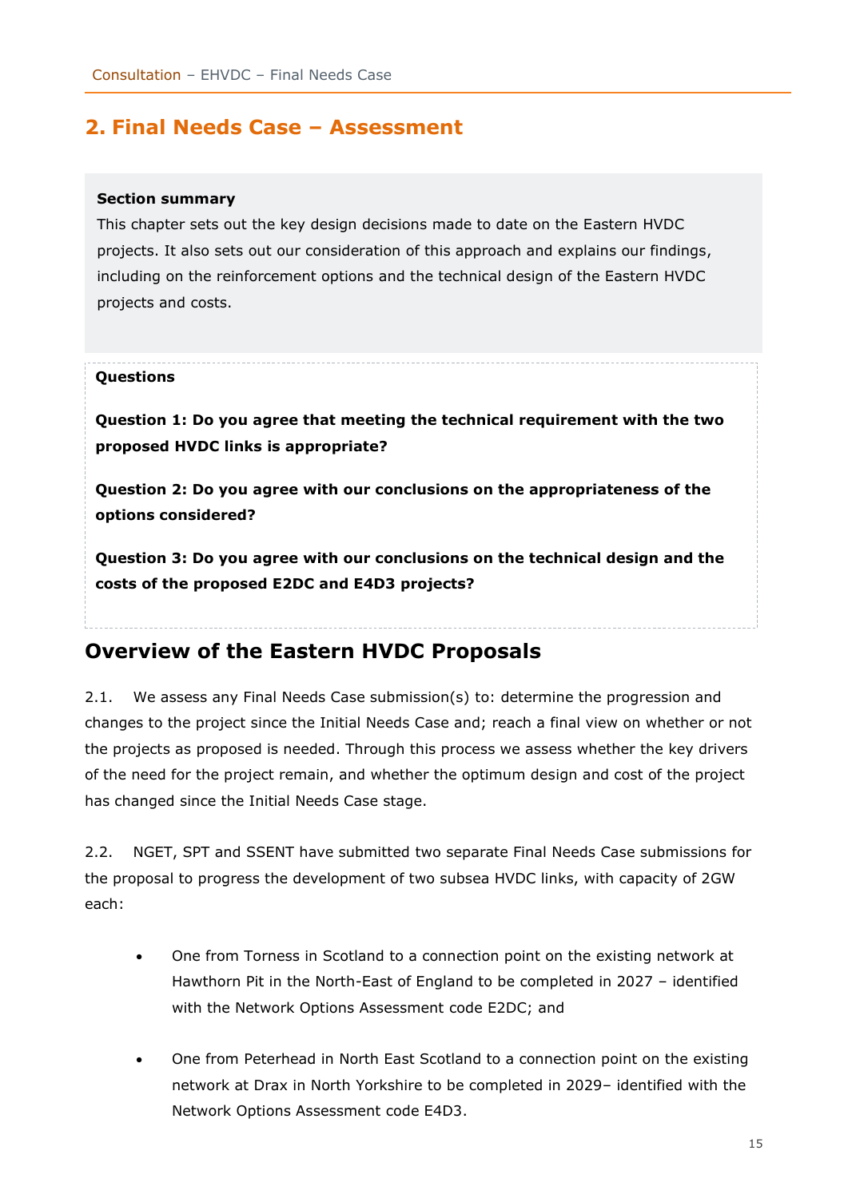## 2. Final Needs Case – Assessment

**Section summary**

This chapter sets out the key design decisions made to date on the Eastern HVDC projects. It also sets out our consideration of this approach and explains our findings, including on the reinforcement options and the technical design of the Eastern HVDC projects and costs.

**Questions**

**Question 1: Do you agree that meeting the technical requirement with the two proposed HVDC links is appropriate?**

**Question 2: Do you agree with our conclusions on the appropriateness of the options considered?**

**Question 3: Do you agree with our conclusions on the technical design and the costs of the proposed E2DC and E4D3 projects?**

## Overview of the Eastern HVDC Proposals

2.1. We assess any Final Needs Case submission(s) to: determine the progression and changes to the project since the Initial Needs Case and; reach a final view on whether or not the projects as proposed is needed. Through this process we assess whether the key drivers of the need for the project remain, and whether the optimum design and cost of the project has changed since the Initial Needs Case stage.

2.2. NGET, SPT and SSENT have submitted two separate Final Needs Case submissions for the proposal to progress the development of two subsea HVDC links, with capacity of 2GW each:

- One from Torness in Scotland to a connection point on the existing network at Hawthorn Pit in the North-East of England to be completed in 2027 – identified with the Network Options Assessment code E2DC; and
- One from Peterhead in North East Scotland to a connection point on the existing network at Drax in North Yorkshire to be completed in 2029– identified with the Network Options Assessment code E4D3.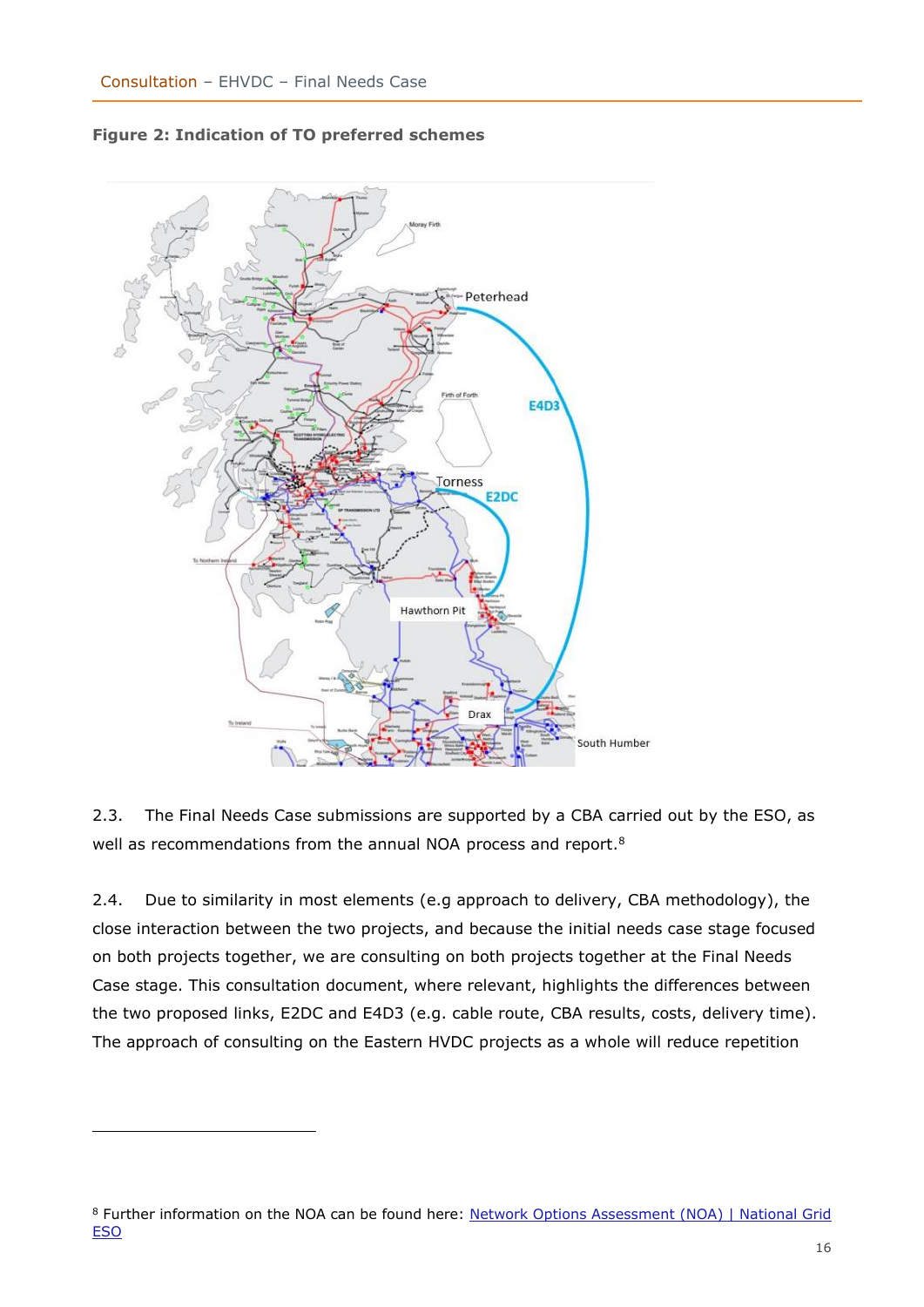**Figure 2: Indication of TO preferred schemes**

2.3. The Final Needs Case submissions are supported by a CBA carried out by the ESO, as well as recommendations from the annual NOA process and report.[8]

2.4. Due to similarity in most elements (e.g approach to delivery, CBA methodology), the close interaction between the two projects, and because the initial needs case stage focused on both projects together, we are consulting on both projects together at the Final Needs Case stage. This consultation document, where relevant, highlights the differences between the two proposed links, E2DC and E4D3 (e.g. cable route, CBA results, costs, delivery time). The approach of consulting on the Eastern HVDC projects as a whole will reduce repetition

[8] Further information on the NOA can be found here: [Network Options Assessment (NOA) | National Grid ESO]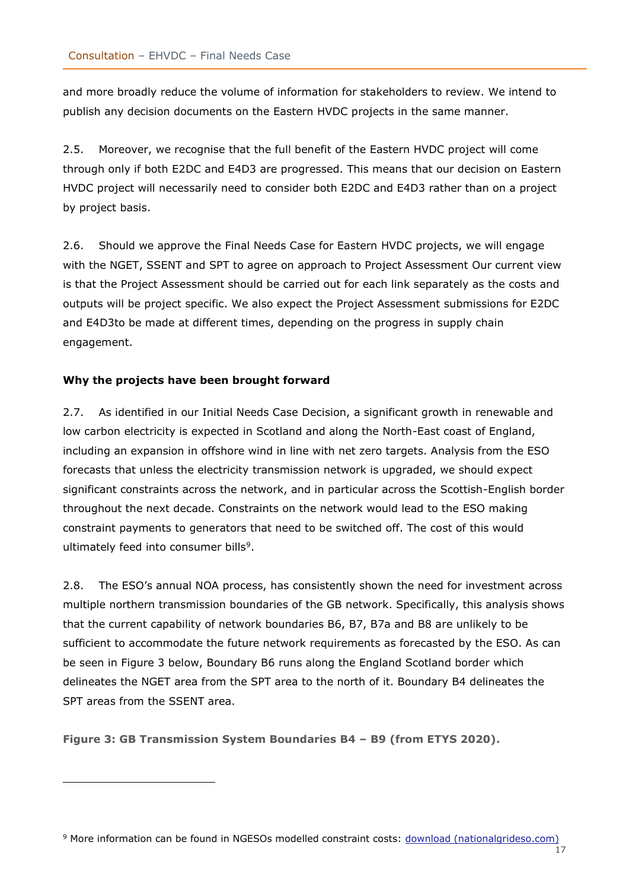and more broadly reduce the volume of information for stakeholders to review. We intend to publish any decision documents on the Eastern HVDC projects in the same manner.

2.5. Moreover, we recognise that the full benefit of the Eastern HVDC project will come through only if both E2DC and E4D3 are progressed. This means that our decision on Eastern HVDC project will necessarily need to consider both E2DC and E4D3 rather than on a project by project basis.

2.6. Should we approve the Final Needs Case for Eastern HVDC projects, we will engage with the NGET, SSENT and SPT to agree on approach to Project Assessment Our current view is that the Project Assessment should be carried out for each link separately as the costs and outputs will be project specific. We also expect the Project Assessment submissions for E2DC and E4D3to be made at different times, depending on the progress in supply chain engagement.

**Why the projects have been brought forward**

2.7. As identified in our Initial Needs Case Decision, a significant growth in renewable and low carbon electricity is expected in Scotland and along the North-East coast of England, including an expansion in offshore wind in line with net zero targets. Analysis from the ESO forecasts that unless the electricity transmission network is upgraded, we should expect significant constraints across the network, and in particular across the Scottish-English border throughout the next decade. Constraints on the network would lead to the ESO making constraint payments to generators that need to be switched off. The cost of this would ultimately feed into consumer bills[9].

2.8. The ESO's annual NOA process, has consistently shown the need for investment across multiple northern transmission boundaries of the GB network. Specifically, this analysis shows that the current capability of network boundaries B6, B7, B7a and B8 are unlikely to be sufficient to accommodate the future network requirements as forecasted by the ESO. As can be seen in Figure 3 below, Boundary B6 runs along the England Scotland border which delineates the NGET area from the SPT area to the north of it. Boundary B4 delineates the SPT areas from the SSENT area.

**Figure 3: GB Transmission System Boundaries B4 – B9 (from ETYS 2020).**

[9] More information can be found in NGESOs modelled constraint costs: [download (nationalgrideso.com)]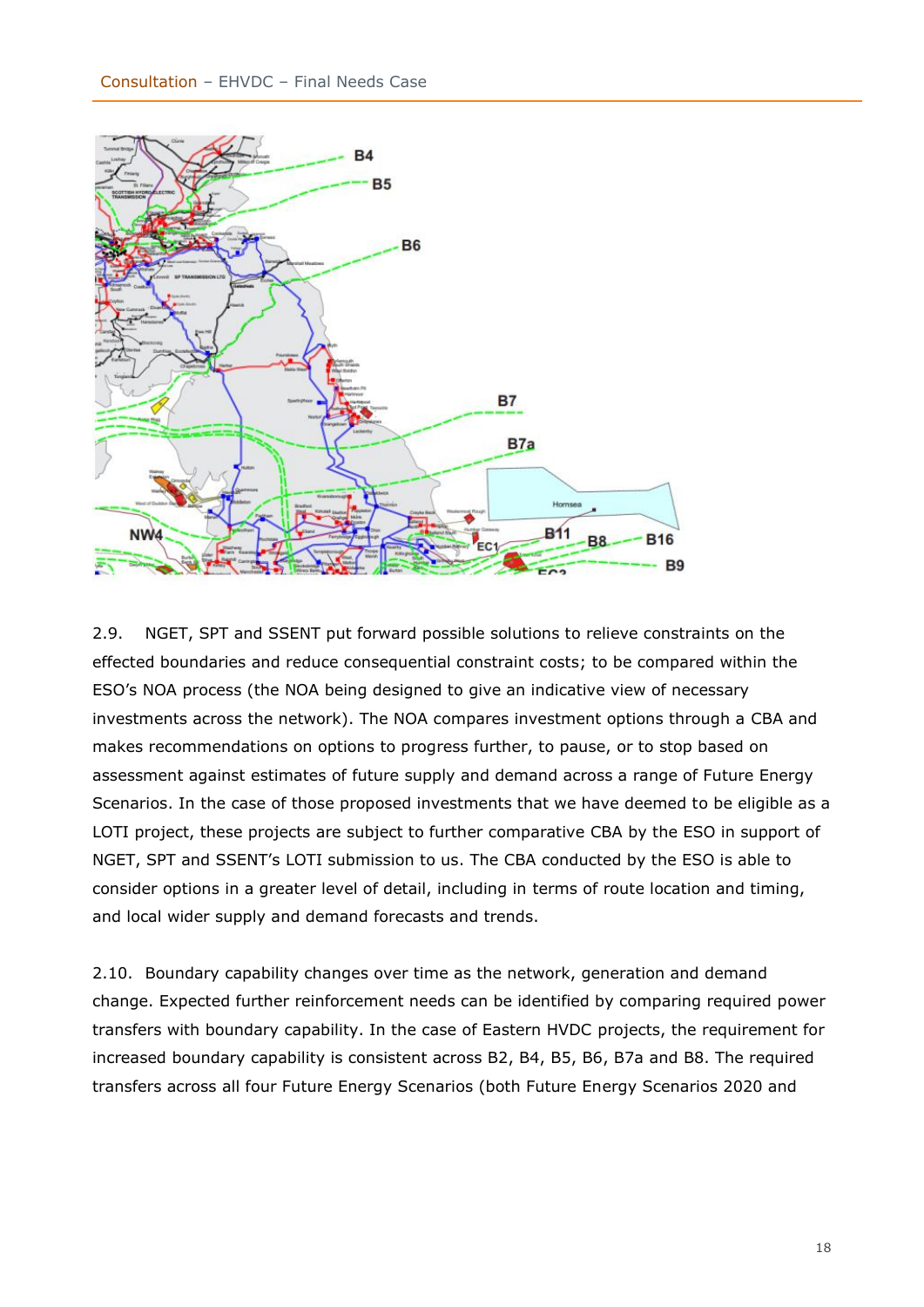2.9. NGET, SPT and SSENT put forward possible solutions to relieve constraints on the effected boundaries and reduce consequential constraint costs; to be compared within the ESO's NOA process (the NOA being designed to give an indicative view of necessary investments across the network). The NOA compares investment options through a CBA and makes recommendations on options to progress further, to pause, or to stop based on assessment against estimates of future supply and demand across a range of Future Energy Scenarios. In the case of those proposed investments that we have deemed to be eligible as a LOTI project, these projects are subject to further comparative CBA by the ESO in support of NGET, SPT and SSENT's LOTI submission to us. The CBA conducted by the ESO is able to consider options in a greater level of detail, including in terms of route location and timing, and local wider supply and demand forecasts and trends.

2.10. Boundary capability changes over time as the network, generation and demand change. Expected further reinforcement needs can be identified by comparing required power transfers with boundary capability. In the case of Eastern HVDC projects, the requirement for increased boundary capability is consistent across B2, B4, B5, B6, B7a and B8. The required transfers across all four Future Energy Scenarios (both Future Energy Scenarios 2020 and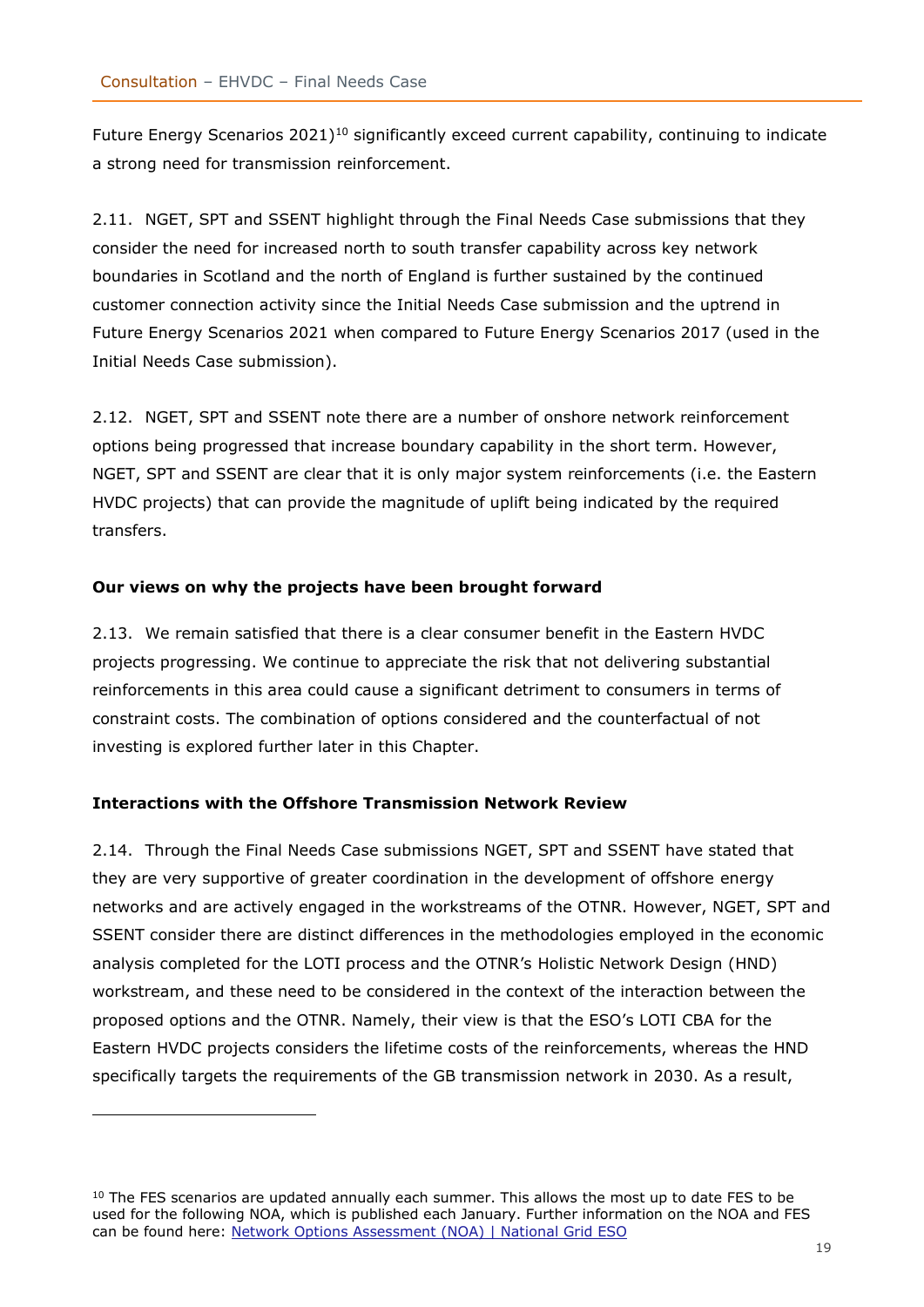Future Energy Scenarios 2021)[10] significantly exceed current capability, continuing to indicate a strong need for transmission reinforcement.

2.11. NGET, SPT and SSENT highlight through the Final Needs Case submissions that they consider the need for increased north to south transfer capability across key network boundaries in Scotland and the north of England is further sustained by the continued customer connection activity since the Initial Needs Case submission and the uptrend in Future Energy Scenarios 2021 when compared to Future Energy Scenarios 2017 (used in the Initial Needs Case submission).

2.12. NGET, SPT and SSENT note there are a number of onshore network reinforcement options being progressed that increase boundary capability in the short term. However, NGET, SPT and SSENT are clear that it is only major system reinforcements (i.e. the Eastern HVDC projects) that can provide the magnitude of uplift being indicated by the required transfers.

**Our views on why the projects have been brought forward**

2.13. We remain satisfied that there is a clear consumer benefit in the Eastern HVDC projects progressing. We continue to appreciate the risk that not delivering substantial reinforcements in this area could cause a significant detriment to consumers in terms of constraint costs. The combination of options considered and the counterfactual of not investing is explored further later in this Chapter.

**Interactions with the Offshore Transmission Network Review**

2.14. Through the Final Needs Case submissions NGET, SPT and SSENT have stated that they are very supportive of greater coordination in the development of offshore energy networks and are actively engaged in the workstreams of the OTNR. However, NGET, SPT and SSENT consider there are distinct differences in the methodologies employed in the economic analysis completed for the LOTI process and the OTNR's Holistic Network Design (HND) workstream, and these need to be considered in the context of the interaction between the proposed options and the OTNR. Namely, their view is that the ESO's LOTI CBA for the Eastern HVDC projects considers the lifetime costs of the reinforcements, whereas the HND specifically targets the requirements of the GB transmission network in 2030. As a result,

[10] The FES scenarios are updated annually each summer. This allows the most up to date FES to be used for the following NOA, which is published each January. Further information on the NOA and FES can be found here: [Network Options Assessment (NOA) | National Grid ESO]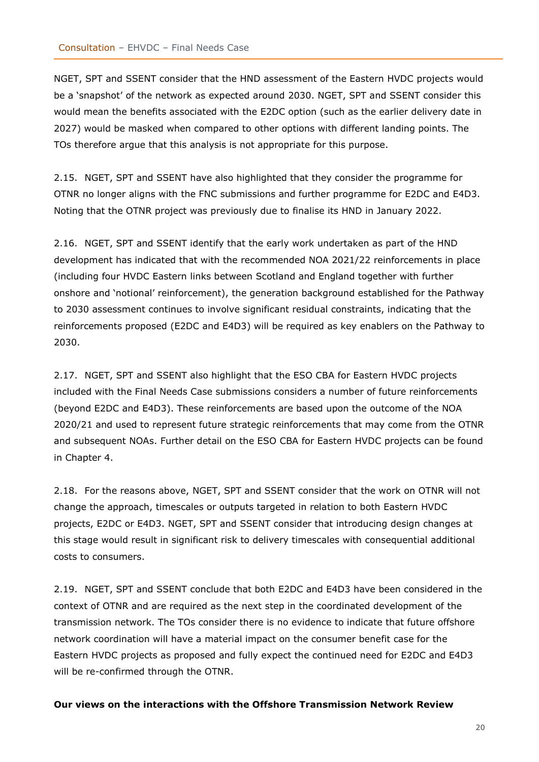NGET, SPT and SSENT consider that the HND assessment of the Eastern HVDC projects would be a 'snapshot' of the network as expected around 2030. NGET, SPT and SSENT consider this would mean the benefits associated with the E2DC option (such as the earlier delivery date in 2027) would be masked when compared to other options with different landing points. The TOs therefore argue that this analysis is not appropriate for this purpose.

2.15. NGET, SPT and SSENT have also highlighted that they consider the programme for OTNR no longer aligns with the FNC submissions and further programme for E2DC and E4D3. Noting that the OTNR project was previously due to finalise its HND in January 2022.

2.16. NGET, SPT and SSENT identify that the early work undertaken as part of the HND development has indicated that with the recommended NOA 2021/22 reinforcements in place (including four HVDC Eastern links between Scotland and England together with further onshore and 'notional' reinforcement), the generation background established for the Pathway to 2030 assessment continues to involve significant residual constraints, indicating that the reinforcements proposed (E2DC and E4D3) will be required as key enablers on the Pathway to 2030.

2.17. NGET, SPT and SSENT also highlight that the ESO CBA for Eastern HVDC projects included with the Final Needs Case submissions considers a number of future reinforcements (beyond E2DC and E4D3). These reinforcements are based upon the outcome of the NOA 2020/21 and used to represent future strategic reinforcements that may come from the OTNR and subsequent NOAs. Further detail on the ESO CBA for Eastern HVDC projects can be found in Chapter 4.

2.18. For the reasons above, NGET, SPT and SSENT consider that the work on OTNR will not change the approach, timescales or outputs targeted in relation to both Eastern HVDC projects, E2DC or E4D3. NGET, SPT and SSENT consider that introducing design changes at this stage would result in significant risk to delivery timescales with consequential additional costs to consumers.

2.19. NGET, SPT and SSENT conclude that both E2DC and E4D3 have been considered in the context of OTNR and are required as the next step in the coordinated development of the transmission network. The TOs consider there is no evidence to indicate that future offshore network coordination will have a material impact on the consumer benefit case for the Eastern HVDC projects as proposed and fully expect the continued need for E2DC and E4D3 will be re-confirmed through the OTNR.

**Our views on the interactions with the Offshore Transmission Network Review**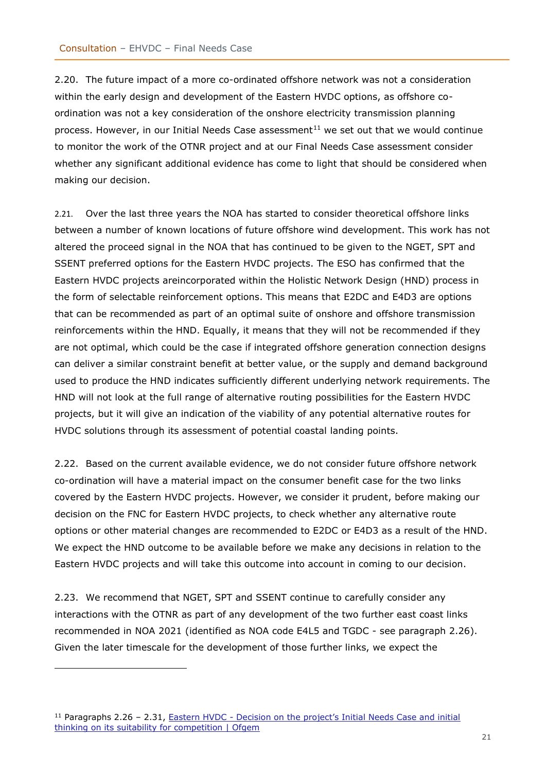2.20. The future impact of a more co-ordinated offshore network was not a consideration within the early design and development of the Eastern HVDC options, as offshore co-ordination was not a key consideration of the onshore electricity transmission planning process. However, in our Initial Needs Case assessment[11] we set out that we would continue to monitor the work of the OTNR project and at our Final Needs Case assessment consider whether any significant additional evidence has come to light that should be considered when making our decision.

2.21. Over the last three years the NOA has started to consider theoretical offshore links between a number of known locations of future offshore wind development. This work has not altered the proceed signal in the NOA that has continued to be given to the NGET, SPT and SSENT preferred options for the Eastern HVDC projects. The ESO has confirmed that the Eastern HVDC projects areincorporated within the Holistic Network Design (HND) process in the form of selectable reinforcement options. This means that E2DC and E4D3 are options that can be recommended as part of an optimal suite of onshore and offshore transmission reinforcements within the HND. Equally, it means that they will not be recommended if they are not optimal, which could be the case if integrated offshore generation connection designs can deliver a similar constraint benefit at better value, or the supply and demand background used to produce the HND indicates sufficiently different underlying network requirements. The HND will not look at the full range of alternative routing possibilities for the Eastern HVDC projects, but it will give an indication of the viability of any potential alternative routes for HVDC solutions through its assessment of potential coastal landing points.

2.22. Based on the current available evidence, we do not consider future offshore network co-ordination will have a material impact on the consumer benefit case for the two links covered by the Eastern HVDC projects. However, we consider it prudent, before making our decision on the FNC for Eastern HVDC projects, to check whether any alternative route options or other material changes are recommended to E2DC or E4D3 as a result of the HND. We expect the HND outcome to be available before we make any decisions in relation to the Eastern HVDC projects and will take this outcome into account in coming to our decision.

2.23. We recommend that NGET, SPT and SSENT continue to carefully consider any interactions with the OTNR as part of any development of the two further east coast links recommended in NOA 2021 (identified as NOA code E4L5 and TGDC - see paragraph 2.26). Given the later timescale for the development of those further links, we expect the

---

[11] Paragraphs 2.26 – 2.31, [Eastern HVDC - Decision on the project's Initial Needs Case and initial thinking on its suitability for competition | Ofgem]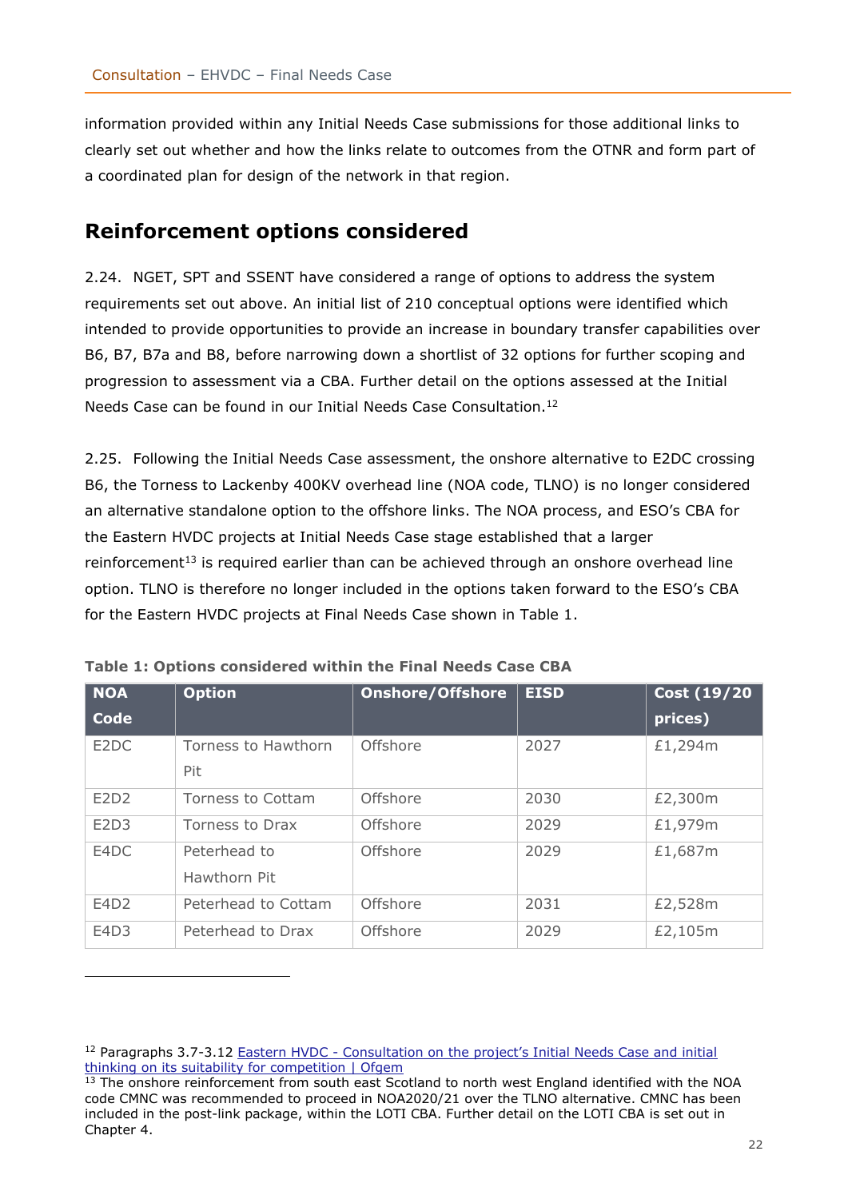information provided within any Initial Needs Case submissions for those additional links to clearly set out whether and how the links relate to outcomes from the OTNR and form part of a coordinated plan for design of the network in that region.

## Reinforcement options considered

2.24. NGET, SPT and SSENT have considered a range of options to address the system requirements set out above. An initial list of 210 conceptual options were identified which intended to provide opportunities to provide an increase in boundary transfer capabilities over B6, B7, B7a and B8, before narrowing down a shortlist of 32 options for further scoping and progression to assessment via a CBA. Further detail on the options assessed at the Initial Needs Case can be found in our Initial Needs Case Consultation.[12]

2.25. Following the Initial Needs Case assessment, the onshore alternative to E2DC crossing B6, the Torness to Lackenby 400KV overhead line (NOA code, TLNO) is no longer considered an alternative standalone option to the offshore links. The NOA process, and ESO's CBA for the Eastern HVDC projects at Initial Needs Case stage established that a larger reinforcement[13] is required earlier than can be achieved through an onshore overhead line option. TLNO is therefore no longer included in the options taken forward to the ESO's CBA for the Eastern HVDC projects at Final Needs Case shown in Table 1.

**Table 1: Options considered within the Final Needs Case CBA**

| NOA Code | Option | Onshore/Offshore | EISD | Cost (19/20 prices) |
|---|---|---|---|---|
| E2DC | Torness to Hawthorn Pit | Offshore | 2027 | £1,294m |
| E2D2 | Torness to Cottam | Offshore | 2030 | £2,300m |
| E2D3 | Torness to Drax | Offshore | 2029 | £1,979m |
| E4DC | Peterhead to Hawthorn Pit | Offshore | 2029 | £1,687m |
| E4D2 | Peterhead to Cottam | Offshore | 2031 | £2,528m |
| E4D3 | Peterhead to Drax | Offshore | 2029 | £2,105m |

[12] Paragraphs 3.7-3.12 Eastern HVDC - Consultation on the project's Initial Needs Case and initial thinking on its suitability for competition | Ofgem

[13] The onshore reinforcement from south east Scotland to north west England identified with the NOA code CMNC was recommended to proceed in NOA2020/21 over the TLNO alternative. CMNC has been included in the post-link package, within the LOTI CBA. Further detail on the LOTI CBA is set out in Chapter 4.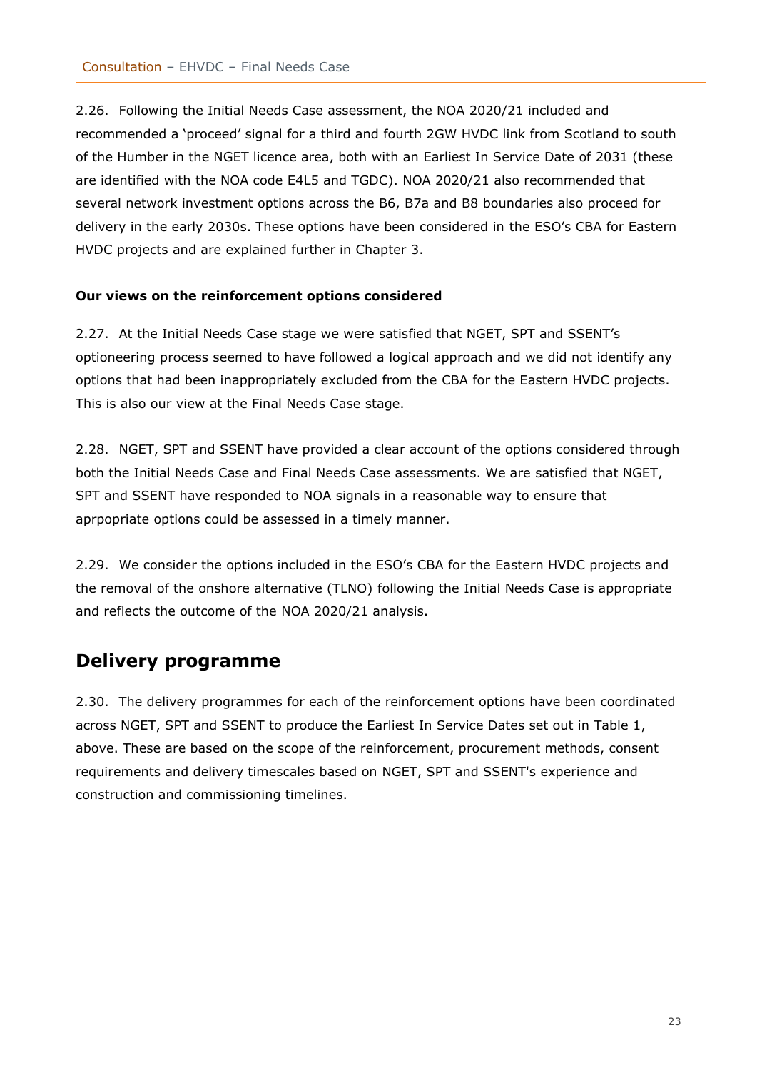2.26. Following the Initial Needs Case assessment, the NOA 2020/21 included and recommended a 'proceed' signal for a third and fourth 2GW HVDC link from Scotland to south of the Humber in the NGET licence area, both with an Earliest In Service Date of 2031 (these are identified with the NOA code E4L5 and TGDC). NOA 2020/21 also recommended that several network investment options across the B6, B7a and B8 boundaries also proceed for delivery in the early 2030s. These options have been considered in the ESO's CBA for Eastern HVDC projects and are explained further in Chapter 3.

**Our views on the reinforcement options considered**

2.27. At the Initial Needs Case stage we were satisfied that NGET, SPT and SSENT's optioneering process seemed to have followed a logical approach and we did not identify any options that had been inappropriately excluded from the CBA for the Eastern HVDC projects. This is also our view at the Final Needs Case stage.

2.28. NGET, SPT and SSENT have provided a clear account of the options considered through both the Initial Needs Case and Final Needs Case assessments. We are satisfied that NGET, SPT and SSENT have responded to NOA signals in a reasonable way to ensure that aprpopriate options could be assessed in a timely manner.

2.29. We consider the options included in the ESO's CBA for the Eastern HVDC projects and the removal of the onshore alternative (TLNO) following the Initial Needs Case is appropriate and reflects the outcome of the NOA 2020/21 analysis.

## Delivery programme

2.30. The delivery programmes for each of the reinforcement options have been coordinated across NGET, SPT and SSENT to produce the Earliest In Service Dates set out in Table 1, above. These are based on the scope of the reinforcement, procurement methods, consent requirements and delivery timescales based on NGET, SPT and SSENT's experience and construction and commissioning timelines.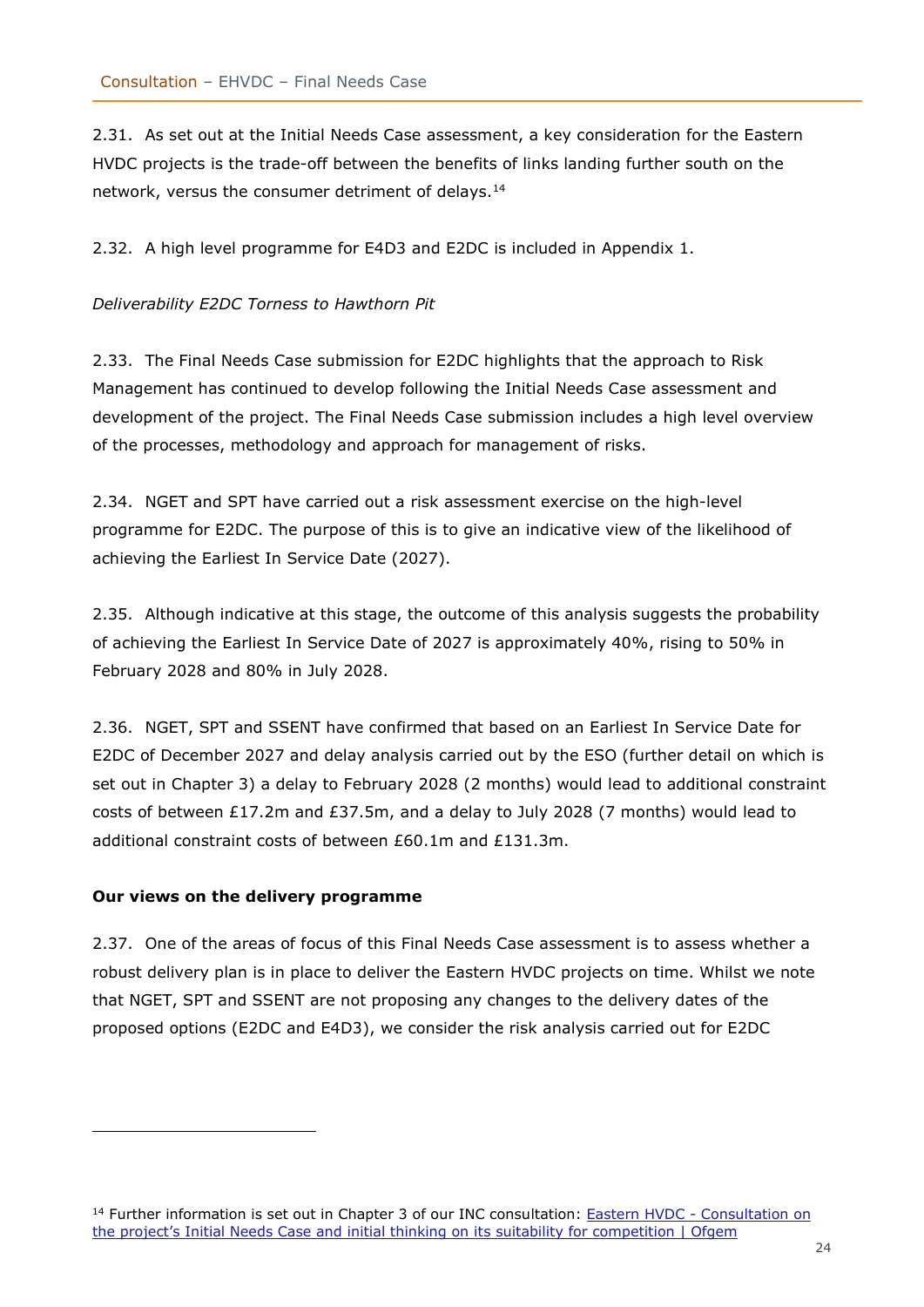2.31. As set out at the Initial Needs Case assessment, a key consideration for the Eastern HVDC projects is the trade-off between the benefits of links landing further south on the network, versus the consumer detriment of delays.[14]

2.32. A high level programme for E4D3 and E2DC is included in Appendix 1.

*Deliverability E2DC Torness to Hawthorn Pit*

2.33. The Final Needs Case submission for E2DC highlights that the approach to Risk Management has continued to develop following the Initial Needs Case assessment and development of the project. The Final Needs Case submission includes a high level overview of the processes, methodology and approach for management of risks.

2.34. NGET and SPT have carried out a risk assessment exercise on the high-level programme for E2DC. The purpose of this is to give an indicative view of the likelihood of achieving the Earliest In Service Date (2027).

2.35. Although indicative at this stage, the outcome of this analysis suggests the probability of achieving the Earliest In Service Date of 2027 is approximately 40%, rising to 50% in February 2028 and 80% in July 2028.

2.36. NGET, SPT and SSENT have confirmed that based on an Earliest In Service Date for E2DC of December 2027 and delay analysis carried out by the ESO (further detail on which is set out in Chapter 3) a delay to February 2028 (2 months) would lead to additional constraint costs of between £17.2m and £37.5m, and a delay to July 2028 (7 months) would lead to additional constraint costs of between £60.1m and £131.3m.

**Our views on the delivery programme**

2.37. One of the areas of focus of this Final Needs Case assessment is to assess whether a robust delivery plan is in place to deliver the Eastern HVDC projects on time. Whilst we note that NGET, SPT and SSENT are not proposing any changes to the delivery dates of the proposed options (E2DC and E4D3), we consider the risk analysis carried out for E2DC

[14] Further information is set out in Chapter 3 of our INC consultation: [Eastern HVDC - Consultation on the project's Initial Needs Case and initial thinking on its suitability for competition | Ofgem]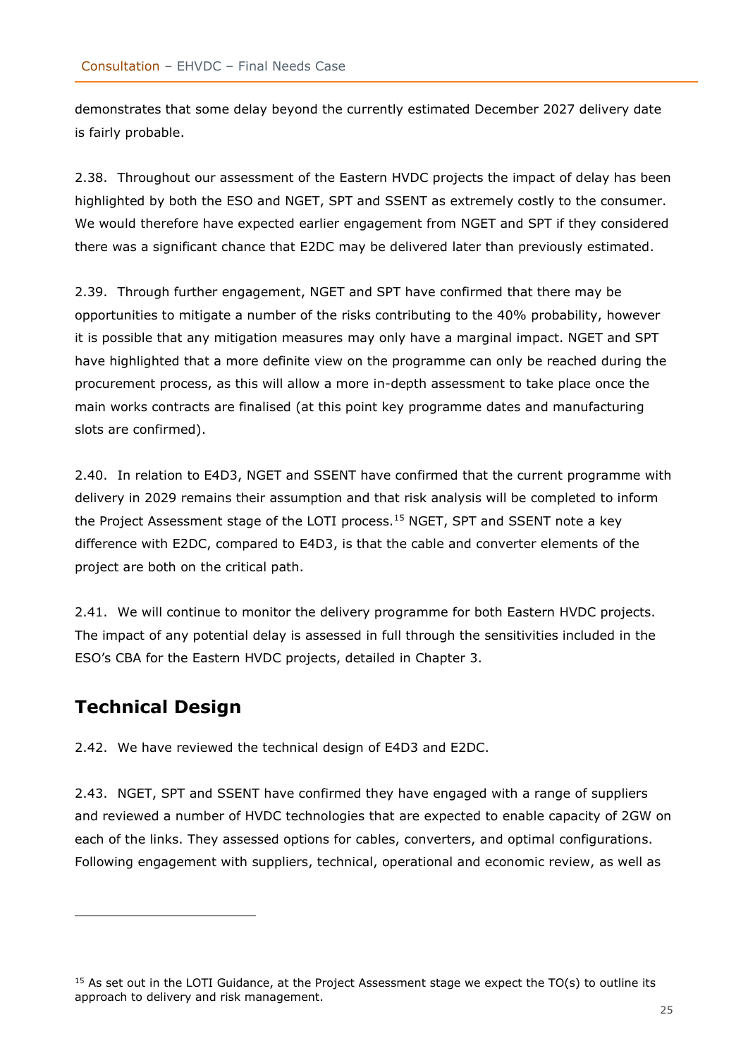demonstrates that some delay beyond the currently estimated December 2027 delivery date is fairly probable.

2.38. Throughout our assessment of the Eastern HVDC projects the impact of delay has been highlighted by both the ESO and NGET, SPT and SSENT as extremely costly to the consumer. We would therefore have expected earlier engagement from NGET and SPT if they considered there was a significant chance that E2DC may be delivered later than previously estimated.

2.39. Through further engagement, NGET and SPT have confirmed that there may be opportunities to mitigate a number of the risks contributing to the 40% probability, however it is possible that any mitigation measures may only have a marginal impact. NGET and SPT have highlighted that a more definite view on the programme can only be reached during the procurement process, as this will allow a more in-depth assessment to take place once the main works contracts are finalised (at this point key programme dates and manufacturing slots are confirmed).

2.40. In relation to E4D3, NGET and SSENT have confirmed that the current programme with delivery in 2029 remains their assumption and that risk analysis will be completed to inform the Project Assessment stage of the LOTI process.[15] NGET, SPT and SSENT note a key difference with E2DC, compared to E4D3, is that the cable and converter elements of the project are both on the critical path.

2.41. We will continue to monitor the delivery programme for both Eastern HVDC projects. The impact of any potential delay is assessed in full through the sensitivities included in the ESO's CBA for the Eastern HVDC projects, detailed in Chapter 3.

## Technical Design

2.42. We have reviewed the technical design of E4D3 and E2DC.

2.43. NGET, SPT and SSENT have confirmed they have engaged with a range of suppliers and reviewed a number of HVDC technologies that are expected to enable capacity of 2GW on each of the links. They assessed options for cables, converters, and optimal configurations. Following engagement with suppliers, technical, operational and economic review, as well as

[15] As set out in the LOTI Guidance, at the Project Assessment stage we expect the TO(s) to outline its approach to delivery and risk management.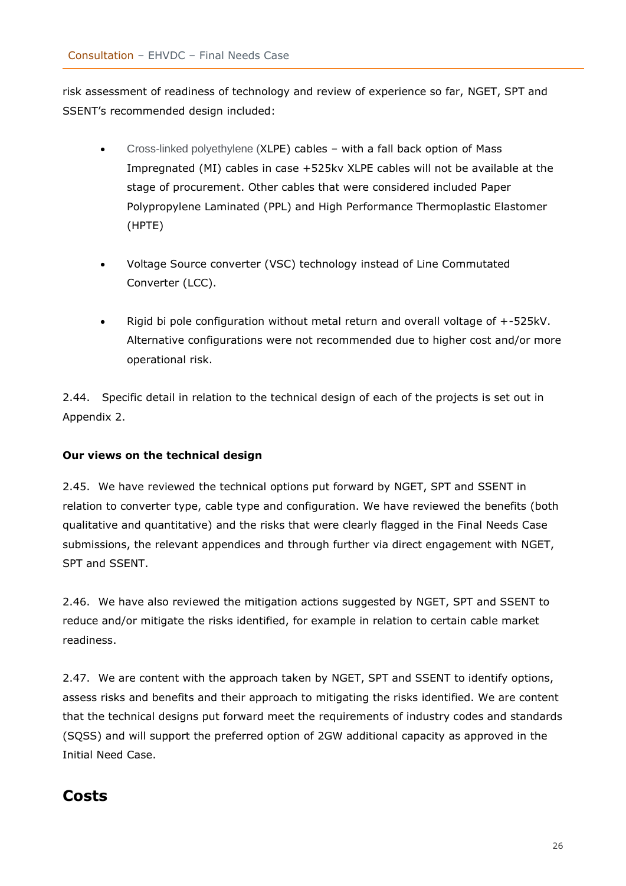risk assessment of readiness of technology and review of experience so far, NGET, SPT and SSENT's recommended design included:

- Cross-linked polyethylene (XLPE) cables – with a fall back option of Mass Impregnated (MI) cables in case +525kv XLPE cables will not be available at the stage of procurement. Other cables that were considered included Paper Polypropylene Laminated (PPL) and High Performance Thermoplastic Elastomer (HPTE)

- Voltage Source converter (VSC) technology instead of Line Commutated Converter (LCC).

- Rigid bi pole configuration without metal return and overall voltage of +-525kV. Alternative configurations were not recommended due to higher cost and/or more operational risk.

2.44. Specific detail in relation to the technical design of each of the projects is set out in Appendix 2.

**Our views on the technical design**

2.45. We have reviewed the technical options put forward by NGET, SPT and SSENT in relation to converter type, cable type and configuration. We have reviewed the benefits (both qualitative and quantitative) and the risks that were clearly flagged in the Final Needs Case submissions, the relevant appendices and through further via direct engagement with NGET, SPT and SSENT.

2.46. We have also reviewed the mitigation actions suggested by NGET, SPT and SSENT to reduce and/or mitigate the risks identified, for example in relation to certain cable market readiness.

2.47. We are content with the approach taken by NGET, SPT and SSENT to identify options, assess risks and benefits and their approach to mitigating the risks identified. We are content that the technical designs put forward meet the requirements of industry codes and standards (SQSS) and will support the preferred option of 2GW additional capacity as approved in the Initial Need Case.

## Costs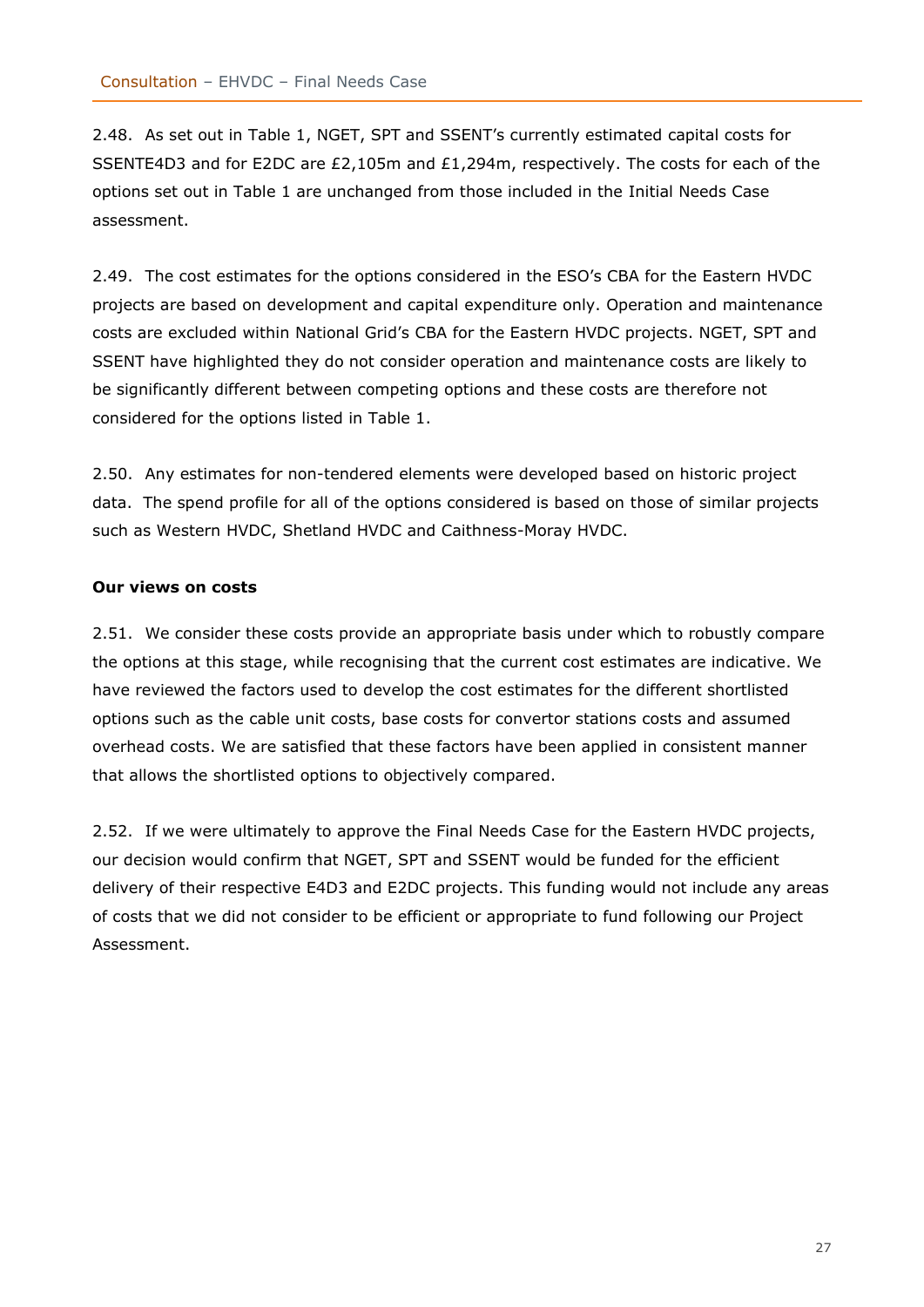2.48. As set out in Table 1, NGET, SPT and SSENT's currently estimated capital costs for SSENTE4D3 and for E2DC are £2,105m and £1,294m, respectively. The costs for each of the options set out in Table 1 are unchanged from those included in the Initial Needs Case assessment.

2.49. The cost estimates for the options considered in the ESO's CBA for the Eastern HVDC projects are based on development and capital expenditure only. Operation and maintenance costs are excluded within National Grid's CBA for the Eastern HVDC projects. NGET, SPT and SSENT have highlighted they do not consider operation and maintenance costs are likely to be significantly different between competing options and these costs are therefore not considered for the options listed in Table 1.

2.50. Any estimates for non-tendered elements were developed based on historic project data. The spend profile for all of the options considered is based on those of similar projects such as Western HVDC, Shetland HVDC and Caithness-Moray HVDC.

**Our views on costs**

2.51. We consider these costs provide an appropriate basis under which to robustly compare the options at this stage, while recognising that the current cost estimates are indicative. We have reviewed the factors used to develop the cost estimates for the different shortlisted options such as the cable unit costs, base costs for convertor stations costs and assumed overhead costs. We are satisfied that these factors have been applied in consistent manner that allows the shortlisted options to objectively compared.

2.52. If we were ultimately to approve the Final Needs Case for the Eastern HVDC projects, our decision would confirm that NGET, SPT and SSENT would be funded for the efficient delivery of their respective E4D3 and E2DC projects. This funding would not include any areas of costs that we did not consider to be efficient or appropriate to fund following our Project Assessment.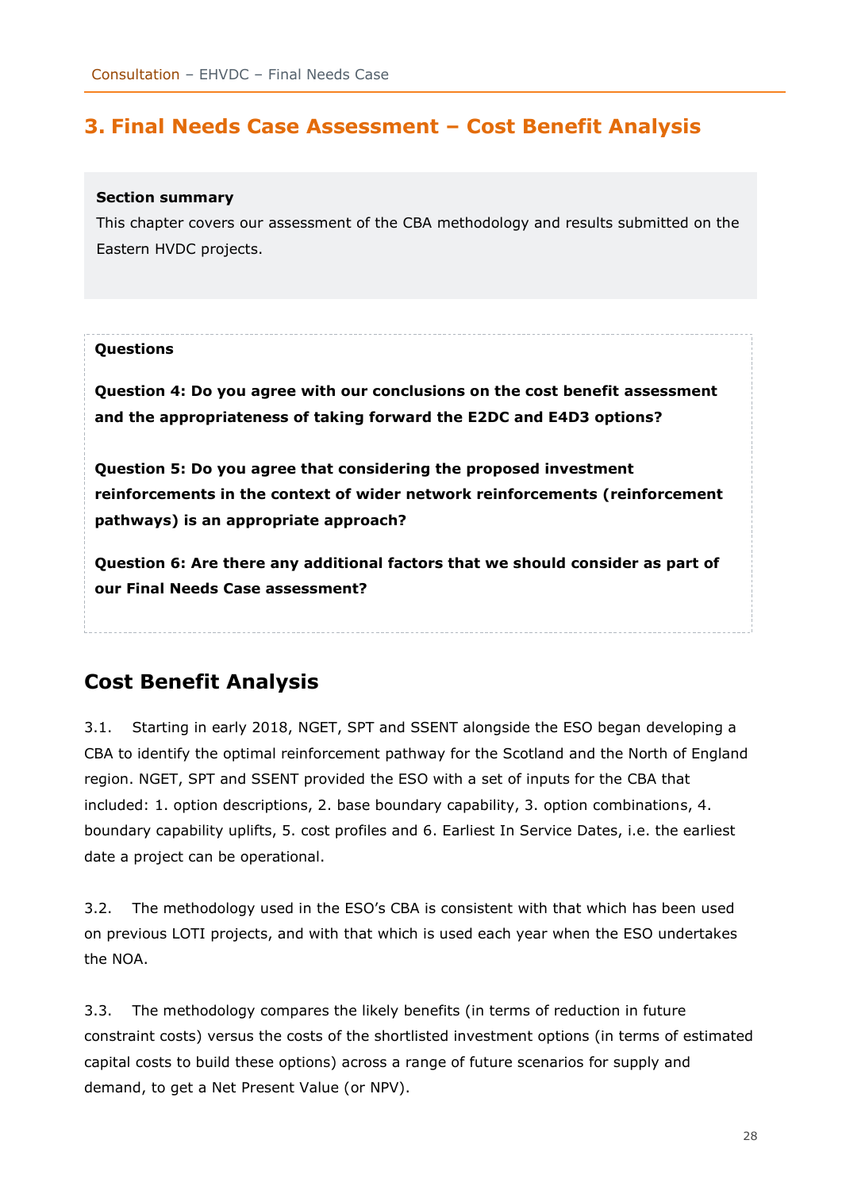# 3. Final Needs Case Assessment – Cost Benefit Analysis

**Section summary**

This chapter covers our assessment of the CBA methodology and results submitted on the Eastern HVDC projects.

**Questions**

**Question 4: Do you agree with our conclusions on the cost benefit assessment and the appropriateness of taking forward the E2DC and E4D3 options?**

**Question 5: Do you agree that considering the proposed investment reinforcements in the context of wider network reinforcements (reinforcement pathways) is an appropriate approach?**

**Question 6: Are there any additional factors that we should consider as part of our Final Needs Case assessment?**

## Cost Benefit Analysis

3.1. Starting in early 2018, NGET, SPT and SSENT alongside the ESO began developing a CBA to identify the optimal reinforcement pathway for the Scotland and the North of England region. NGET, SPT and SSENT provided the ESO with a set of inputs for the CBA that included: 1. option descriptions, 2. base boundary capability, 3. option combinations, 4. boundary capability uplifts, 5. cost profiles and 6. Earliest In Service Dates, i.e. the earliest date a project can be operational.

3.2. The methodology used in the ESO's CBA is consistent with that which has been used on previous LOTI projects, and with that which is used each year when the ESO undertakes the NOA.

3.3. The methodology compares the likely benefits (in terms of reduction in future constraint costs) versus the costs of the shortlisted investment options (in terms of estimated capital costs to build these options) across a range of future scenarios for supply and demand, to get a Net Present Value (or NPV).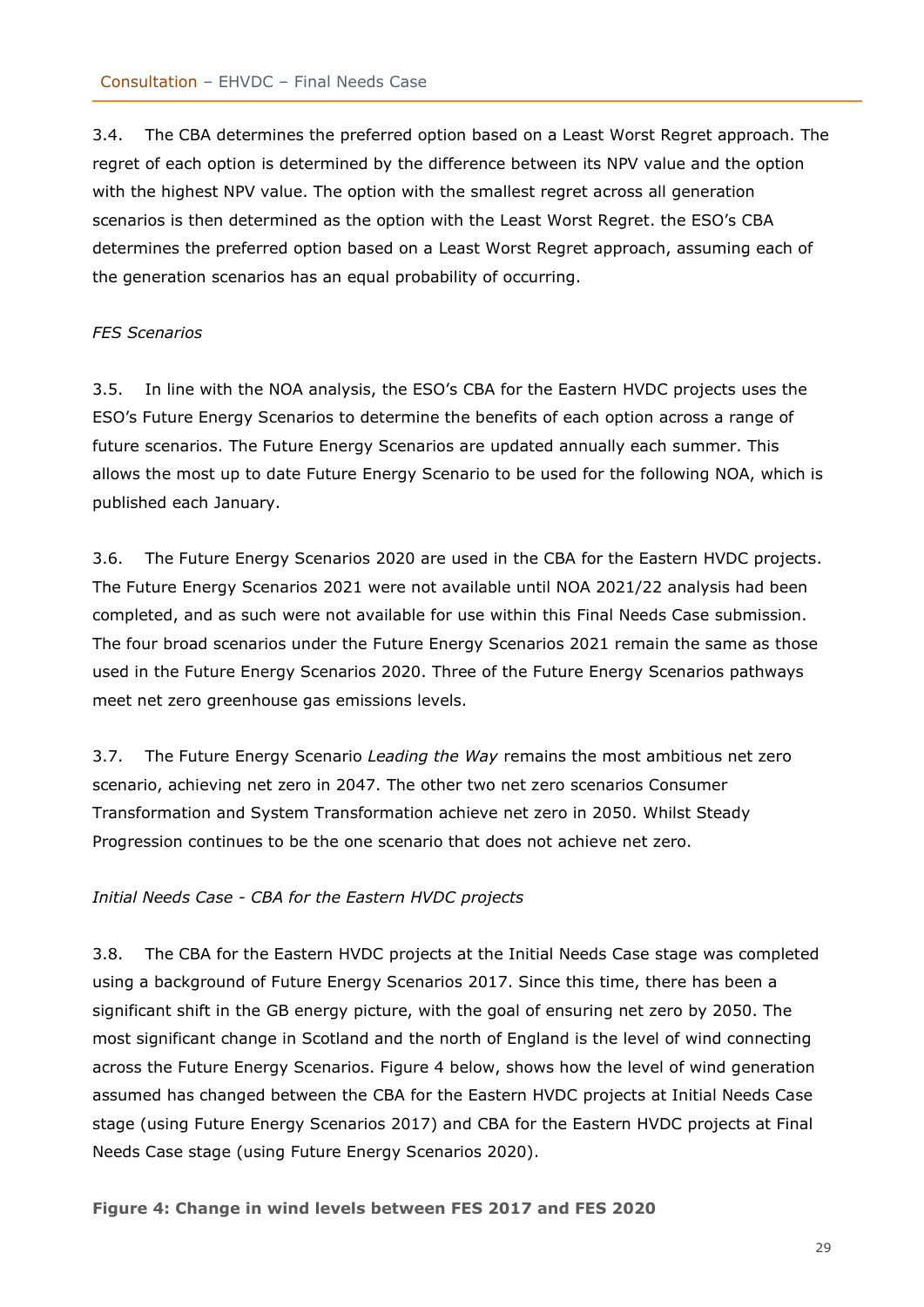3.4. The CBA determines the preferred option based on a Least Worst Regret approach. The regret of each option is determined by the difference between its NPV value and the option with the highest NPV value. The option with the smallest regret across all generation scenarios is then determined as the option with the Least Worst Regret. the ESO's CBA determines the preferred option based on a Least Worst Regret approach, assuming each of the generation scenarios has an equal probability of occurring.

*FES Scenarios*

3.5. In line with the NOA analysis, the ESO's CBA for the Eastern HVDC projects uses the ESO's Future Energy Scenarios to determine the benefits of each option across a range of future scenarios. The Future Energy Scenarios are updated annually each summer. This allows the most up to date Future Energy Scenario to be used for the following NOA, which is published each January.

3.6. The Future Energy Scenarios 2020 are used in the CBA for the Eastern HVDC projects. The Future Energy Scenarios 2021 were not available until NOA 2021/22 analysis had been completed, and as such were not available for use within this Final Needs Case submission. The four broad scenarios under the Future Energy Scenarios 2021 remain the same as those used in the Future Energy Scenarios 2020. Three of the Future Energy Scenarios pathways meet net zero greenhouse gas emissions levels.

3.7. The Future Energy Scenario *Leading the Way* remains the most ambitious net zero scenario, achieving net zero in 2047. The other two net zero scenarios Consumer Transformation and System Transformation achieve net zero in 2050. Whilst Steady Progression continues to be the one scenario that does not achieve net zero.

*Initial Needs Case - CBA for the Eastern HVDC projects*

3.8. The CBA for the Eastern HVDC projects at the Initial Needs Case stage was completed using a background of Future Energy Scenarios 2017. Since this time, there has been a significant shift in the GB energy picture, with the goal of ensuring net zero by 2050. The most significant change in Scotland and the north of England is the level of wind connecting across the Future Energy Scenarios. Figure 4 below, shows how the level of wind generation assumed has changed between the CBA for the Eastern HVDC projects at Initial Needs Case stage (using Future Energy Scenarios 2017) and CBA for the Eastern HVDC projects at Final Needs Case stage (using Future Energy Scenarios 2020).

**Figure 4: Change in wind levels between FES 2017 and FES 2020**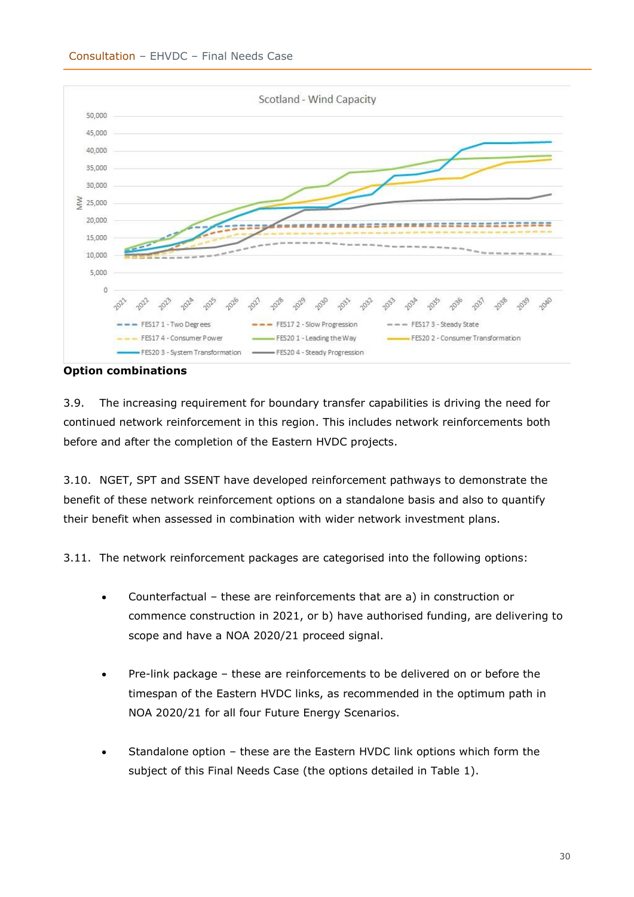Scotland - Wind Capacity

Option combinations

3.9. The increasing requirement for boundary transfer capabilities is driving the need for continued network reinforcement in this region. This includes network reinforcements both before and after the completion of the Eastern HVDC projects.

3.10. NGET, SPT and SSENT have developed reinforcement pathways to demonstrate the benefit of these network reinforcement options on a standalone basis and also to quantify their benefit when assessed in combination with wider network investment plans.

3.11. The network reinforcement packages are categorised into the following options:

- Counterfactual – these are reinforcements that are a) in construction or commence construction in 2021, or b) have authorised funding, are delivering to scope and have a NOA 2020/21 proceed signal.
- Pre-link package – these are reinforcements to be delivered on or before the timespan of the Eastern HVDC links, as recommended in the optimum path in NOA 2020/21 for all four Future Energy Scenarios.
- Standalone option – these are the Eastern HVDC link options which form the subject of this Final Needs Case (the options detailed in Table 1).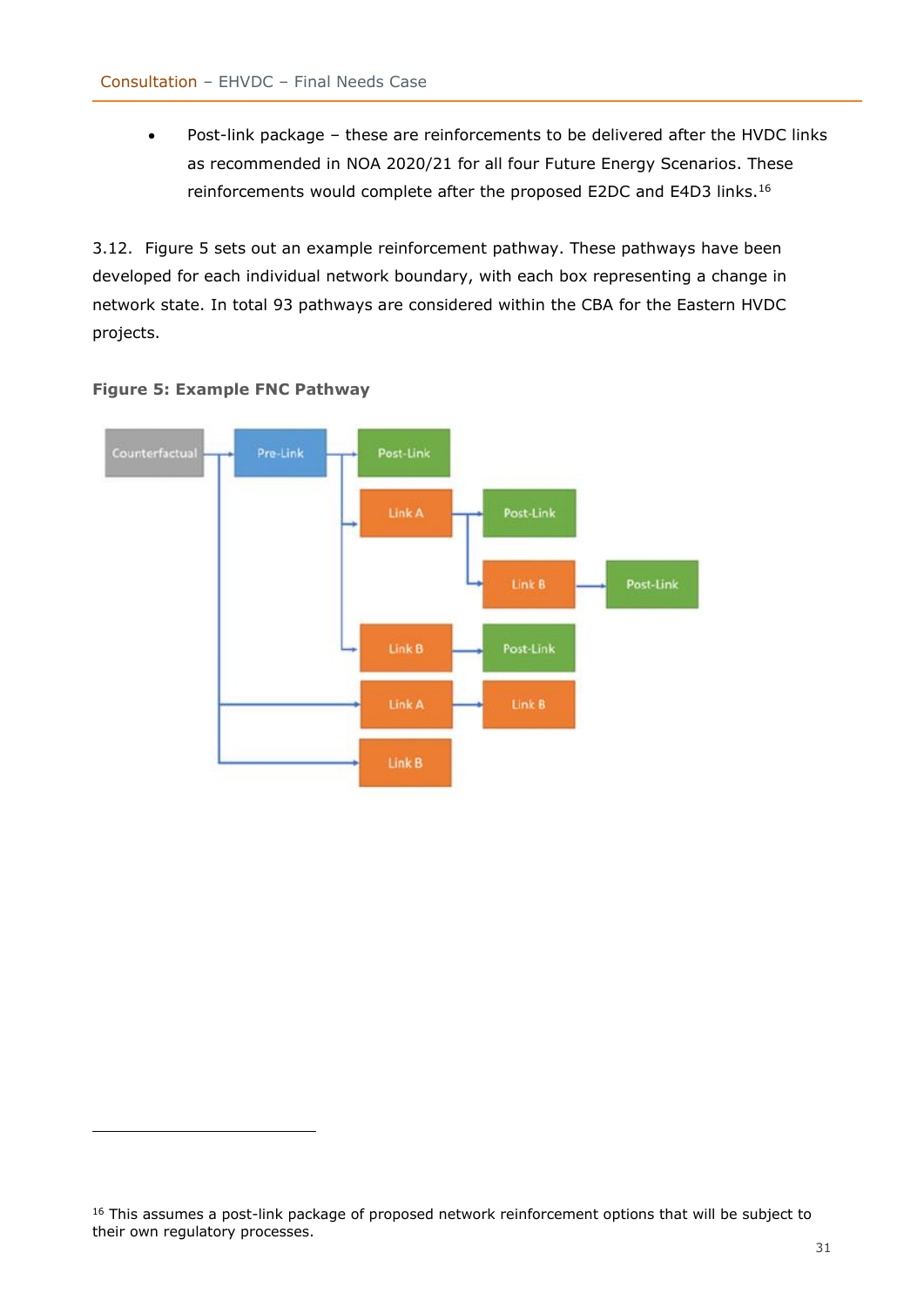- Post-link package – these are reinforcements to be delivered after the HVDC links as recommended in NOA 2020/21 for all four Future Energy Scenarios. These reinforcements would complete after the proposed E2DC and E4D3 links.[16]

3.12. Figure 5 sets out an example reinforcement pathway. These pathways have been developed for each individual network boundary, with each box representing a change in network state. In total 93 pathways are considered within the CBA for the Eastern HVDC projects.

**Figure 5: Example FNC Pathway**

Counterfactual → Pre-Link → Post-Link

Link A → Post-Link

Link B → Post-Link

Link B → Post-Link

Link A → Link B

Link B

[16] This assumes a post-link package of proposed network reinforcement options that will be subject to their own regulatory processes.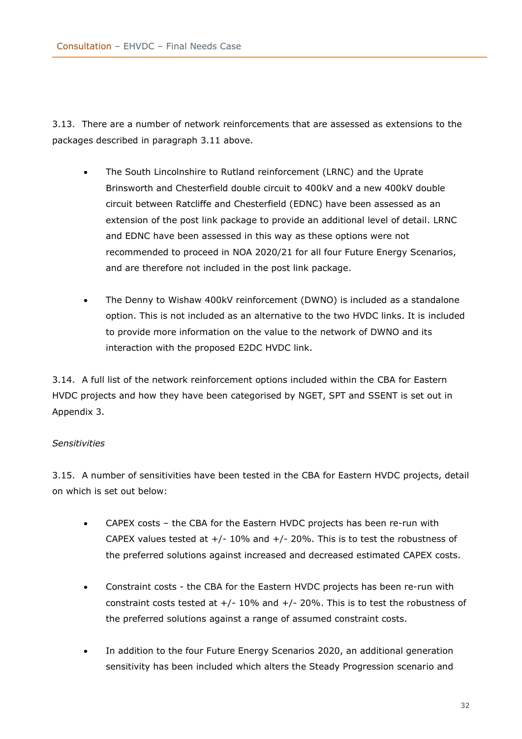3.13. There are a number of network reinforcements that are assessed as extensions to the packages described in paragraph 3.11 above.

- The South Lincolnshire to Rutland reinforcement (LRNC) and the Uprate Brinsworth and Chesterfield double circuit to 400kV and a new 400kV double circuit between Ratcliffe and Chesterfield (EDNC) have been assessed as an extension of the post link package to provide an additional level of detail. LRNC and EDNC have been assessed in this way as these options were not recommended to proceed in NOA 2020/21 for all four Future Energy Scenarios, and are therefore not included in the post link package.

- The Denny to Wishaw 400kV reinforcement (DWNO) is included as a standalone option. This is not included as an alternative to the two HVDC links. It is included to provide more information on the value to the network of DWNO and its interaction with the proposed E2DC HVDC link.

3.14. A full list of the network reinforcement options included within the CBA for Eastern HVDC projects and how they have been categorised by NGET, SPT and SSENT is set out in Appendix 3.

*Sensitivities*

3.15. A number of sensitivities have been tested in the CBA for Eastern HVDC projects, detail on which is set out below:

- CAPEX costs – the CBA for the Eastern HVDC projects has been re-run with CAPEX values tested at +/- 10% and +/- 20%. This is to test the robustness of the preferred solutions against increased and decreased estimated CAPEX costs.

- Constraint costs - the CBA for the Eastern HVDC projects has been re-run with constraint costs tested at +/- 10% and +/- 20%. This is to test the robustness of the preferred solutions against a range of assumed constraint costs.

- In addition to the four Future Energy Scenarios 2020, an additional generation sensitivity has been included which alters the Steady Progression scenario and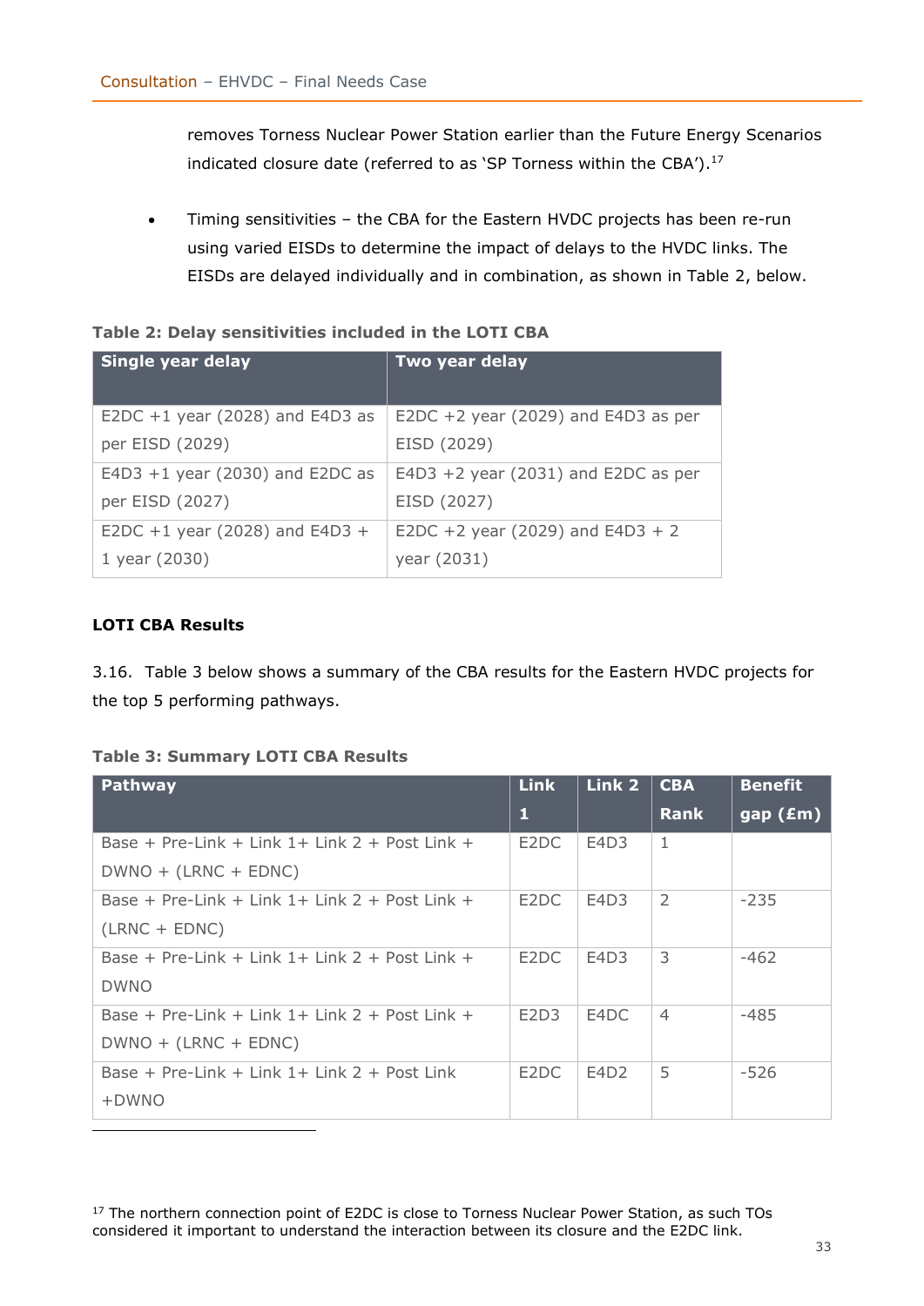removes Torness Nuclear Power Station earlier than the Future Energy Scenarios indicated closure date (referred to as 'SP Torness within the CBA').[17]

- Timing sensitivities – the CBA for the Eastern HVDC projects has been re-run using varied EISDs to determine the impact of delays to the HVDC links. The EISDs are delayed individually and in combination, as shown in Table 2, below.

**Table 2: Delay sensitivities included in the LOTI CBA**

| Single year delay | Two year delay |
|---|---|
| E2DC +1 year (2028) and E4D3 as per EISD (2029) | E2DC +2 year (2029) and E4D3 as per EISD (2029) |
| E4D3 +1 year (2030) and E2DC as per EISD (2027) | E4D3 +2 year (2031) and E2DC as per EISD (2027) |
| E2DC +1 year (2028) and E4D3 + 1 year (2030) | E2DC +2 year (2029) and E4D3 + 2 year (2031) |

**LOTI CBA Results**

3.16. Table 3 below shows a summary of the CBA results for the Eastern HVDC projects for the top 5 performing pathways.

**Table 3: Summary LOTI CBA Results**

| Pathway | Link 1 | Link 2 | CBA Rank | Benefit gap (£m) |
|---|---|---|---|---|
| Base + Pre-Link + Link 1+ Link 2 + Post Link + DWNO + (LRNC + EDNC) | E2DC | E4D3 | 1 | |
| Base + Pre-Link + Link 1+ Link 2 + Post Link + (LRNC + EDNC) | E2DC | E4D3 | 2 | -235 |
| Base + Pre-Link + Link 1+ Link 2 + Post Link + DWNO | E2DC | E4D3 | 3 | -462 |
| Base + Pre-Link + Link 1+ Link 2 + Post Link + DWNO + (LRNC + EDNC) | E2D3 | E4DC | 4 | -485 |
| Base + Pre-Link + Link 1+ Link 2 + Post Link +DWNO | E2DC | E4D2 | 5 | -526 |

[17] The northern connection point of E2DC is close to Torness Nuclear Power Station, as such TOs considered it important to understand the interaction between its closure and the E2DC link.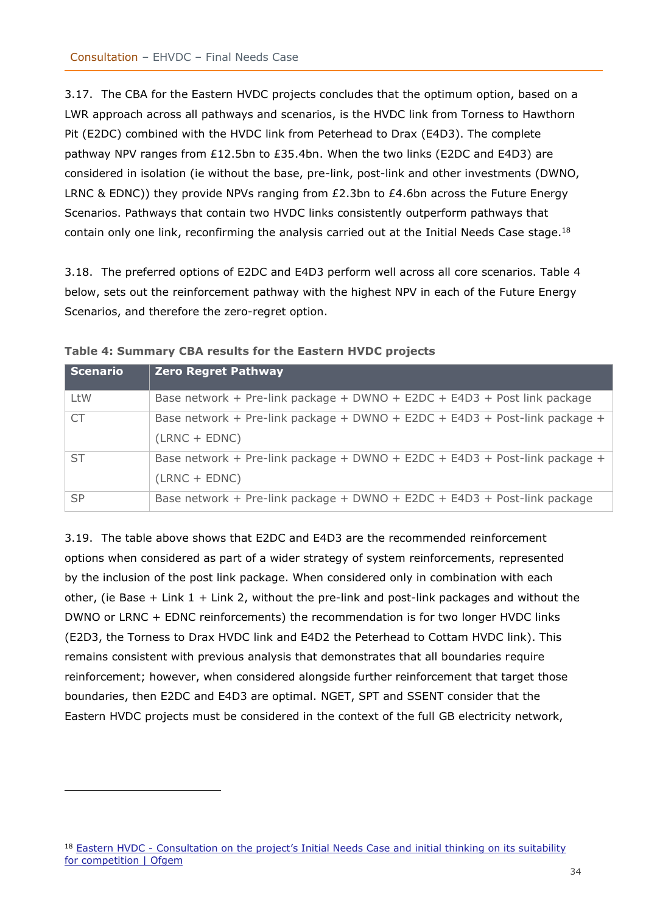3.17. The CBA for the Eastern HVDC projects concludes that the optimum option, based on a LWR approach across all pathways and scenarios, is the HVDC link from Torness to Hawthorn Pit (E2DC) combined with the HVDC link from Peterhead to Drax (E4D3). The complete pathway NPV ranges from £12.5bn to £35.4bn. When the two links (E2DC and E4D3) are considered in isolation (ie without the base, pre-link, post-link and other investments (DWNO, LRNC & EDNC)) they provide NPVs ranging from £2.3bn to £4.6bn across the Future Energy Scenarios. Pathways that contain two HVDC links consistently outperform pathways that contain only one link, reconfirming the analysis carried out at the Initial Needs Case stage.[18]

3.18. The preferred options of E2DC and E4D3 perform well across all core scenarios. Table 4 below, sets out the reinforcement pathway with the highest NPV in each of the Future Energy Scenarios, and therefore the zero-regret option.

**Table 4: Summary CBA results for the Eastern HVDC projects**

| Scenario | Zero Regret Pathway |
|---|---|
| LtW | Base network + Pre-link package + DWNO + E2DC + E4D3 + Post link package |
| CT | Base network + Pre-link package + DWNO + E2DC + E4D3 + Post-link package + (LRNC + EDNC) |
| ST | Base network + Pre-link package + DWNO + E2DC + E4D3 + Post-link package + (LRNC + EDNC) |
| SP | Base network + Pre-link package + DWNO + E2DC + E4D3 + Post-link package |

3.19. The table above shows that E2DC and E4D3 are the recommended reinforcement options when considered as part of a wider strategy of system reinforcements, represented by the inclusion of the post link package. When considered only in combination with each other, (ie Base + Link 1 + Link 2, without the pre-link and post-link packages and without the DWNO or LRNC + EDNC reinforcements) the recommendation is for two longer HVDC links (E2D3, the Torness to Drax HVDC link and E4D2 the Peterhead to Cottam HVDC link). This remains consistent with previous analysis that demonstrates that all boundaries require reinforcement; however, when considered alongside further reinforcement that target those boundaries, then E2DC and E4D3 are optimal. NGET, SPT and SSENT consider that the Eastern HVDC projects must be considered in the context of the full GB electricity network,

[18] [Eastern HVDC - Consultation on the project's Initial Needs Case and initial thinking on its suitability for competition | Ofgem]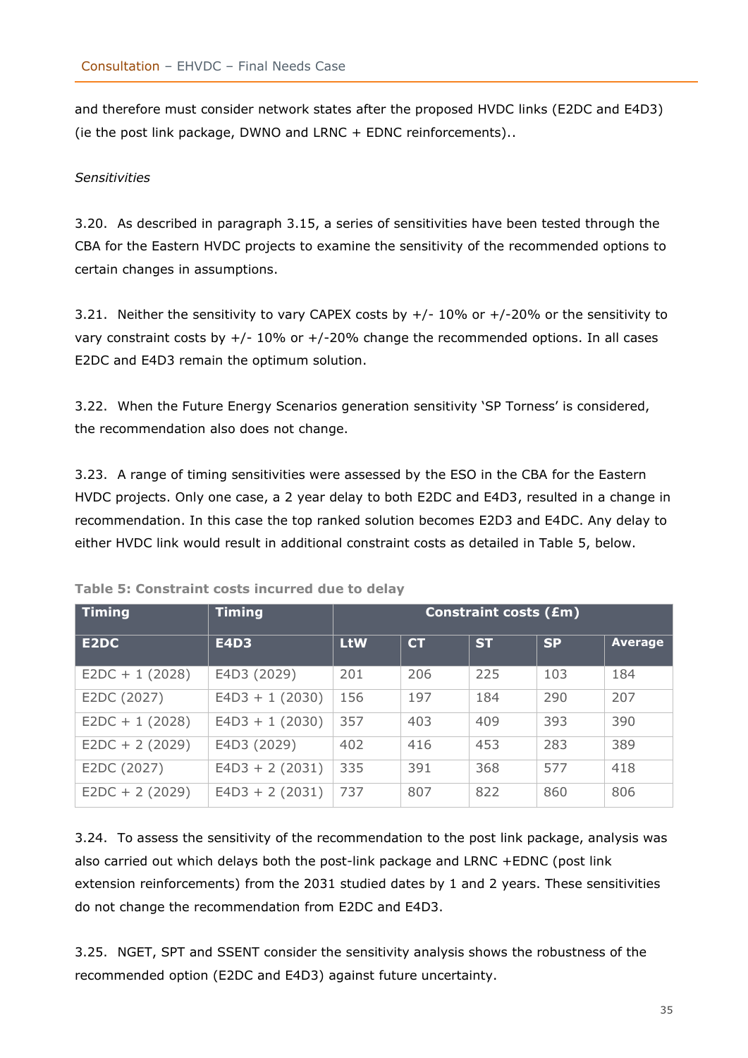and therefore must consider network states after the proposed HVDC links (E2DC and E4D3) (ie the post link package, DWNO and LRNC + EDNC reinforcements)..

*Sensitivities*

3.20. As described in paragraph 3.15, a series of sensitivities have been tested through the CBA for the Eastern HVDC projects to examine the sensitivity of the recommended options to certain changes in assumptions.

3.21. Neither the sensitivity to vary CAPEX costs by +/- 10% or +/-20% or the sensitivity to vary constraint costs by +/- 10% or +/-20% change the recommended options. In all cases E2DC and E4D3 remain the optimum solution.

3.22. When the Future Energy Scenarios generation sensitivity 'SP Torness' is considered, the recommendation also does not change.

3.23. A range of timing sensitivities were assessed by the ESO in the CBA for the Eastern HVDC projects. Only one case, a 2 year delay to both E2DC and E4D3, resulted in a change in recommendation. In this case the top ranked solution becomes E2D3 and E4DC. Any delay to either HVDC link would result in additional constraint costs as detailed in Table 5, below.

**Table 5: Constraint costs incurred due to delay**

| Timing | Timing | Constraint costs (£m) | | | | |
|---|---|---|---|---|---|---|
| **E2DC** | **E4D3** | **LtW** | **CT** | **ST** | **SP** | **Average** |
| E2DC + 1 (2028) | E4D3 (2029) | 201 | 206 | 225 | 103 | 184 |
| E2DC (2027) | E4D3 + 1 (2030) | 156 | 197 | 184 | 290 | 207 |
| E2DC + 1 (2028) | E4D3 + 1 (2030) | 357 | 403 | 409 | 393 | 390 |
| E2DC + 2 (2029) | E4D3 (2029) | 402 | 416 | 453 | 283 | 389 |
| E2DC (2027) | E4D3 + 2 (2031) | 335 | 391 | 368 | 577 | 418 |
| E2DC + 2 (2029) | E4D3 + 2 (2031) | 737 | 807 | 822 | 860 | 806 |

3.24. To assess the sensitivity of the recommendation to the post link package, analysis was also carried out which delays both the post-link package and LRNC +EDNC (post link extension reinforcements) from the 2031 studied dates by 1 and 2 years. These sensitivities do not change the recommendation from E2DC and E4D3.

3.25. NGET, SPT and SSENT consider the sensitivity analysis shows the robustness of the recommended option (E2DC and E4D3) against future uncertainty.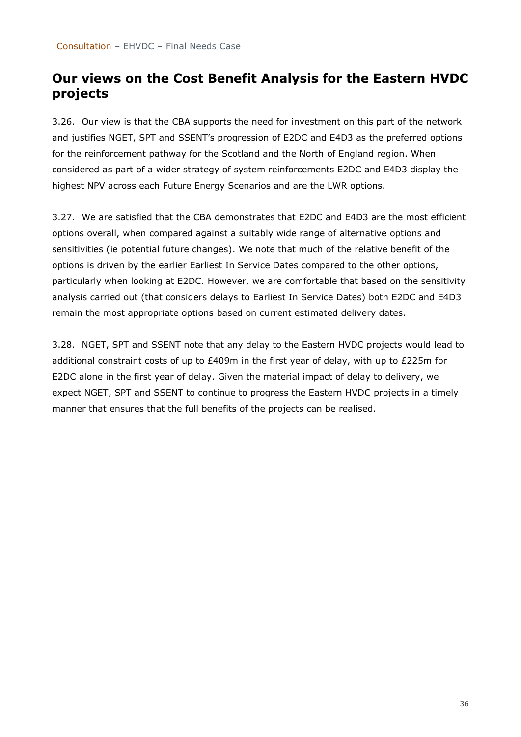## Our views on the Cost Benefit Analysis for the Eastern HVDC projects

3.26. Our view is that the CBA supports the need for investment on this part of the network and justifies NGET, SPT and SSENT's progression of E2DC and E4D3 as the preferred options for the reinforcement pathway for the Scotland and the North of England region. When considered as part of a wider strategy of system reinforcements E2DC and E4D3 display the highest NPV across each Future Energy Scenarios and are the LWR options.

3.27. We are satisfied that the CBA demonstrates that E2DC and E4D3 are the most efficient options overall, when compared against a suitably wide range of alternative options and sensitivities (ie potential future changes). We note that much of the relative benefit of the options is driven by the earlier Earliest In Service Dates compared to the other options, particularly when looking at E2DC. However, we are comfortable that based on the sensitivity analysis carried out (that considers delays to Earliest In Service Dates) both E2DC and E4D3 remain the most appropriate options based on current estimated delivery dates.

3.28. NGET, SPT and SSENT note that any delay to the Eastern HVDC projects would lead to additional constraint costs of up to £409m in the first year of delay, with up to £225m for E2DC alone in the first year of delay. Given the material impact of delay to delivery, we expect NGET, SPT and SSENT to continue to progress the Eastern HVDC projects in a timely manner that ensures that the full benefits of the projects can be realised.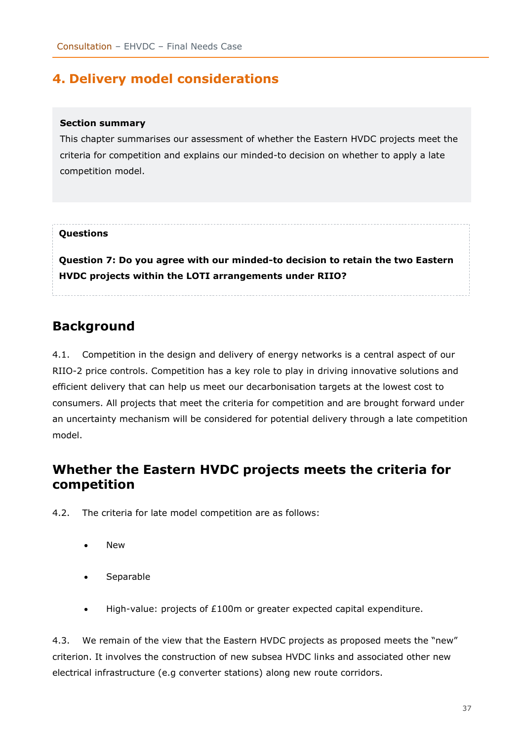# 4. Delivery model considerations

**Section summary**

This chapter summarises our assessment of whether the Eastern HVDC projects meet the criteria for competition and explains our minded-to decision on whether to apply a late competition model.

**Questions**

**Question 7: Do you agree with our minded-to decision to retain the two Eastern HVDC projects within the LOTI arrangements under RIIO?**

## Background

4.1. Competition in the design and delivery of energy networks is a central aspect of our RIIO-2 price controls. Competition has a key role to play in driving innovative solutions and efficient delivery that can help us meet our decarbonisation targets at the lowest cost to consumers. All projects that meet the criteria for competition and are brought forward under an uncertainty mechanism will be considered for potential delivery through a late competition model.

## Whether the Eastern HVDC projects meets the criteria for competition

4.2. The criteria for late model competition are as follows:

- New
- Separable
- High-value: projects of £100m or greater expected capital expenditure.

4.3. We remain of the view that the Eastern HVDC projects as proposed meets the "new" criterion. It involves the construction of new subsea HVDC links and associated other new electrical infrastructure (e.g converter stations) along new route corridors.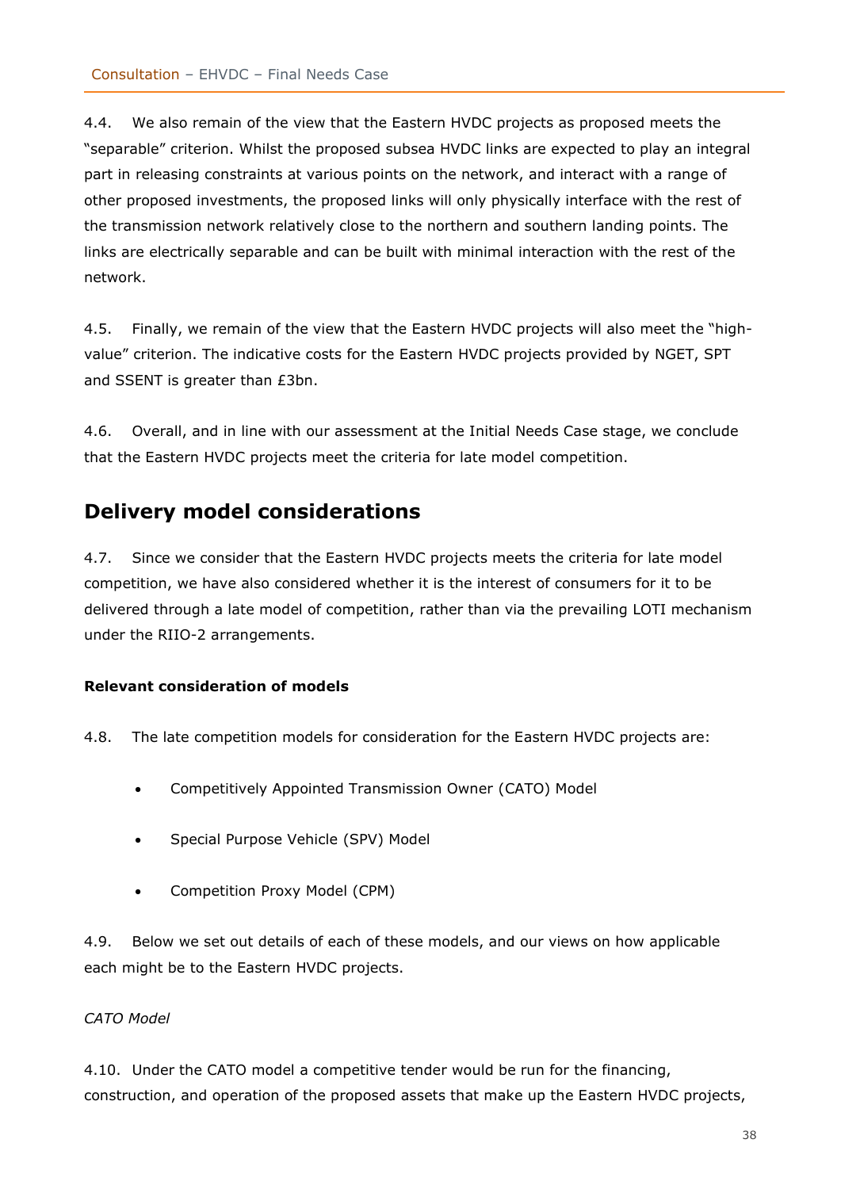4.4. We also remain of the view that the Eastern HVDC projects as proposed meets the "separable" criterion. Whilst the proposed subsea HVDC links are expected to play an integral part in releasing constraints at various points on the network, and interact with a range of other proposed investments, the proposed links will only physically interface with the rest of the transmission network relatively close to the northern and southern landing points. The links are electrically separable and can be built with minimal interaction with the rest of the network.

4.5. Finally, we remain of the view that the Eastern HVDC projects will also meet the "high-value" criterion. The indicative costs for the Eastern HVDC projects provided by NGET, SPT and SSENT is greater than £3bn.

4.6. Overall, and in line with our assessment at the Initial Needs Case stage, we conclude that the Eastern HVDC projects meet the criteria for late model competition.

## Delivery model considerations

4.7. Since we consider that the Eastern HVDC projects meets the criteria for late model competition, we have also considered whether it is the interest of consumers for it to be delivered through a late model of competition, rather than via the prevailing LOTI mechanism under the RIIO-2 arrangements.

**Relevant consideration of models**

4.8. The late competition models for consideration for the Eastern HVDC projects are:

- Competitively Appointed Transmission Owner (CATO) Model
- Special Purpose Vehicle (SPV) Model
- Competition Proxy Model (CPM)

4.9. Below we set out details of each of these models, and our views on how applicable each might be to the Eastern HVDC projects.

*CATO Model*

4.10. Under the CATO model a competitive tender would be run for the financing, construction, and operation of the proposed assets that make up the Eastern HVDC projects,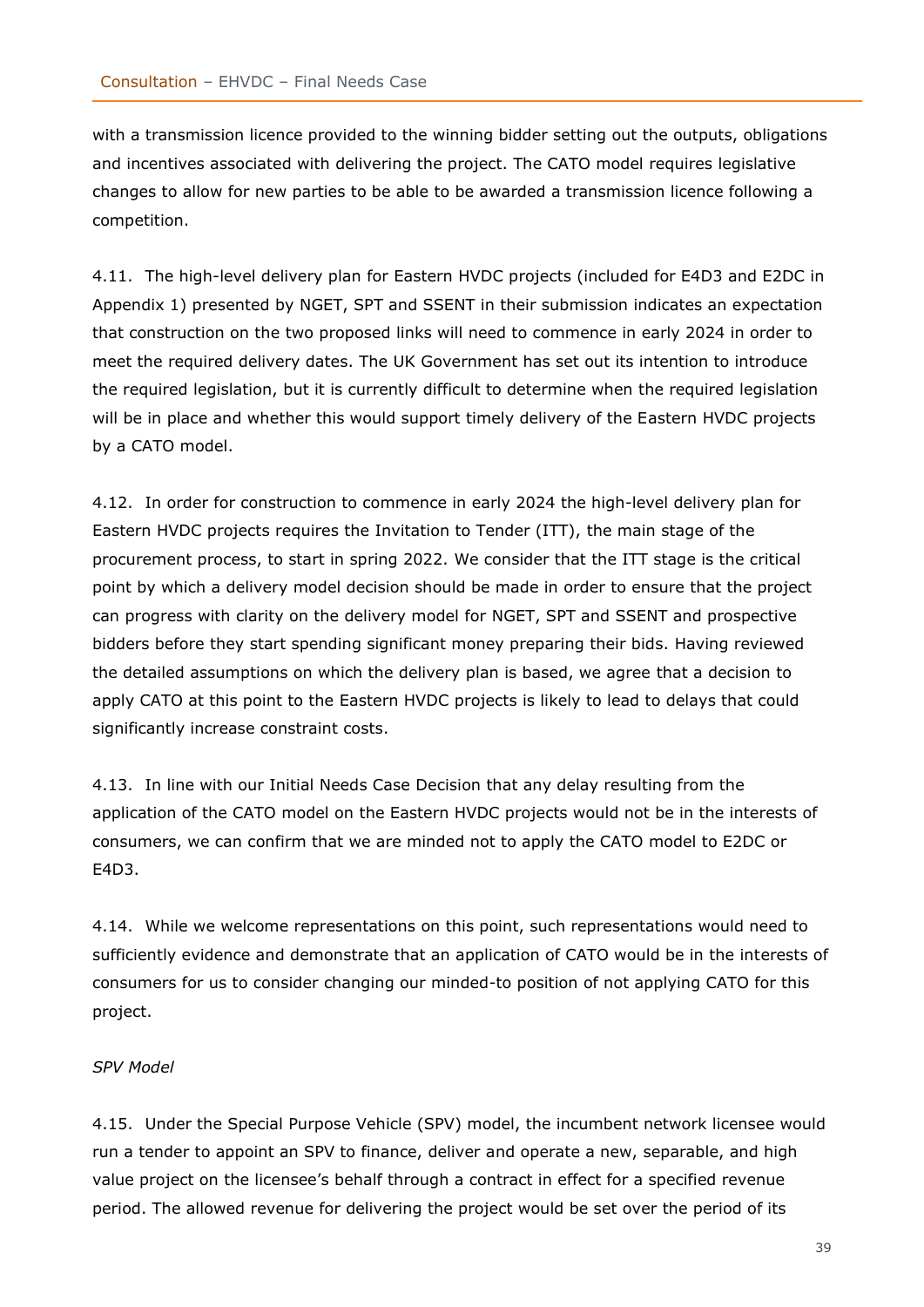with a transmission licence provided to the winning bidder setting out the outputs, obligations and incentives associated with delivering the project. The CATO model requires legislative changes to allow for new parties to be able to be awarded a transmission licence following a competition.

4.11. The high-level delivery plan for Eastern HVDC projects (included for E4D3 and E2DC in Appendix 1) presented by NGET, SPT and SSENT in their submission indicates an expectation that construction on the two proposed links will need to commence in early 2024 in order to meet the required delivery dates. The UK Government has set out its intention to introduce the required legislation, but it is currently difficult to determine when the required legislation will be in place and whether this would support timely delivery of the Eastern HVDC projects by a CATO model.

4.12. In order for construction to commence in early 2024 the high-level delivery plan for Eastern HVDC projects requires the Invitation to Tender (ITT), the main stage of the procurement process, to start in spring 2022. We consider that the ITT stage is the critical point by which a delivery model decision should be made in order to ensure that the project can progress with clarity on the delivery model for NGET, SPT and SSENT and prospective bidders before they start spending significant money preparing their bids. Having reviewed the detailed assumptions on which the delivery plan is based, we agree that a decision to apply CATO at this point to the Eastern HVDC projects is likely to lead to delays that could significantly increase constraint costs.

4.13. In line with our Initial Needs Case Decision that any delay resulting from the application of the CATO model on the Eastern HVDC projects would not be in the interests of consumers, we can confirm that we are minded not to apply the CATO model to E2DC or E4D3.

4.14. While we welcome representations on this point, such representations would need to sufficiently evidence and demonstrate that an application of CATO would be in the interests of consumers for us to consider changing our minded-to position of not applying CATO for this project.

*SPV Model*

4.15. Under the Special Purpose Vehicle (SPV) model, the incumbent network licensee would run a tender to appoint an SPV to finance, deliver and operate a new, separable, and high value project on the licensee's behalf through a contract in effect for a specified revenue period. The allowed revenue for delivering the project would be set over the period of its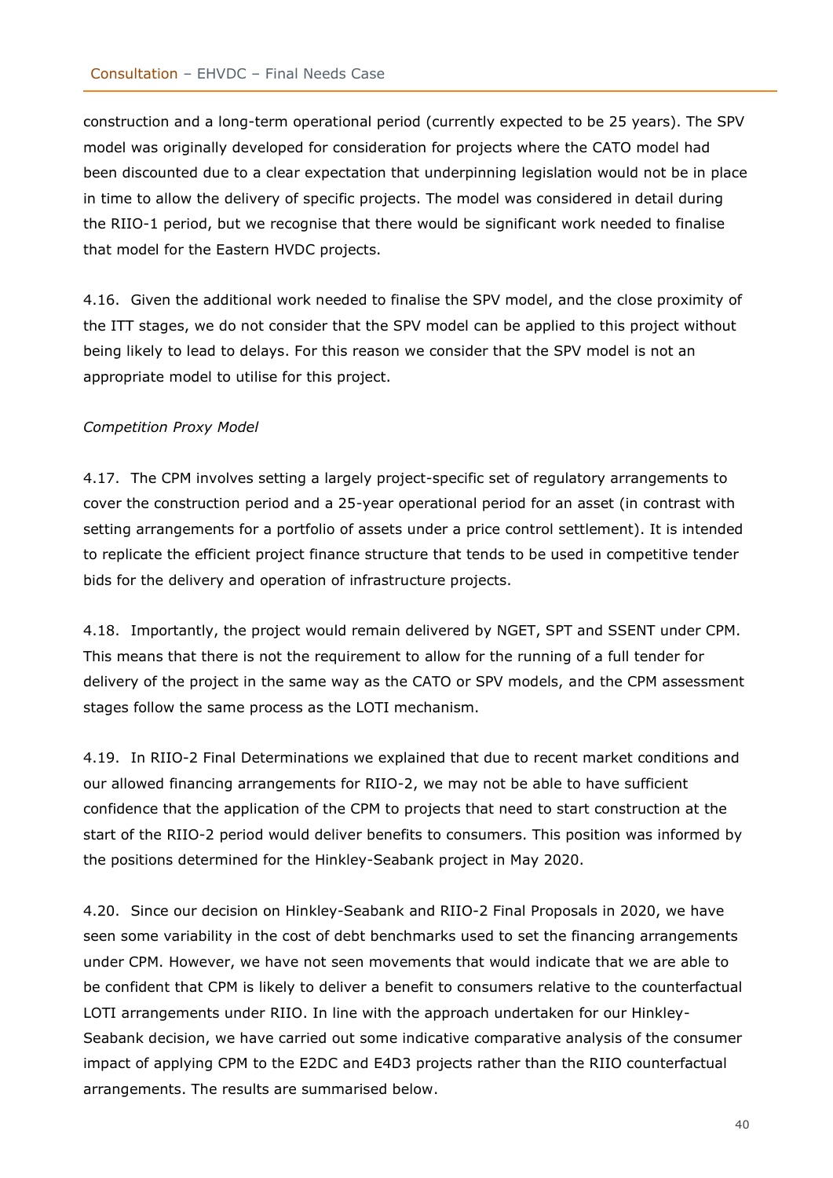construction and a long-term operational period (currently expected to be 25 years). The SPV model was originally developed for consideration for projects where the CATO model had been discounted due to a clear expectation that underpinning legislation would not be in place in time to allow the delivery of specific projects. The model was considered in detail during the RIIO-1 period, but we recognise that there would be significant work needed to finalise that model for the Eastern HVDC projects.

4.16. Given the additional work needed to finalise the SPV model, and the close proximity of the ITT stages, we do not consider that the SPV model can be applied to this project without being likely to lead to delays. For this reason we consider that the SPV model is not an appropriate model to utilise for this project.

*Competition Proxy Model*

4.17. The CPM involves setting a largely project-specific set of regulatory arrangements to cover the construction period and a 25-year operational period for an asset (in contrast with setting arrangements for a portfolio of assets under a price control settlement). It is intended to replicate the efficient project finance structure that tends to be used in competitive tender bids for the delivery and operation of infrastructure projects.

4.18. Importantly, the project would remain delivered by NGET, SPT and SSENT under CPM. This means that there is not the requirement to allow for the running of a full tender for delivery of the project in the same way as the CATO or SPV models, and the CPM assessment stages follow the same process as the LOTI mechanism.

4.19. In RIIO-2 Final Determinations we explained that due to recent market conditions and our allowed financing arrangements for RIIO-2, we may not be able to have sufficient confidence that the application of the CPM to projects that need to start construction at the start of the RIIO-2 period would deliver benefits to consumers. This position was informed by the positions determined for the Hinkley-Seabank project in May 2020.

4.20. Since our decision on Hinkley-Seabank and RIIO-2 Final Proposals in 2020, we have seen some variability in the cost of debt benchmarks used to set the financing arrangements under CPM. However, we have not seen movements that would indicate that we are able to be confident that CPM is likely to deliver a benefit to consumers relative to the counterfactual LOTI arrangements under RIIO. In line with the approach undertaken for our Hinkley-Seabank decision, we have carried out some indicative comparative analysis of the consumer impact of applying CPM to the E2DC and E4D3 projects rather than the RIIO counterfactual arrangements. The results are summarised below.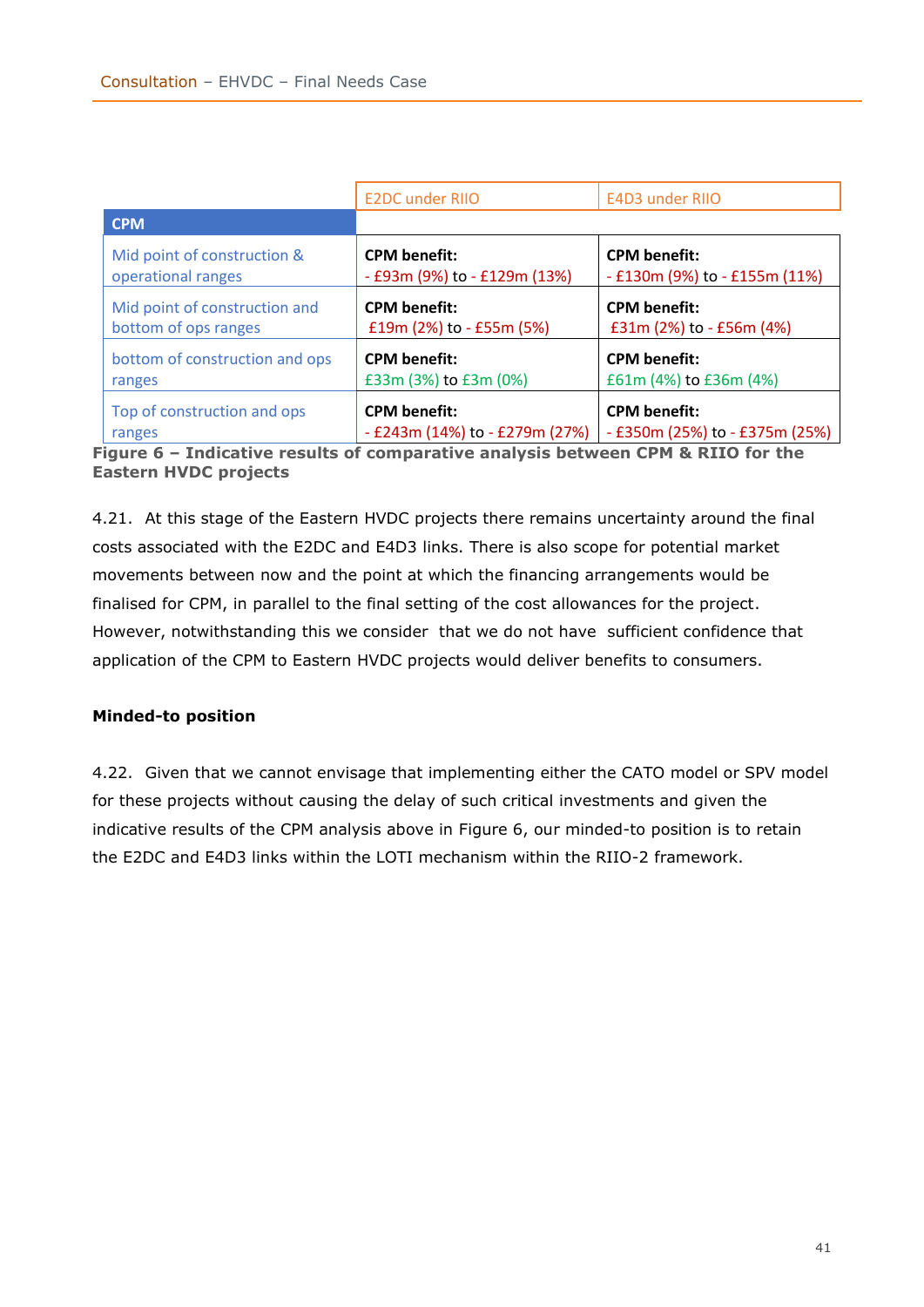| CPM | E2DC under RIIO | E4D3 under RIIO |
|---|---|---|
| Mid point of construction & operational ranges | **CPM benefit:** - £93m (9%) to - £129m (13%) | **CPM benefit:** - £130m (9%) to - £155m (11%) |
| Mid point of construction and bottom of ops ranges | **CPM benefit:** £19m (2%) to - £55m (5%) | **CPM benefit:** £31m (2%) to - £56m (4%) |
| bottom of construction and ops ranges | **CPM benefit:** £33m (3%) to £3m (0%) | **CPM benefit:** £61m (4%) to £36m (4%) |
| Top of construction and ops ranges | **CPM benefit:** - £243m (14%) to - £279m (27%) | **CPM benefit:** - £350m (25%) to - £375m (25%) |

**Figure 6 – Indicative results of comparative analysis between CPM & RIIO for the Eastern HVDC projects**

4.21. At this stage of the Eastern HVDC projects there remains uncertainty around the final costs associated with the E2DC and E4D3 links. There is also scope for potential market movements between now and the point at which the financing arrangements would be finalised for CPM, in parallel to the final setting of the cost allowances for the project. However, notwithstanding this we consider that we do not have sufficient confidence that application of the CPM to Eastern HVDC projects would deliver benefits to consumers.

**Minded-to position**

4.22. Given that we cannot envisage that implementing either the CATO model or SPV model for these projects without causing the delay of such critical investments and given the indicative results of the CPM analysis above in Figure 6, our minded-to position is to retain the E2DC and E4D3 links within the LOTI mechanism within the RIIO-2 framework.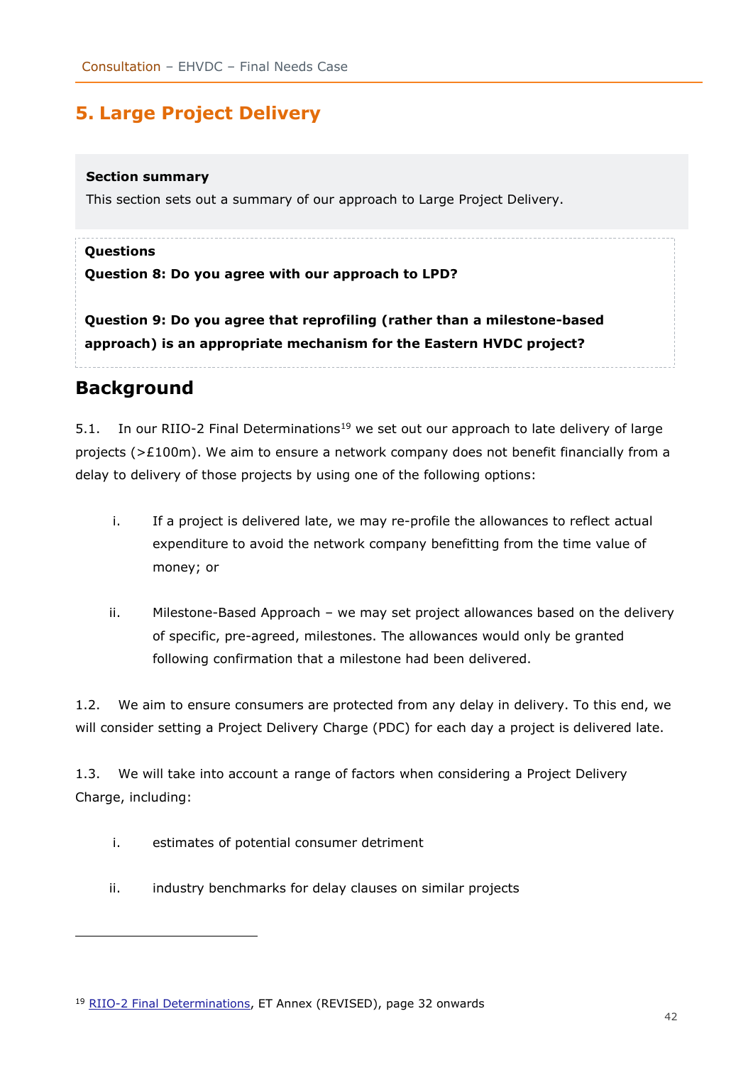# 5. Large Project Delivery

**Section summary**

This section sets out a summary of our approach to Large Project Delivery.

**Questions**

**Question 8: Do you agree with our approach to LPD?**

**Question 9: Do you agree that reprofiling (rather than a milestone-based approach) is an appropriate mechanism for the Eastern HVDC project?**

## Background

5.1. In our RIIO-2 Final Determinations[19] we set out our approach to late delivery of large projects (>£100m). We aim to ensure a network company does not benefit financially from a delay to delivery of those projects by using one of the following options:

i. If a project is delivered late, we may re-profile the allowances to reflect actual expenditure to avoid the network company benefitting from the time value of money; or

ii. Milestone-Based Approach – we may set project allowances based on the delivery of specific, pre-agreed, milestones. The allowances would only be granted following confirmation that a milestone had been delivered.

1.2. We aim to ensure consumers are protected from any delay in delivery. To this end, we will consider setting a Project Delivery Charge (PDC) for each day a project is delivered late.

1.3. We will take into account a range of factors when considering a Project Delivery Charge, including:

i. estimates of potential consumer detriment

ii. industry benchmarks for delay clauses on similar projects

[19] RIIO-2 Final Determinations, ET Annex (REVISED), page 32 onwards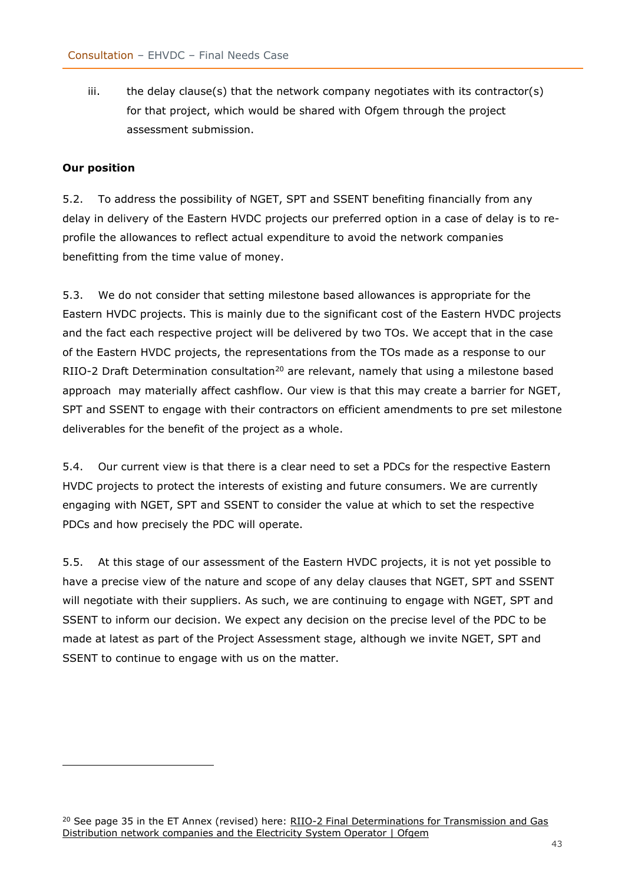iii. the delay clause(s) that the network company negotiates with its contractor(s) for that project, which would be shared with Ofgem through the project assessment submission.

**Our position**

5.2. To address the possibility of NGET, SPT and SSENT benefiting financially from any delay in delivery of the Eastern HVDC projects our preferred option in a case of delay is to re-profile the allowances to reflect actual expenditure to avoid the network companies benefitting from the time value of money.

5.3. We do not consider that setting milestone based allowances is appropriate for the Eastern HVDC projects. This is mainly due to the significant cost of the Eastern HVDC projects and the fact each respective project will be delivered by two TOs. We accept that in the case of the Eastern HVDC projects, the representations from the TOs made as a response to our RIIO-2 Draft Determination consultation[20] are relevant, namely that using a milestone based approach may materially affect cashflow. Our view is that this may create a barrier for NGET, SPT and SSENT to engage with their contractors on efficient amendments to pre set milestone deliverables for the benefit of the project as a whole.

5.4. Our current view is that there is a clear need to set a PDCs for the respective Eastern HVDC projects to protect the interests of existing and future consumers. We are currently engaging with NGET, SPT and SSENT to consider the value at which to set the respective PDCs and how precisely the PDC will operate.

5.5. At this stage of our assessment of the Eastern HVDC projects, it is not yet possible to have a precise view of the nature and scope of any delay clauses that NGET, SPT and SSENT will negotiate with their suppliers. As such, we are continuing to engage with NGET, SPT and SSENT to inform our decision. We expect any decision on the precise level of the PDC to be made at latest as part of the Project Assessment stage, although we invite NGET, SPT and SSENT to continue to engage with us on the matter.

---

[20] See page 35 in the ET Annex (revised) here: RIIO-2 Final Determinations for Transmission and Gas Distribution network companies and the Electricity System Operator | Ofgem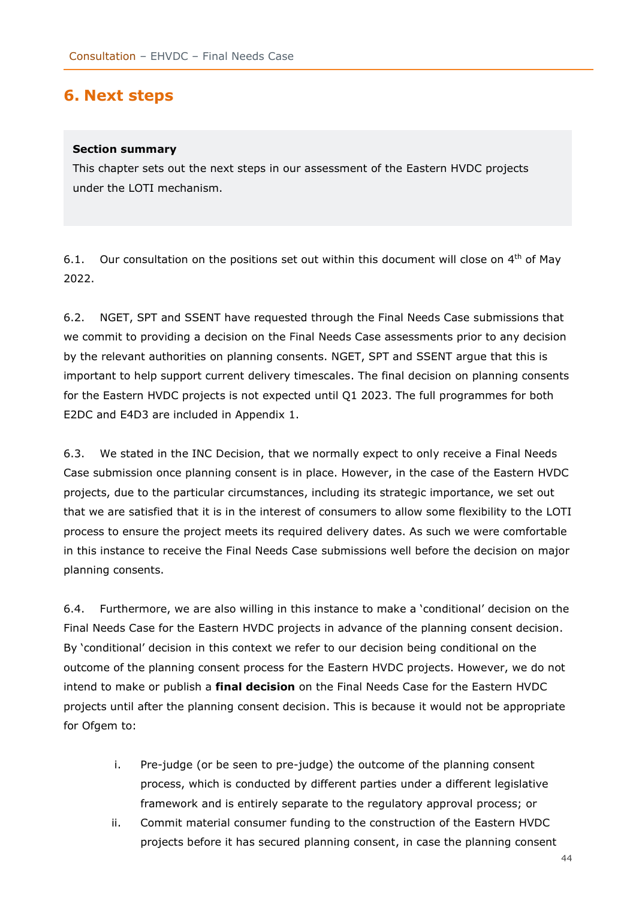# 6. Next steps

> **Section summary**
>
> This chapter sets out the next steps in our assessment of the Eastern HVDC projects under the LOTI mechanism.

6.1. Our consultation on the positions set out within this document will close on 4th of May 2022.

6.2. NGET, SPT and SSENT have requested through the Final Needs Case submissions that we commit to providing a decision on the Final Needs Case assessments prior to any decision by the relevant authorities on planning consents. NGET, SPT and SSENT argue that this is important to help support current delivery timescales. The final decision on planning consents for the Eastern HVDC projects is not expected until Q1 2023. The full programmes for both E2DC and E4D3 are included in Appendix 1.

6.3. We stated in the INC Decision, that we normally expect to only receive a Final Needs Case submission once planning consent is in place. However, in the case of the Eastern HVDC projects, due to the particular circumstances, including its strategic importance, we set out that we are satisfied that it is in the interest of consumers to allow some flexibility to the LOTI process to ensure the project meets its required delivery dates. As such we were comfortable in this instance to receive the Final Needs Case submissions well before the decision on major planning consents.

6.4. Furthermore, we are also willing in this instance to make a 'conditional' decision on the Final Needs Case for the Eastern HVDC projects in advance of the planning consent decision. By 'conditional' decision in this context we refer to our decision being conditional on the outcome of the planning consent process for the Eastern HVDC projects. However, we do not intend to make or publish a **final decision** on the Final Needs Case for the Eastern HVDC projects until after the planning consent decision. This is because it would not be appropriate for Ofgem to:

i. Pre-judge (or be seen to pre-judge) the outcome of the planning consent process, which is conducted by different parties under a different legislative framework and is entirely separate to the regulatory approval process; or
ii. Commit material consumer funding to the construction of the Eastern HVDC projects before it has secured planning consent, in case the planning consent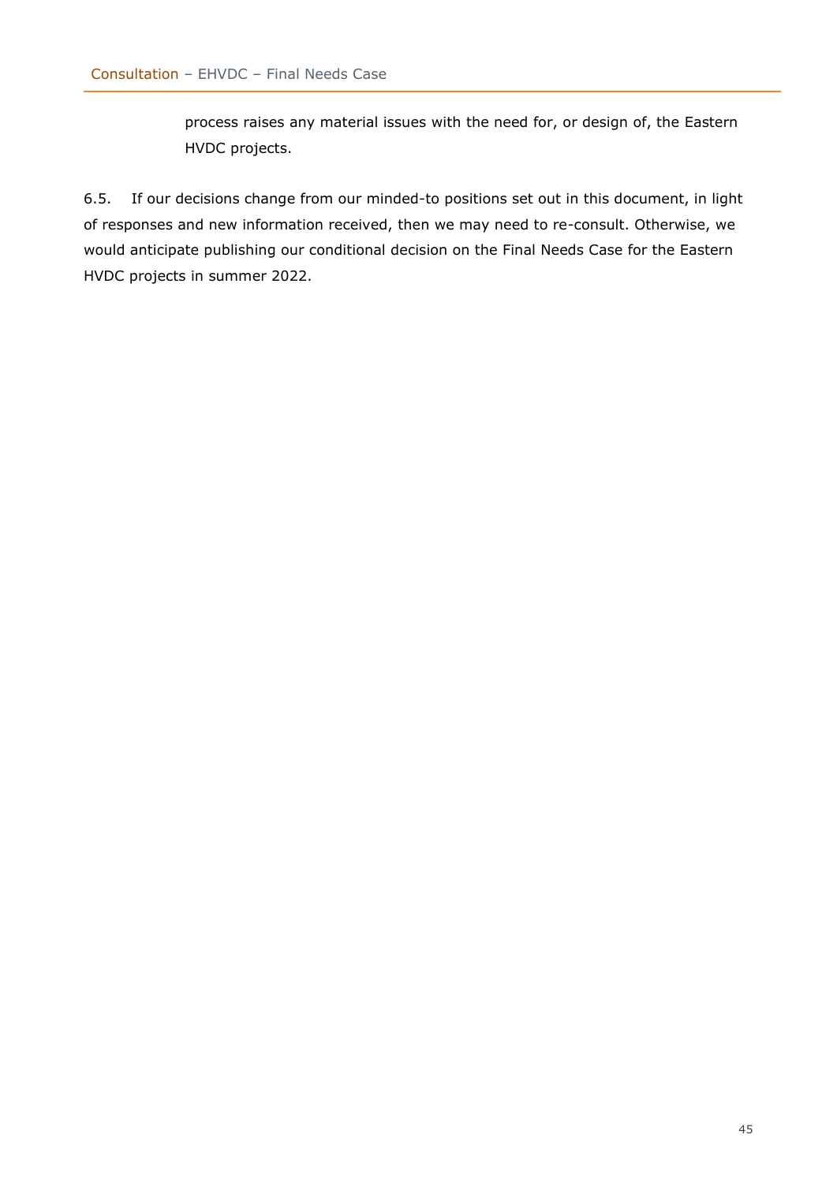process raises any material issues with the need for, or design of, the Eastern HVDC projects.

6.5. If our decisions change from our minded-to positions set out in this document, in light of responses and new information received, then we may need to re-consult. Otherwise, we would anticipate publishing our conditional decision on the Final Needs Case for the Eastern HVDC projects in summer 2022.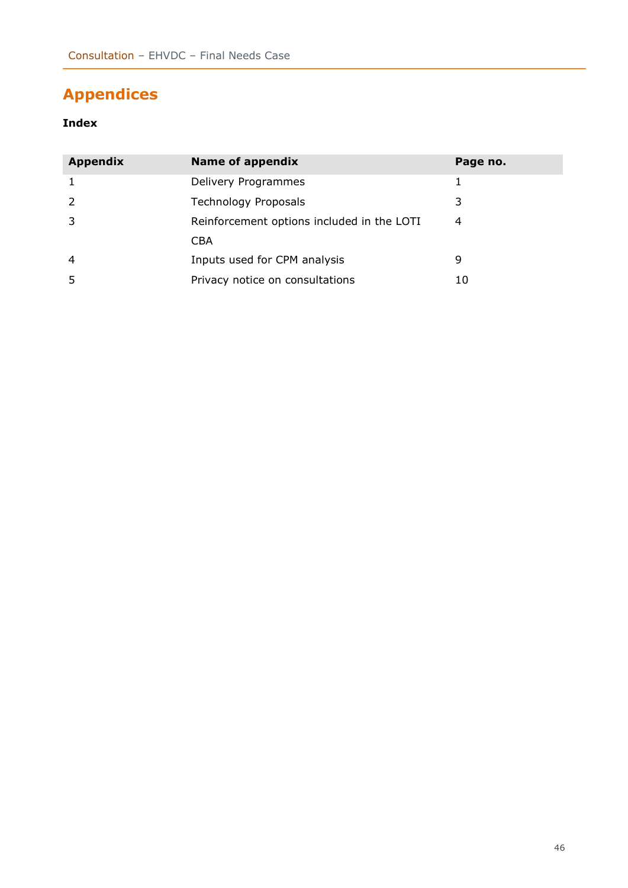# Appendices

**Index**

| Appendix | Name of appendix | Page no. |
|---|---|---|
| 1 | Delivery Programmes | 1 |
| 2 | Technology Proposals | 3 |
| 3 | Reinforcement options included in the LOTI CBA | 4 |
| 4 | Inputs used for CPM analysis | 9 |
| 5 | Privacy notice on consultations | 10 |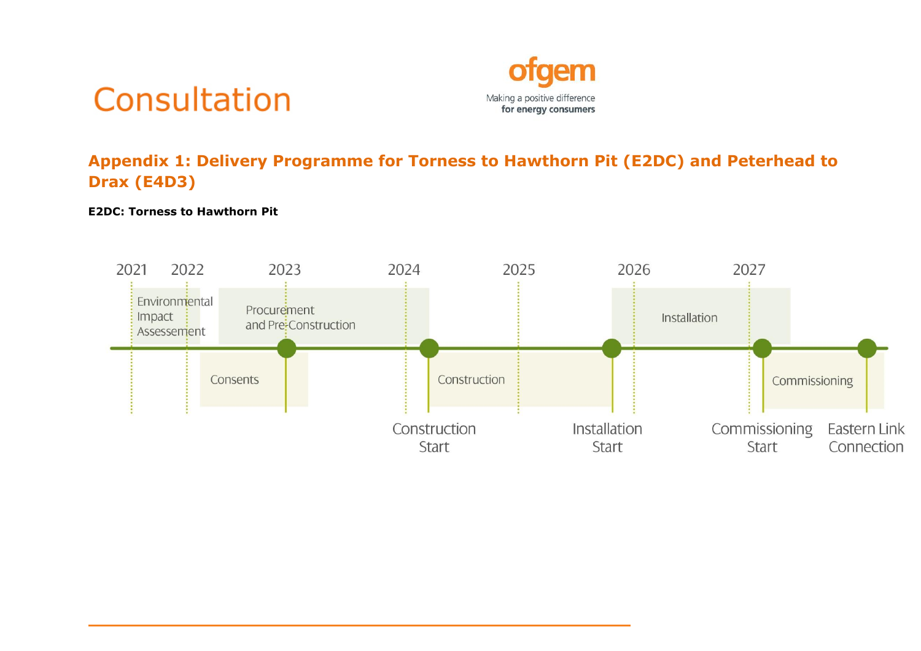## Appendix 1: Delivery Programme for Torness to Hawthorn Pit (E2DC) and Peterhead to Drax (E4D3)

**E2DC: Torness to Hawthorn Pit**

2021 2022 2023 2024 2025 2026 2027

Environmental Impact Assessement

Procurement and Pre-Construction

Installation

Consents

Construction

Commissioning

Construction Start

Installation Start

Commissioning Start

Eastern Link Connection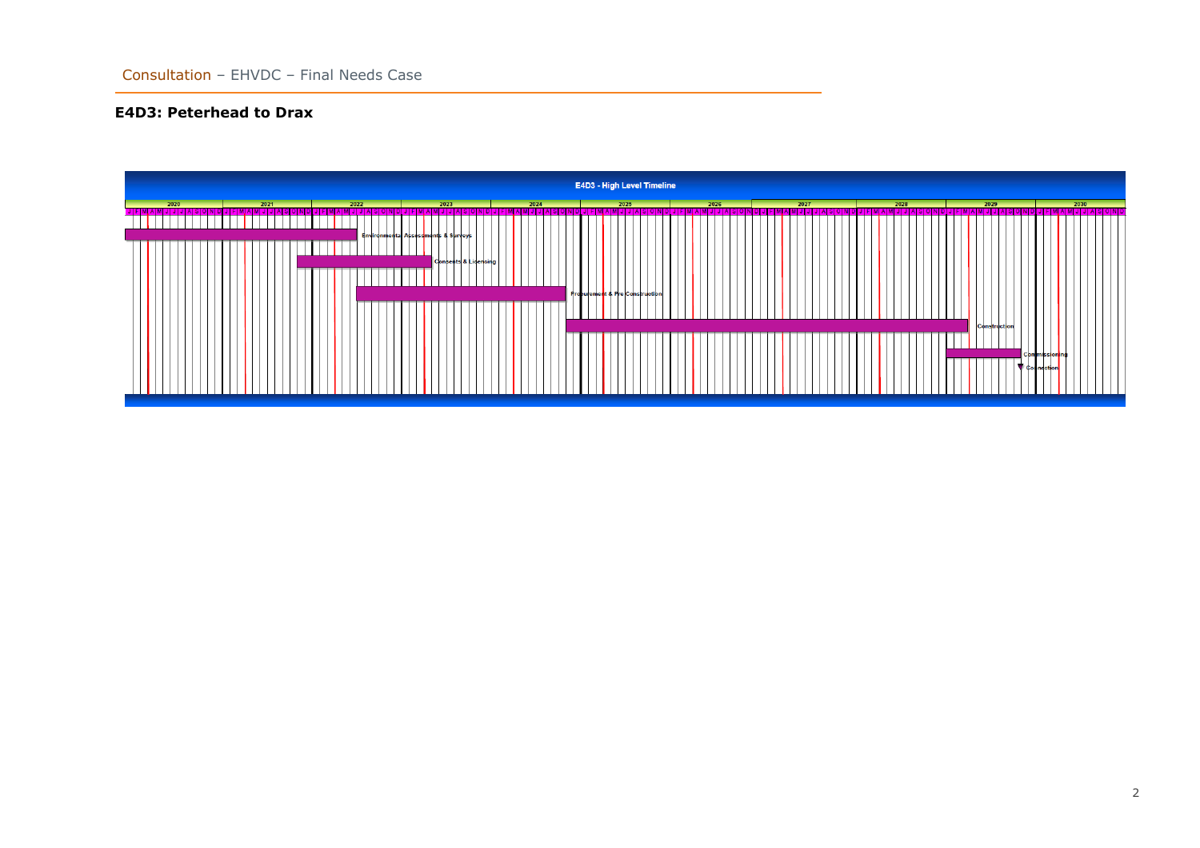## E4D3: Peterhead to Drax

**E4D3 - High Level Timeline**

2020 | 2021 | 2022 | 2023 | 2024 | 2025 | 2026 | 2027 | 2028 | 2029 | 2030

- Environmental Assessments & Surveys
- Consents & Licensing
- Procurement & Pre Construction
- Construction
- Commissioning
- Connection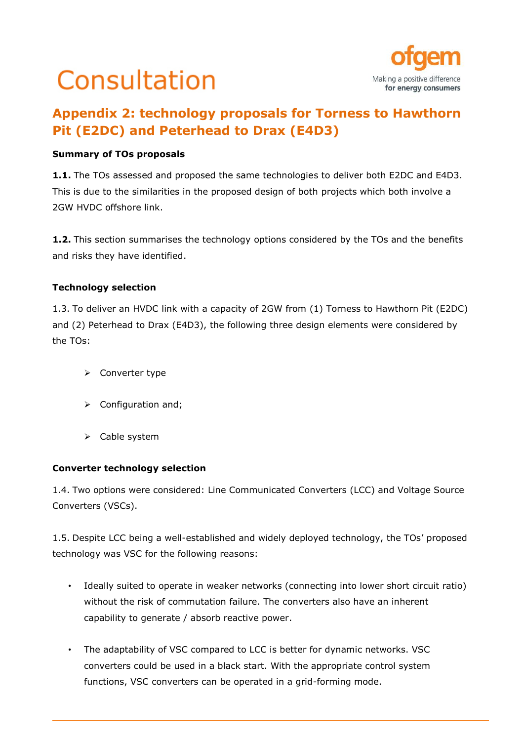# Appendix 2: technology proposals for Torness to Hawthorn Pit (E2DC) and Peterhead to Drax (E4D3)

### Summary of TOs proposals

**1.1.** The TOs assessed and proposed the same technologies to deliver both E2DC and E4D3. This is due to the similarities in the proposed design of both projects which both involve a 2GW HVDC offshore link.

**1.2.** This section summarises the technology options considered by the TOs and the benefits and risks they have identified.

### Technology selection

1.3. To deliver an HVDC link with a capacity of 2GW from (1) Torness to Hawthorn Pit (E2DC) and (2) Peterhead to Drax (E4D3), the following three design elements were considered by the TOs:

- Converter type
- Configuration and;
- Cable system

### Converter technology selection

1.4. Two options were considered: Line Communicated Converters (LCC) and Voltage Source Converters (VSCs).

1.5. Despite LCC being a well-established and widely deployed technology, the TOs' proposed technology was VSC for the following reasons:

- Ideally suited to operate in weaker networks (connecting into lower short circuit ratio) without the risk of commutation failure. The converters also have an inherent capability to generate / absorb reactive power.
- The adaptability of VSC compared to LCC is better for dynamic networks. VSC converters could be used in a black start. With the appropriate control system functions, VSC converters can be operated in a grid-forming mode.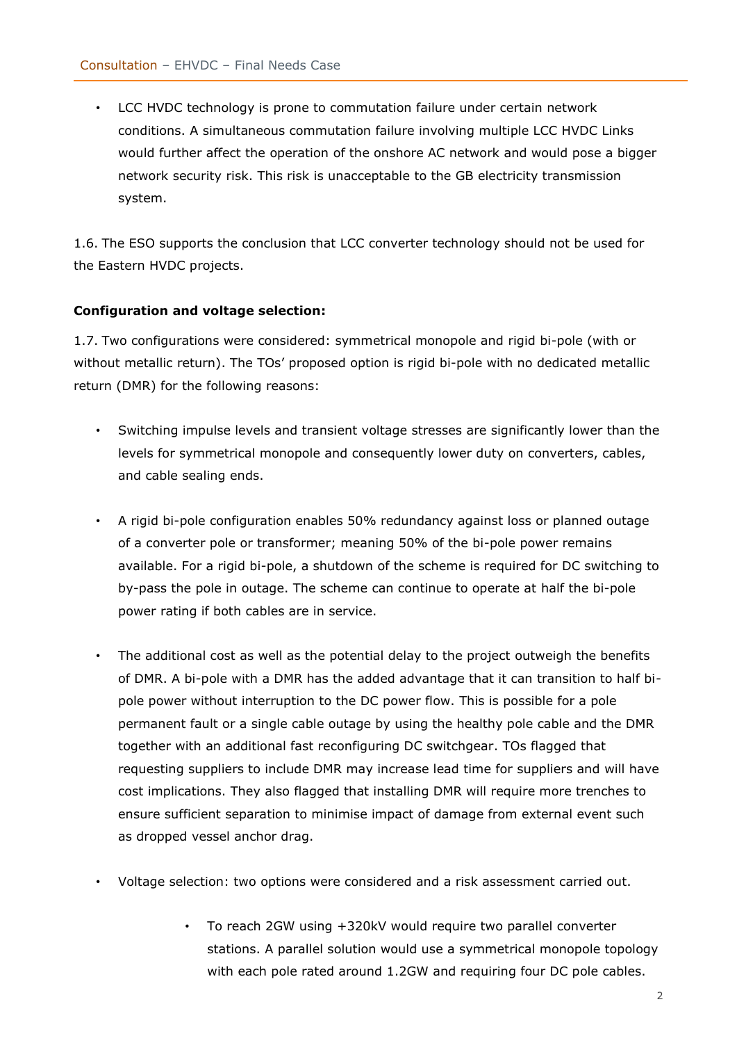- LCC HVDC technology is prone to commutation failure under certain network conditions. A simultaneous commutation failure involving multiple LCC HVDC Links would further affect the operation of the onshore AC network and would pose a bigger network security risk. This risk is unacceptable to the GB electricity transmission system.

1.6. The ESO supports the conclusion that LCC converter technology should not be used for the Eastern HVDC projects.

**Configuration and voltage selection:**

1.7. Two configurations were considered: symmetrical monopole and rigid bi-pole (with or without metallic return). The TOs' proposed option is rigid bi-pole with no dedicated metallic return (DMR) for the following reasons:

- Switching impulse levels and transient voltage stresses are significantly lower than the levels for symmetrical monopole and consequently lower duty on converters, cables, and cable sealing ends.

- A rigid bi-pole configuration enables 50% redundancy against loss or planned outage of a converter pole or transformer; meaning 50% of the bi-pole power remains available. For a rigid bi-pole, a shutdown of the scheme is required for DC switching to by-pass the pole in outage. The scheme can continue to operate at half the bi-pole power rating if both cables are in service.

- The additional cost as well as the potential delay to the project outweigh the benefits of DMR. A bi-pole with a DMR has the added advantage that it can transition to half bi-pole power without interruption to the DC power flow. This is possible for a pole permanent fault or a single cable outage by using the healthy pole cable and the DMR together with an additional fast reconfiguring DC switchgear. TOs flagged that requesting suppliers to include DMR may increase lead time for suppliers and will have cost implications. They also flagged that installing DMR will require more trenches to ensure sufficient separation to minimise impact of damage from external event such as dropped vessel anchor drag.

- Voltage selection: two options were considered and a risk assessment carried out.

    - To reach 2GW using +320kV would require two parallel converter stations. A parallel solution would use a symmetrical monopole topology with each pole rated around 1.2GW and requiring four DC pole cables.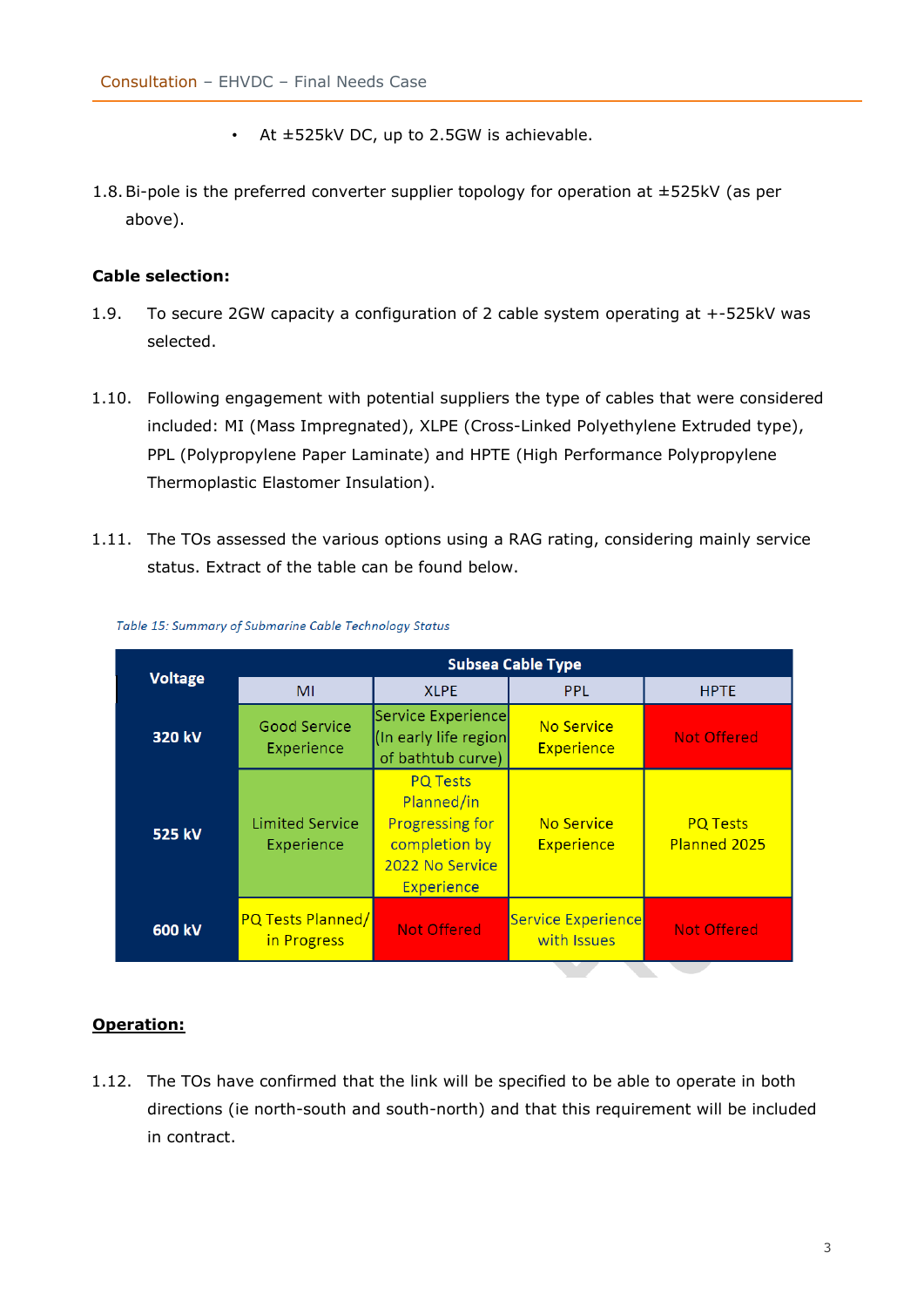- At ±525kV DC, up to 2.5GW is achievable.

1.8. Bi-pole is the preferred converter supplier topology for operation at ±525kV (as per above).

**Cable selection:**

1.9. To secure 2GW capacity a configuration of 2 cable system operating at +-525kV was selected.

1.10. Following engagement with potential suppliers the type of cables that were considered included: MI (Mass Impregnated), XLPE (Cross-Linked Polyethylene Extruded type), PPL (Polypropylene Paper Laminate) and HPTE (High Performance Polypropylene Thermoplastic Elastomer Insulation).

1.11. The TOs assessed the various options using a RAG rating, considering mainly service status. Extract of the table can be found below.

*Table 15: Summary of Submarine Cable Technology Status*

| Voltage | Subsea Cable Type | | | |
|---|---|---|---|---|
| | MI | XLPE | PPL | HPTE |
| 320 kV | Good Service Experience | Service Experience (In early life region of bathtub curve) | No Service Experience | Not Offered |
| 525 kV | Limited Service Experience | PQ Tests Planned/in Progressing for completion by 2022 No Service Experience | No Service Experience | PQ Tests Planned 2025 |
| 600 kV | PQ Tests Planned/ in Progress | Not Offered | Service Experience with Issues | Not Offered |

**Operation:**

1.12. The TOs have confirmed that the link will be specified to be able to operate in both directions (ie north-south and south-north) and that this requirement will be included in contract.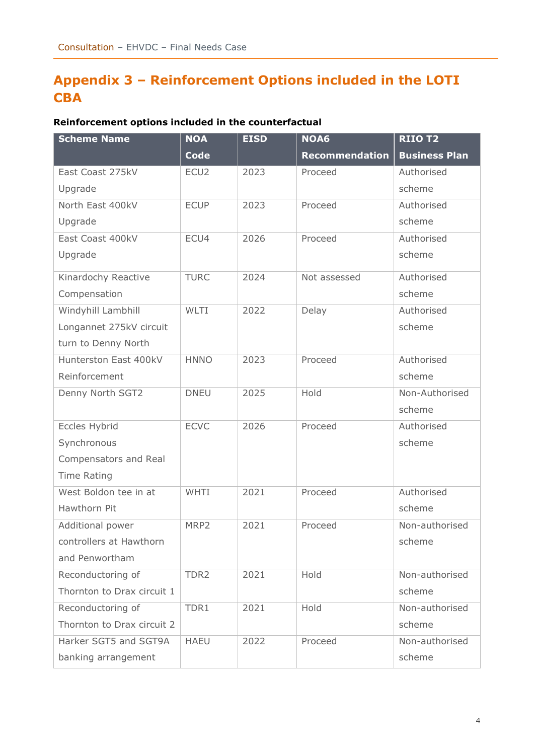# Appendix 3 – Reinforcement Options included in the LOTI CBA

**Reinforcement options included in the counterfactual**

| Scheme Name | NOA Code | EISD | NOA6 Recommendation | RIIO T2 Business Plan |
|---|---|---|---|---|
| East Coast 275kV Upgrade | ECU2 | 2023 | Proceed | Authorised scheme |
| North East 400kV Upgrade | ECUP | 2023 | Proceed | Authorised scheme |
| East Coast 400kV Upgrade | ECU4 | 2026 | Proceed | Authorised scheme |
| Kinardochy Reactive Compensation | TURC | 2024 | Not assessed | Authorised scheme |
| Windyhill Lambhill Longannet 275kV circuit turn to Denny North | WLTI | 2022 | Delay | Authorised scheme |
| Hunterston East 400kV Reinforcement | HNNO | 2023 | Proceed | Authorised scheme |
| Denny North SGT2 | DNEU | 2025 | Hold | Non-Authorised scheme |
| Eccles Hybrid Synchronous Compensators and Real Time Rating | ECVC | 2026 | Proceed | Authorised scheme |
| West Boldon tee in at Hawthorn Pit | WHTI | 2021 | Proceed | Authorised scheme |
| Additional power controllers at Hawthorn and Penwortham | MRP2 | 2021 | Proceed | Non-authorised scheme |
| Reconductoring of Thornton to Drax circuit 1 | TDR2 | 2021 | Hold | Non-authorised scheme |
| Reconductoring of Thornton to Drax circuit 2 | TDR1 | 2021 | Hold | Non-authorised scheme |
| Harker SGT5 and SGT9A banking arrangement | HAEU | 2022 | Proceed | Non-authorised scheme |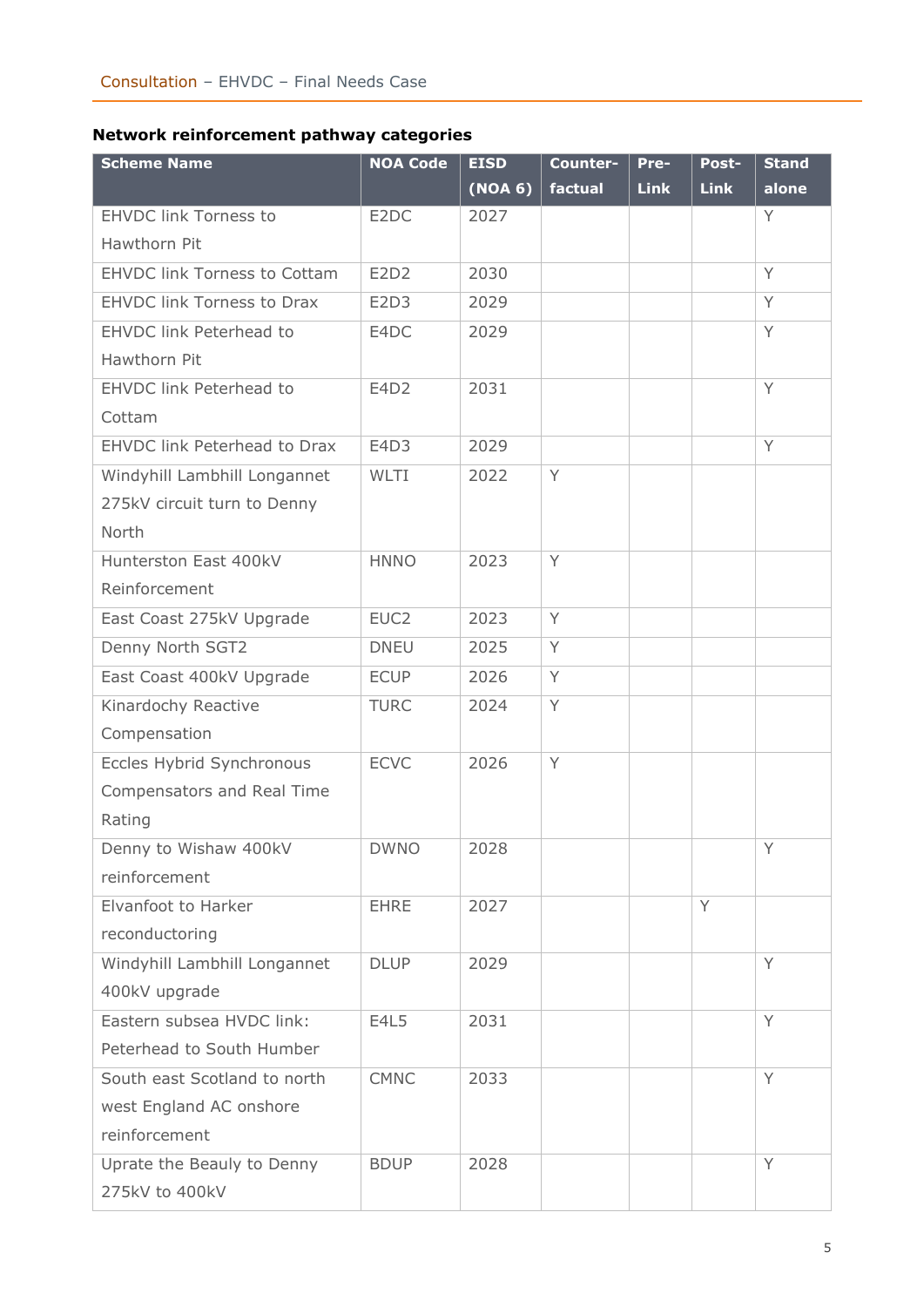**Network reinforcement pathway categories**

| Scheme Name | NOA Code | EISD (NOA 6) | Counter-factual | Pre-Link | Post-Link | Stand alone |
|---|---|---|---|---|---|---|
| EHVDC link Torness to Hawthorn Pit | E2DC | 2027 | | | | Y |
| EHVDC link Torness to Cottam | E2D2 | 2030 | | | | Y |
| EHVDC link Torness to Drax | E2D3 | 2029 | | | | Y |
| EHVDC link Peterhead to Hawthorn Pit | E4DC | 2029 | | | | Y |
| EHVDC link Peterhead to Cottam | E4D2 | 2031 | | | | Y |
| EHVDC link Peterhead to Drax | E4D3 | 2029 | | | | Y |
| Windyhill Lambhill Longannet 275kV circuit turn to Denny North | WLTI | 2022 | Y | | | |
| Hunterston East 400kV Reinforcement | HNNO | 2023 | Y | | | |
| East Coast 275kV Upgrade | EUC2 | 2023 | Y | | | |
| Denny North SGT2 | DNEU | 2025 | Y | | | |
| East Coast 400kV Upgrade | ECUP | 2026 | Y | | | |
| Kinardochy Reactive Compensation | TURC | 2024 | Y | | | |
| Eccles Hybrid Synchronous Compensators and Real Time Rating | ECVC | 2026 | Y | | | |
| Denny to Wishaw 400kV reinforcement | DWNO | 2028 | | | | Y |
| Elvanfoot to Harker reconductoring | EHRE | 2027 | | | Y | |
| Windyhill Lambhill Longannet 400kV upgrade | DLUP | 2029 | | | | Y |
| Eastern subsea HVDC link: Peterhead to South Humber | E4L5 | 2031 | | | | Y |
| South east Scotland to north west England AC onshore reinforcement | CMNC | 2033 | | | | Y |
| Uprate the Beauly to Denny 275kV to 400kV | BDUP | 2028 | | | | Y |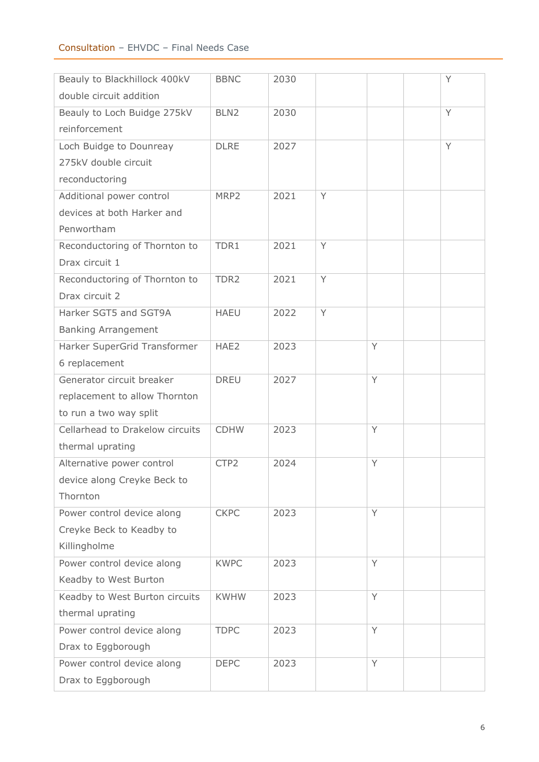| | | | | | | |
|---|---|---|---|---|---|---|
| Beauly to Blackhillock 400kV double circuit addition | BBNC | 2030 | | | | Y |
| Beauly to Loch Buidge 275kV reinforcement | BLN2 | 2030 | | | | Y |
| Loch Buidge to Dounreay 275kV double circuit reconductoring | DLRE | 2027 | | | | Y |
| Additional power control devices at both Harker and Penwortham | MRP2 | 2021 | Y | | | |
| Reconductoring of Thornton to Drax circuit 1 | TDR1 | 2021 | Y | | | |
| Reconductoring of Thornton to Drax circuit 2 | TDR2 | 2021 | Y | | | |
| Harker SGT5 and SGT9A Banking Arrangement | HAEU | 2022 | Y | | | |
| Harker SuperGrid Transformer 6 replacement | HAE2 | 2023 | | Y | | |
| Generator circuit breaker replacement to allow Thornton to run a two way split | DREU | 2027 | | Y | | |
| Cellarhead to Drakelow circuits thermal uprating | CDHW | 2023 | | Y | | |
| Alternative power control device along Creyke Beck to Thornton | CTP2 | 2024 | | Y | | |
| Power control device along Creyke Beck to Keadby to Killingholme | CKPC | 2023 | | Y | | |
| Power control device along Keadby to West Burton | KWPC | 2023 | | Y | | |
| Keadby to West Burton circuits thermal uprating | KWHW | 2023 | | Y | | |
| Power control device along Drax to Eggborough | TDPC | 2023 | | Y | | |
| Power control device along Drax to Eggborough | DEPC | 2023 | | Y | | |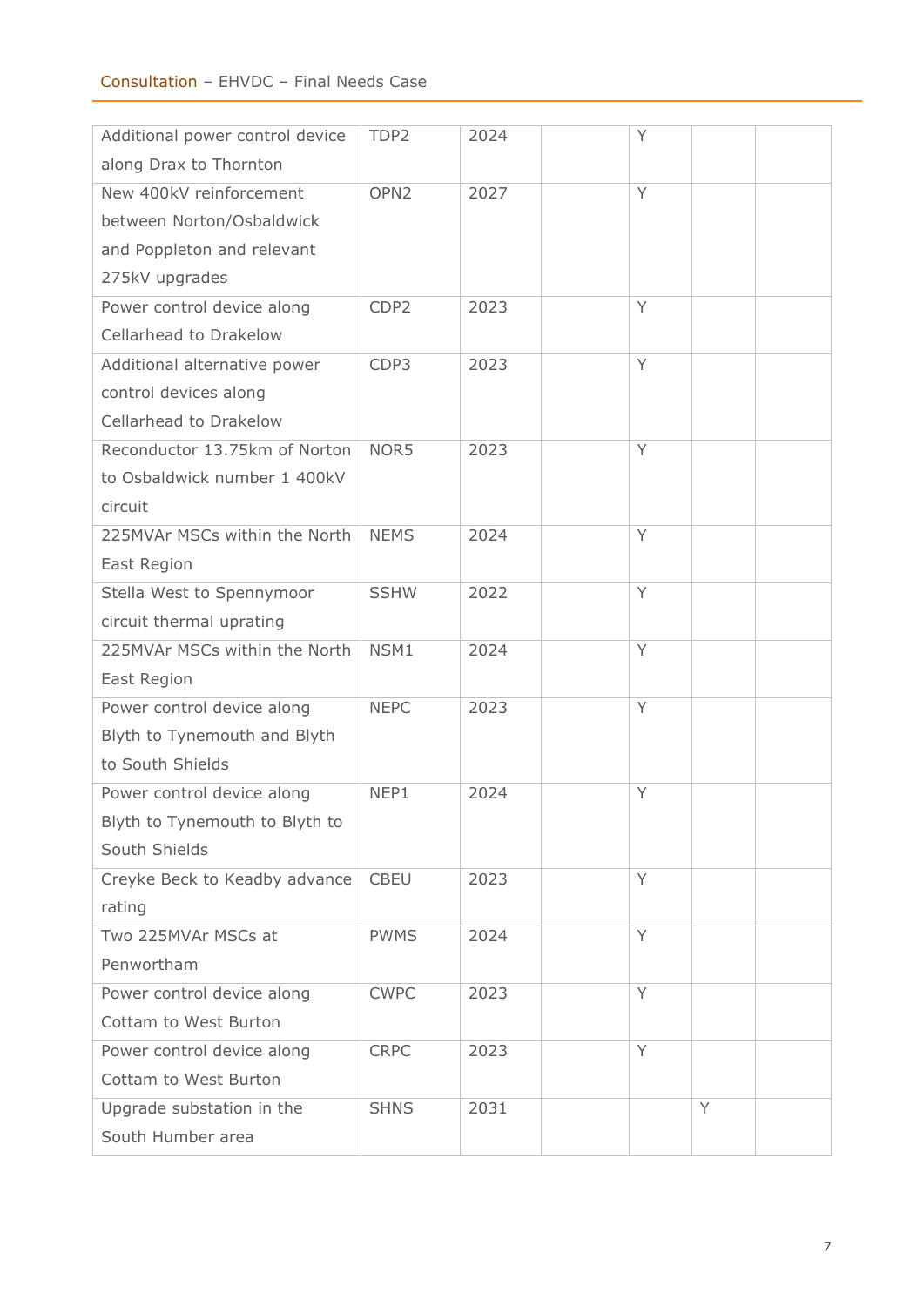| | | | | | | |
|---|---|---|---|---|---|---|
| Additional power control device along Drax to Thornton | TDP2 | 2024 | | Y | | |
| New 400kV reinforcement between Norton/Osbaldwick and Poppleton and relevant 275kV upgrades | OPN2 | 2027 | | Y | | |
| Power control device along Cellarhead to Drakelow | CDP2 | 2023 | | Y | | |
| Additional alternative power control devices along Cellarhead to Drakelow | CDP3 | 2023 | | Y | | |
| Reconductor 13.75km of Norton to Osbaldwick number 1 400kV circuit | NOR5 | 2023 | | Y | | |
| 225MVAr MSCs within the North East Region | NEMS | 2024 | | Y | | |
| Stella West to Spennymoor circuit thermal uprating | SSHW | 2022 | | Y | | |
| 225MVAr MSCs within the North East Region | NSM1 | 2024 | | Y | | |
| Power control device along Blyth to Tynemouth and Blyth to South Shields | NEPC | 2023 | | Y | | |
| Power control device along Blyth to Tynemouth to Blyth to South Shields | NEP1 | 2024 | | Y | | |
| Creyke Beck to Keadby advance rating | CBEU | 2023 | | Y | | |
| Two 225MVAr MSCs at Penwortham | PWMS | 2024 | | Y | | |
| Power control device along Cottam to West Burton | CWPC | 2023 | | Y | | |
| Power control device along Cottam to West Burton | CRPC | 2023 | | Y | | |
| Upgrade substation in the South Humber area | SHNS | 2031 | | | Y | |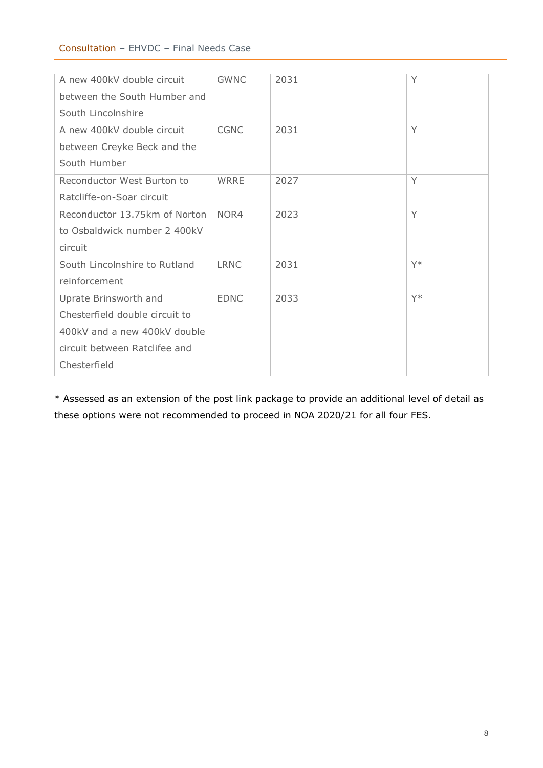| | | | | | | |
|---|---|---|---|---|---|---|
| A new 400kV double circuit between the South Humber and South Lincolnshire | GWNC | 2031 | | | Y | |
| A new 400kV double circuit between Creyke Beck and the South Humber | CGNC | 2031 | | | Y | |
| Reconductor West Burton to Ratcliffe-on-Soar circuit | WRRE | 2027 | | | Y | |
| Reconductor 13.75km of Norton to Osbaldwick number 2 400kV circuit | NOR4 | 2023 | | | Y | |
| South Lincolnshire to Rutland reinforcement | LRNC | 2031 | | | Y* | |
| Uprate Brinsworth and Chesterfield double circuit to 400kV and a new 400kV double circuit between Ratclifee and Chesterfield | EDNC | 2033 | | | Y* | |

* Assessed as an extension of the post link package to provide an additional level of detail as these options were not recommended to proceed in NOA 2020/21 for all four FES.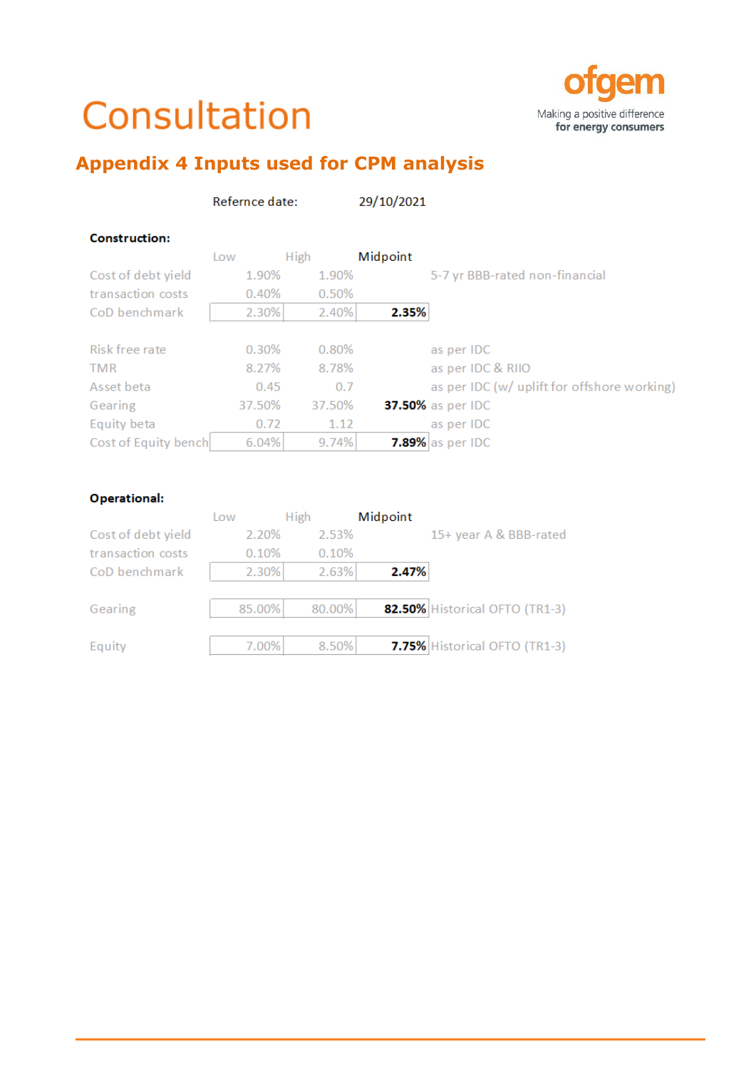## Appendix 4 Inputs used for CPM analysis

Refernce date: 29/10/2021

**Construction:**

| | Low | High | Midpoint | |
|---|---|---|---|---|
| Cost of debt yield | 1.90% | 1.90% | | 5-7 yr BBB-rated non-financial |
| transaction costs | 0.40% | 0.50% | | |
| CoD benchmark | 2.30% | 2.40% | **2.35%** | |
| | | | | |
| Risk free rate | 0.30% | 0.80% | | as per IDC |
| TMR | 8.27% | 8.78% | | as per IDC & RIIO |
| Asset beta | 0.45 | 0.7 | | as per IDC (w/ uplift for offshore working) |
| Gearing | 37.50% | 37.50% | **37.50%** | as per IDC |
| Equity beta | 0.72 | 1.12 | | as per IDC |
| Cost of Equity bench | 6.04% | 9.74% | **7.89%** | as per IDC |

**Operational:**

| | Low | High | Midpoint | |
|---|---|---|---|---|
| Cost of debt yield | 2.20% | 2.53% | | 15+ year A & BBB-rated |
| transaction costs | 0.10% | 0.10% | | |
| CoD benchmark | 2.30% | 2.63% | **2.47%** | |
| | | | | |
| Gearing | 85.00% | 80.00% | **82.50%** | Historical OFTO (TR1-3) |
| | | | | |
| Equity | 7.00% | 8.50% | **7.75%** | Historical OFTO (TR1-3) |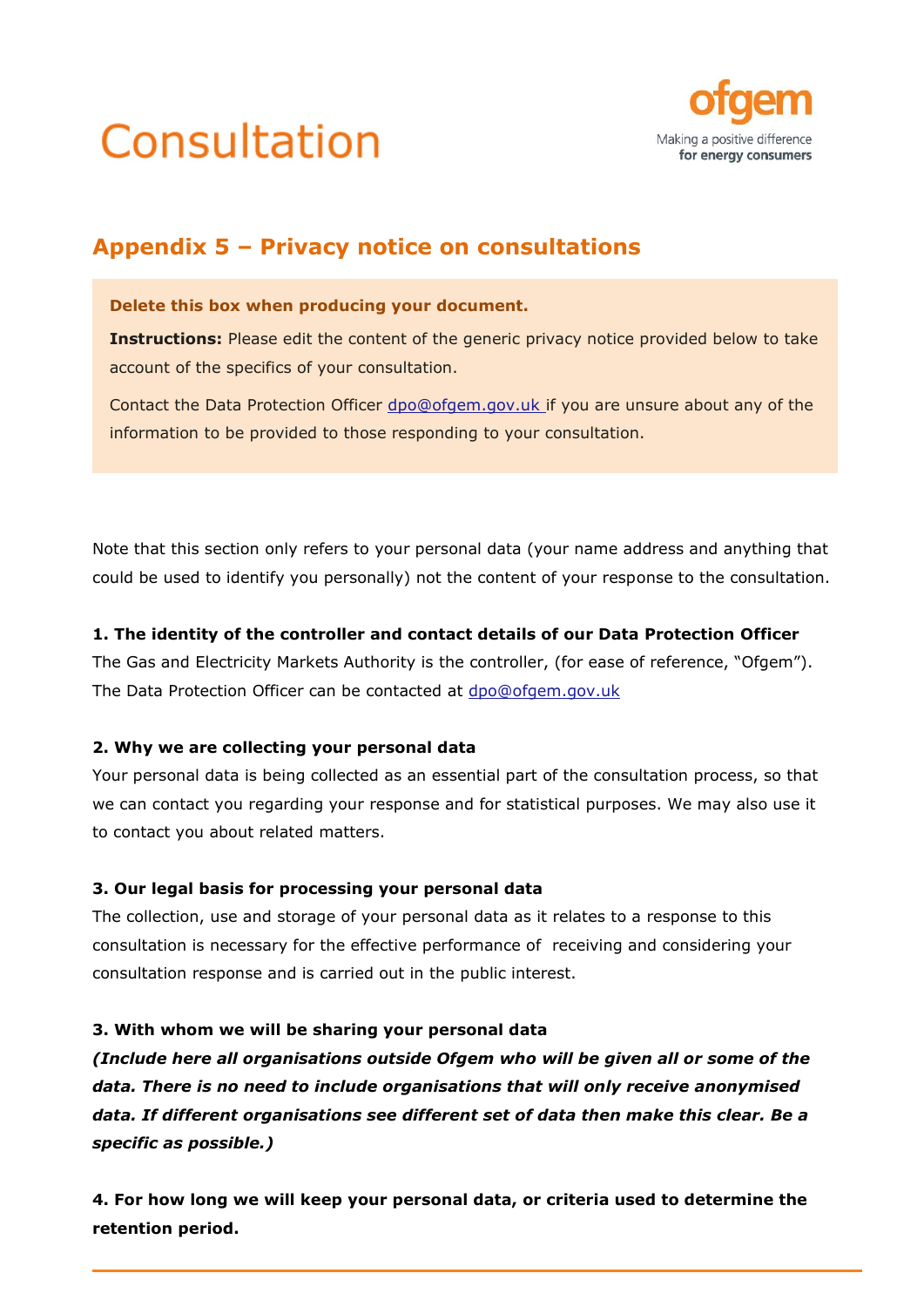# Consultation

## Appendix 5 – Privacy notice on consultations

**Delete this box when producing your document.**

**Instructions:** Please edit the content of the generic privacy notice provided below to take account of the specifics of your consultation.

Contact the Data Protection Officer dpo@ofgem.gov.uk if you are unsure about any of the information to be provided to those responding to your consultation.

Note that this section only refers to your personal data (your name address and anything that could be used to identify you personally) not the content of your response to the consultation.

**1. The identity of the controller and contact details of our Data Protection Officer**

The Gas and Electricity Markets Authority is the controller, (for ease of reference, "Ofgem"). The Data Protection Officer can be contacted at dpo@ofgem.gov.uk

**2. Why we are collecting your personal data**

Your personal data is being collected as an essential part of the consultation process, so that we can contact you regarding your response and for statistical purposes. We may also use it to contact you about related matters.

**3. Our legal basis for processing your personal data**

The collection, use and storage of your personal data as it relates to a response to this consultation is necessary for the effective performance of receiving and considering your consultation response and is carried out in the public interest.

**3. With whom we will be sharing your personal data**

***(Include here all organisations outside Ofgem who will be given all or some of the data. There is no need to include organisations that will only receive anonymised data. If different organisations see different set of data then make this clear. Be a specific as possible.)***

**4. For how long we will keep your personal data, or criteria used to determine the retention period.**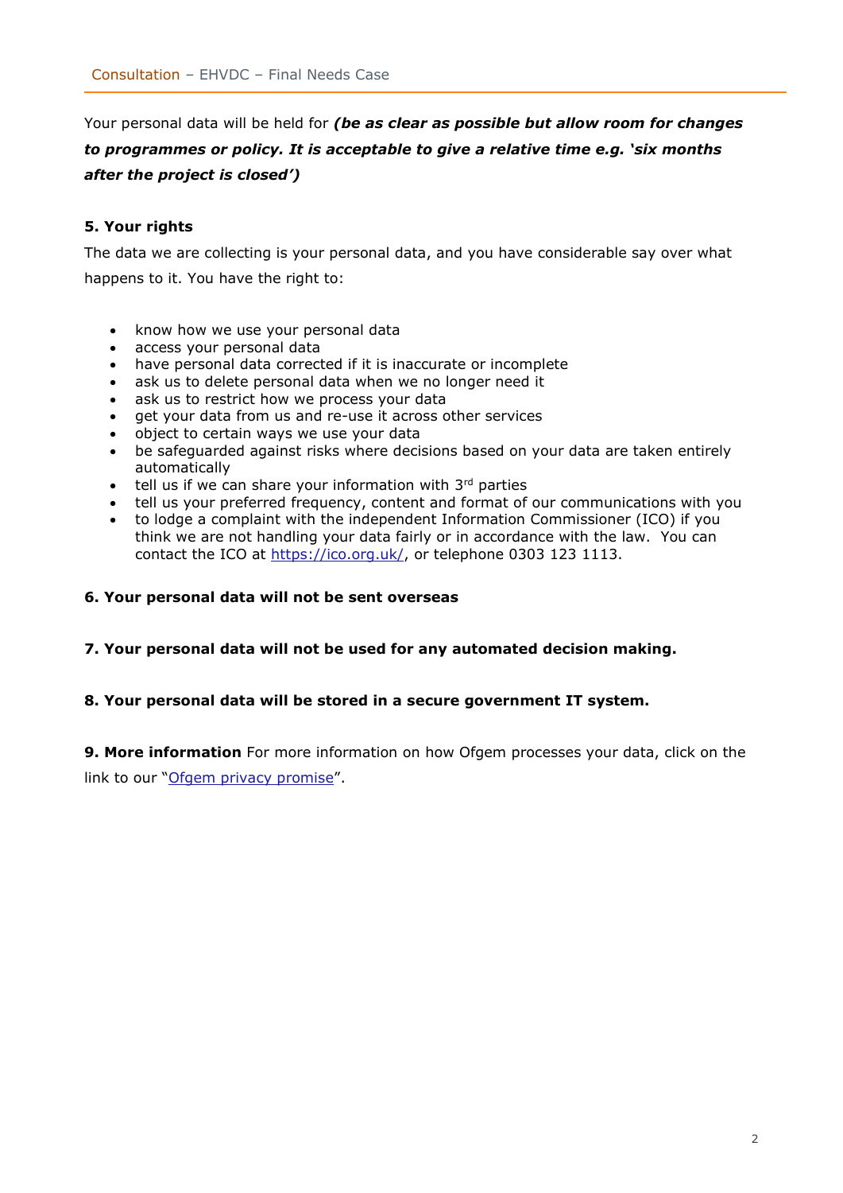Your personal data will be held for ***(be as clear as possible but allow room for changes to programmes or policy. It is acceptable to give a relative time e.g. 'six months after the project is closed')***

**5. Your rights**

The data we are collecting is your personal data, and you have considerable say over what happens to it. You have the right to:

- know how we use your personal data
- access your personal data
- have personal data corrected if it is inaccurate or incomplete
- ask us to delete personal data when we no longer need it
- ask us to restrict how we process your data
- get your data from us and re-use it across other services
- object to certain ways we use your data
- be safeguarded against risks where decisions based on your data are taken entirely automatically
- tell us if we can share your information with 3rd parties
- tell us your preferred frequency, content and format of our communications with you
- to lodge a complaint with the independent Information Commissioner (ICO) if you think we are not handling your data fairly or in accordance with the law. You can contact the ICO at https://ico.org.uk/, or telephone 0303 123 1113.

**6. Your personal data will not be sent overseas**

**7. Your personal data will not be used for any automated decision making.**

**8. Your personal data will be stored in a secure government IT system.**

**9. More information** For more information on how Ofgem processes your data, click on the link to our "Ofgem privacy promise".